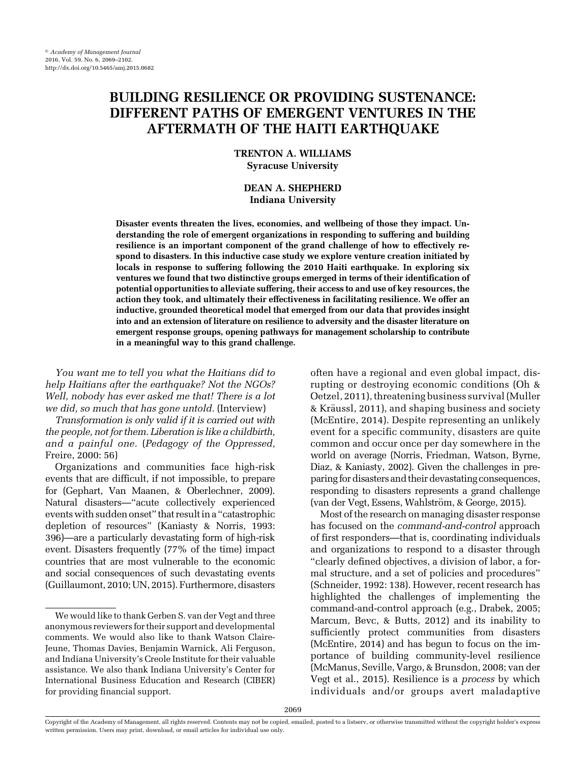# BUILDING RESILIENCE OR PROVIDING SUSTENANCE: DIFFERENT PATHS OF EMERGENT VENTURES IN THE AFTERMATH OF THE HAITI EARTHQUAKE

**TRENTON A. WILLIAMS**
**Syracuse University**

**DEAN A. SHEPHERD**
**Indiana University**

**Disaster events threaten the lives, economies, and wellbeing of those they impact. Understanding the role of emergent organizations in responding to suffering and building resilience is an important component of the grand challenge of how to effectively respond to disasters. In this inductive case study we explore venture creation initiated by locals in response to suffering following the 2010 Haiti earthquake. In exploring six ventures we found that two distinctive groups emerged in terms of their identification of potential opportunities to alleviate suffering, their access to and use of key resources, the action they took, and ultimately their effectiveness in facilitating resilience. We offer an inductive, grounded theoretical model that emerged from our data that provides insight into and an extension of literature on resilience to adversity and the disaster literature on emergent response groups, opening pathways for management scholarship to contribute in a meaningful way to this grand challenge.**

*You want me to tell you what the Haitians did to help Haitians after the earthquake? Not the NGOs? Well, nobody has ever asked me that! There is a lot we did, so much that has gone untold.* (Interview)

*Transformation is only valid if it is carried out with the people, not for them. Liberation is like a childbirth, and a painful one.* (*Pedagogy of the Oppressed,* Freire, 2000: 56)

Organizations and communities face high-risk events that are difficult, if not impossible, to prepare for (Gephart, Van Maanen, & Oberlechner, 2009). Natural disasters—"acute collectively experienced events with sudden onset" that result in a "catastrophic depletion of resources" (Kaniasty & Norris, 1993: 396)—are a particularly devastating form of high-risk event. Disasters frequently (77% of the time) impact countries that are most vulnerable to the economic and social consequences of such devastating events (Guillaumont, 2010; UN, 2015). Furthermore, disasters often have a regional and even global impact, disrupting or destroying economic conditions (Oh & Oetzel, 2011), threatening business survival (Muller & Kräussl, 2011), and shaping business and society (McEntire, 2014). Despite representing an unlikely event for a specific community, disasters are quite common and occur once per day somewhere in the world on average (Norris, Friedman, Watson, Byrne, Diaz, & Kaniasty, 2002). Given the challenges in preparing for disasters and their devastating consequences, responding to disasters represents a grand challenge (van der Vegt, Essens, Wahlström, & George, 2015).

Most of the research on managing disaster response has focused on the *command-and-control* approach of first responders—that is, coordinating individuals and organizations to respond to a disaster through "clearly defined objectives, a division of labor, a formal structure, and a set of policies and procedures" (Schneider, 1992: 138). However, recent research has highlighted the challenges of implementing the command-and-control approach (e.g., Drabek, 2005; Marcum, Bevc, & Butts, 2012) and its inability to sufficiently protect communities from disasters (McEntire, 2014) and has begun to focus on the importance of building community-level resilience (McManus, Seville, Vargo, & Brunsdon, 2008; van der Vegt et al., 2015). Resilience is a *process* by which individuals and/or groups avert maladaptive

---

We would like to thank Gerben S. van der Vegt and three anonymous reviewers for their support and developmental comments. We would also like to thank Watson Claire-Jeune, Thomas Davies, Benjamin Warnick, Ali Ferguson, and Indiana University's Creole Institute for their valuable assistance. We also thank Indiana University's Center for International Business Education and Research (CIBER) for providing financial support.

Copyright of the Academy of Management, all rights reserved. Contents may not be copied, emailed, posted to a listserv, or otherwise transmitted without the copyright holder's express written permission. Users may print, download, or email articles for individual use only.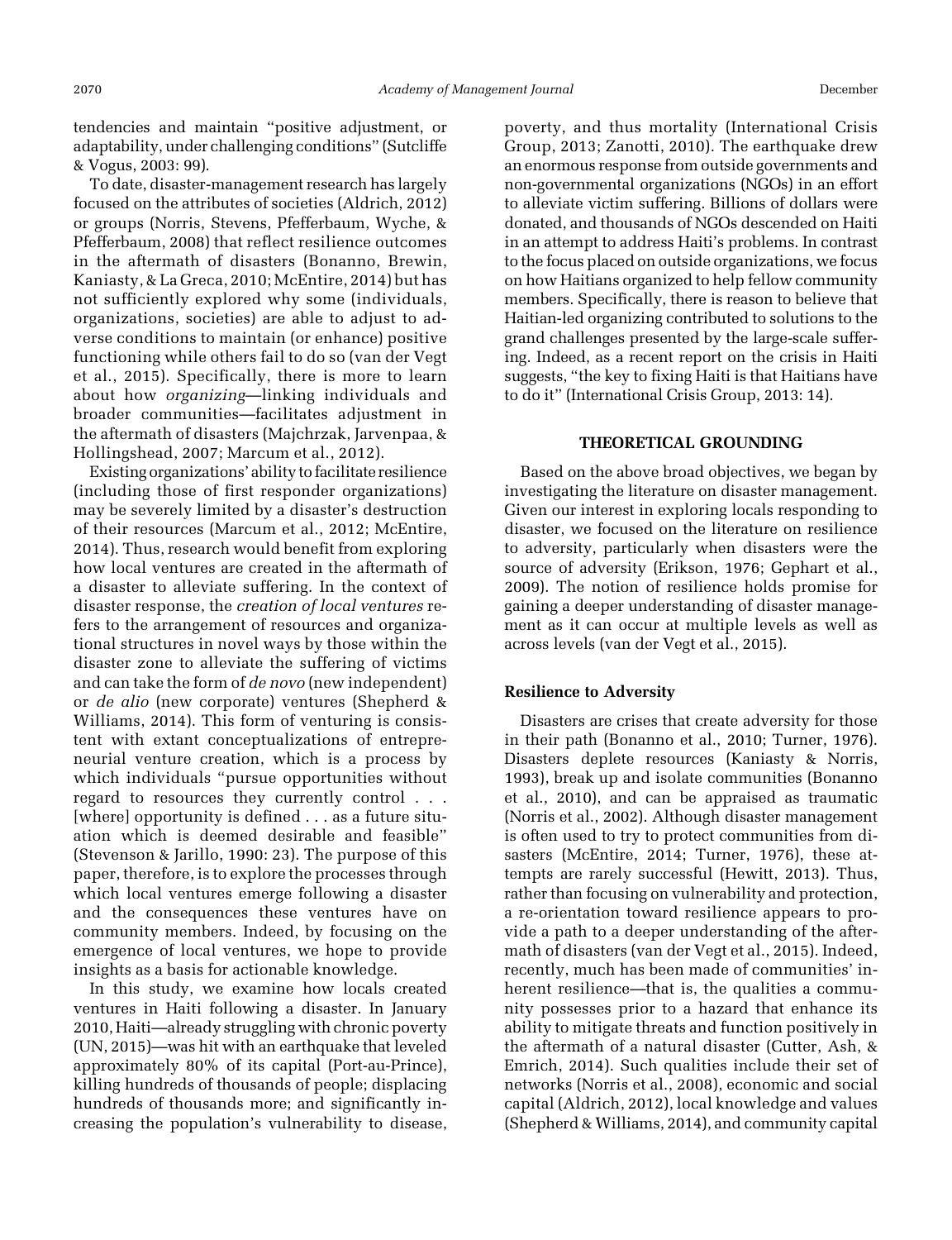tendencies and maintain "positive adjustment, or adaptability, under challenging conditions" (Sutcliffe & Vogus, 2003: 99).

To date, disaster-management research has largely focused on the attributes of societies (Aldrich, 2012) or groups (Norris, Stevens, Pfefferbaum, Wyche, & Pfefferbaum, 2008) that reflect resilience outcomes in the aftermath of disasters (Bonanno, Brewin, Kaniasty, & La Greca, 2010; McEntire, 2014) but has not sufficiently explored why some (individuals, organizations, societies) are able to adjust to adverse conditions to maintain (or enhance) positive functioning while others fail to do so (van der Vegt et al., 2015). Specifically, there is more to learn about how *organizing*—linking individuals and broader communities—facilitates adjustment in the aftermath of disasters (Majchrzak, Jarvenpaa, & Hollingshead, 2007; Marcum et al., 2012).

Existing organizations' ability to facilitate resilience (including those of first responder organizations) may be severely limited by a disaster's destruction of their resources (Marcum et al., 2012; McEntire, 2014). Thus, research would benefit from exploring how local ventures are created in the aftermath of a disaster to alleviate suffering. In the context of disaster response, the *creation of local ventures* refers to the arrangement of resources and organizational structures in novel ways by those within the disaster zone to alleviate the suffering of victims and can take the form of *de novo* (new independent) or *de alio* (new corporate) ventures (Shepherd & Williams, 2014). This form of venturing is consistent with extant conceptualizations of entrepreneurial venture creation, which is a process by which individuals "pursue opportunities without regard to resources they currently control . . . [where] opportunity is defined . . . as a future situation which is deemed desirable and feasible" (Stevenson & Jarillo, 1990: 23). The purpose of this paper, therefore, is to explore the processes through which local ventures emerge following a disaster and the consequences these ventures have on community members. Indeed, by focusing on the emergence of local ventures, we hope to provide insights as a basis for actionable knowledge.

In this study, we examine how locals created ventures in Haiti following a disaster. In January 2010, Haiti—already struggling with chronic poverty (UN, 2015)—was hit with an earthquake that leveled approximately 80% of its capital (Port-au-Prince), killing hundreds of thousands of people; displacing hundreds of thousands more; and significantly increasing the population's vulnerability to disease, poverty, and thus mortality (International Crisis Group, 2013; Zanotti, 2010). The earthquake drew an enormous response from outside governments and non-governmental organizations (NGOs) in an effort to alleviate victim suffering. Billions of dollars were donated, and thousands of NGOs descended on Haiti in an attempt to address Haiti's problems. In contrast to the focus placed on outside organizations, we focus on how Haitians organized to help fellow community members. Specifically, there is reason to believe that Haitian-led organizing contributed to solutions to the grand challenges presented by the large-scale suffering. Indeed, as a recent report on the crisis in Haiti suggests, "the key to fixing Haiti is that Haitians have to do it" (International Crisis Group, 2013: 14).

## THEORETICAL GROUNDING

Based on the above broad objectives, we began by investigating the literature on disaster management. Given our interest in exploring locals responding to disaster, we focused on the literature on resilience to adversity, particularly when disasters were the source of adversity (Erikson, 1976; Gephart et al., 2009). The notion of resilience holds promise for gaining a deeper understanding of disaster management as it can occur at multiple levels as well as across levels (van der Vegt et al., 2015).

### Resilience to Adversity

Disasters are crises that create adversity for those in their path (Bonanno et al., 2010; Turner, 1976). Disasters deplete resources (Kaniasty & Norris, 1993), break up and isolate communities (Bonanno et al., 2010), and can be appraised as traumatic (Norris et al., 2002). Although disaster management is often used to try to protect communities from disasters (McEntire, 2014; Turner, 1976), these attempts are rarely successful (Hewitt, 2013). Thus, rather than focusing on vulnerability and protection, a re-orientation toward resilience appears to provide a path to a deeper understanding of the aftermath of disasters (van der Vegt et al., 2015). Indeed, recently, much has been made of communities' inherent resilience—that is, the qualities a community possesses prior to a hazard that enhance its ability to mitigate threats and function positively in the aftermath of a natural disaster (Cutter, Ash, & Emrich, 2014). Such qualities include their set of networks (Norris et al., 2008), economic and social capital (Aldrich, 2012), local knowledge and values (Shepherd & Williams, 2014), and community capital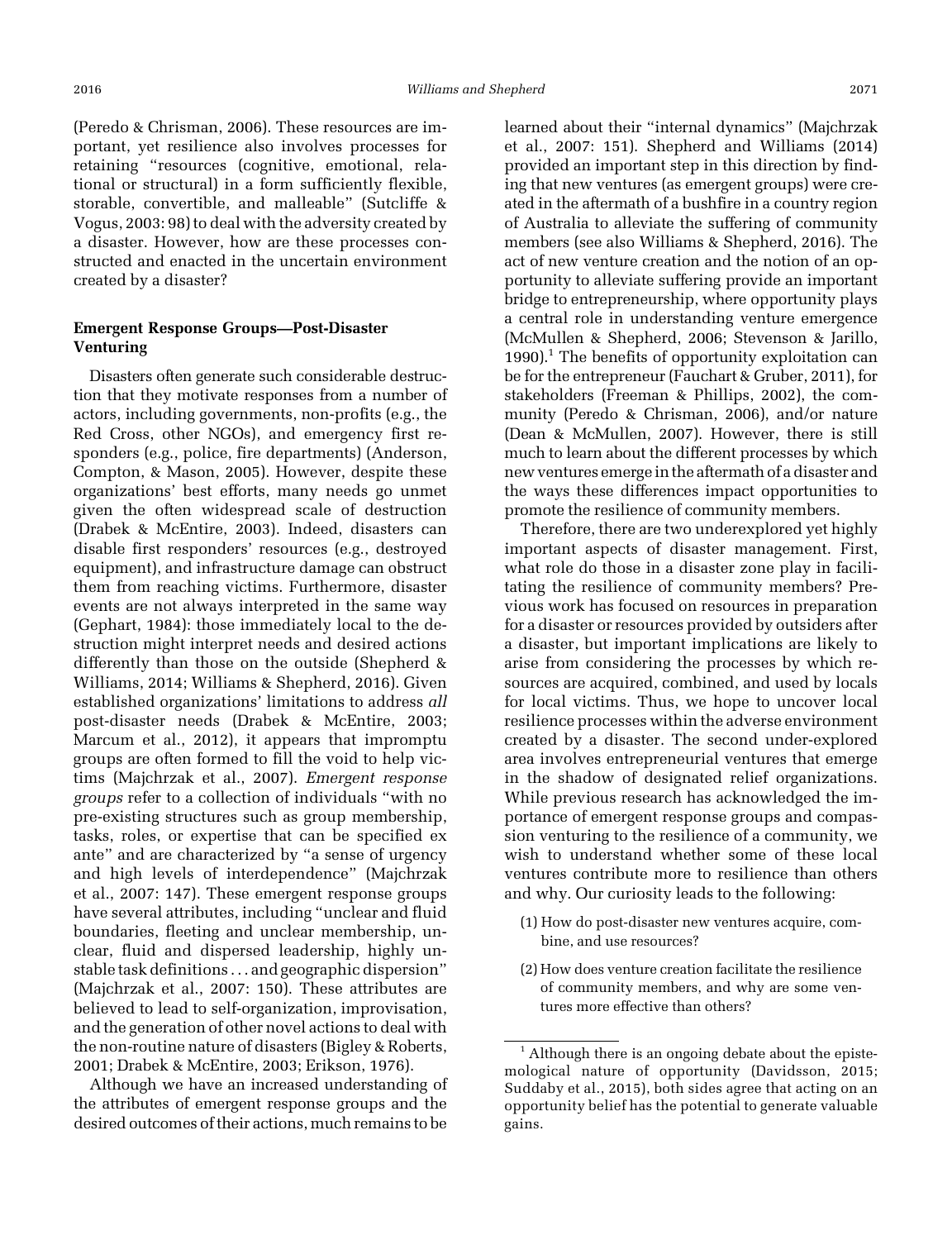(Peredo & Chrisman, 2006). These resources are important, yet resilience also involves processes for retaining "resources (cognitive, emotional, relational or structural) in a form sufficiently flexible, storable, convertible, and malleable" (Sutcliffe & Vogus, 2003: 98) to deal with the adversity created by a disaster. However, how are these processes constructed and enacted in the uncertain environment created by a disaster?

### Emergent Response Groups—Post-Disaster Venturing

Disasters often generate such considerable destruction that they motivate responses from a number of actors, including governments, non-profits (e.g., the Red Cross, other NGOs), and emergency first responders (e.g., police, fire departments) (Anderson, Compton, & Mason, 2005). However, despite these organizations' best efforts, many needs go unmet given the often widespread scale of destruction (Drabek & McEntire, 2003). Indeed, disasters can disable first responders' resources (e.g., destroyed equipment), and infrastructure damage can obstruct them from reaching victims. Furthermore, disaster events are not always interpreted in the same way (Gephart, 1984): those immediately local to the destruction might interpret needs and desired actions differently than those on the outside (Shepherd & Williams, 2014; Williams & Shepherd, 2016). Given established organizations' limitations to address *all* post-disaster needs (Drabek & McEntire, 2003; Marcum et al., 2012), it appears that impromptu groups are often formed to fill the void to help victims (Majchrzak et al., 2007). *Emergent response groups* refer to a collection of individuals "with no pre-existing structures such as group membership, tasks, roles, or expertise that can be specified ex ante" and are characterized by "a sense of urgency and high levels of interdependence" (Majchrzak et al., 2007: 147). These emergent response groups have several attributes, including "unclear and fluid boundaries, fleeting and unclear membership, unclear, fluid and dispersed leadership, highly unstable task definitions . . . and geographic dispersion" (Majchrzak et al., 2007: 150). These attributes are believed to lead to self-organization, improvisation, and the generation of other novel actions to deal with the non-routine nature of disasters (Bigley & Roberts, 2001; Drabek & McEntire, 2003; Erikson, 1976).

Although we have an increased understanding of the attributes of emergent response groups and the desired outcomes of their actions, much remains to be learned about their "internal dynamics" (Majchrzak et al., 2007: 151). Shepherd and Williams (2014) provided an important step in this direction by finding that new ventures (as emergent groups) were created in the aftermath of a bushfire in a country region of Australia to alleviate the suffering of community members (see also Williams & Shepherd, 2016). The act of new venture creation and the notion of an opportunity to alleviate suffering provide an important bridge to entrepreneurship, where opportunity plays a central role in understanding venture emergence (McMullen & Shepherd, 2006; Stevenson & Jarillo, 1990).[1] The benefits of opportunity exploitation can be for the entrepreneur (Fauchart & Gruber, 2011), for stakeholders (Freeman & Phillips, 2002), the community (Peredo & Chrisman, 2006), and/or nature (Dean & McMullen, 2007). However, there is still much to learn about the different processes by which new ventures emerge in the aftermath of a disaster and the ways these differences impact opportunities to promote the resilience of community members.

Therefore, there are two underexplored yet highly important aspects of disaster management. First, what role do those in a disaster zone play in facilitating the resilience of community members? Previous work has focused on resources in preparation for a disaster or resources provided by outsiders after a disaster, but important implications are likely to arise from considering the processes by which resources are acquired, combined, and used by locals for local victims. Thus, we hope to uncover local resilience processes within the adverse environment created by a disaster. The second under-explored area involves entrepreneurial ventures that emerge in the shadow of designated relief organizations. While previous research has acknowledged the importance of emergent response groups and compassion venturing to the resilience of a community, we wish to understand whether some of these local ventures contribute more to resilience than others and why. Our curiosity leads to the following:

(1) How do post-disaster new ventures acquire, combine, and use resources?

(2) How does venture creation facilitate the resilience of community members, and why are some ventures more effective than others?

[1] Although there is an ongoing debate about the epistemological nature of opportunity (Davidsson, 2015; Suddaby et al., 2015), both sides agree that acting on an opportunity belief has the potential to generate valuable gains.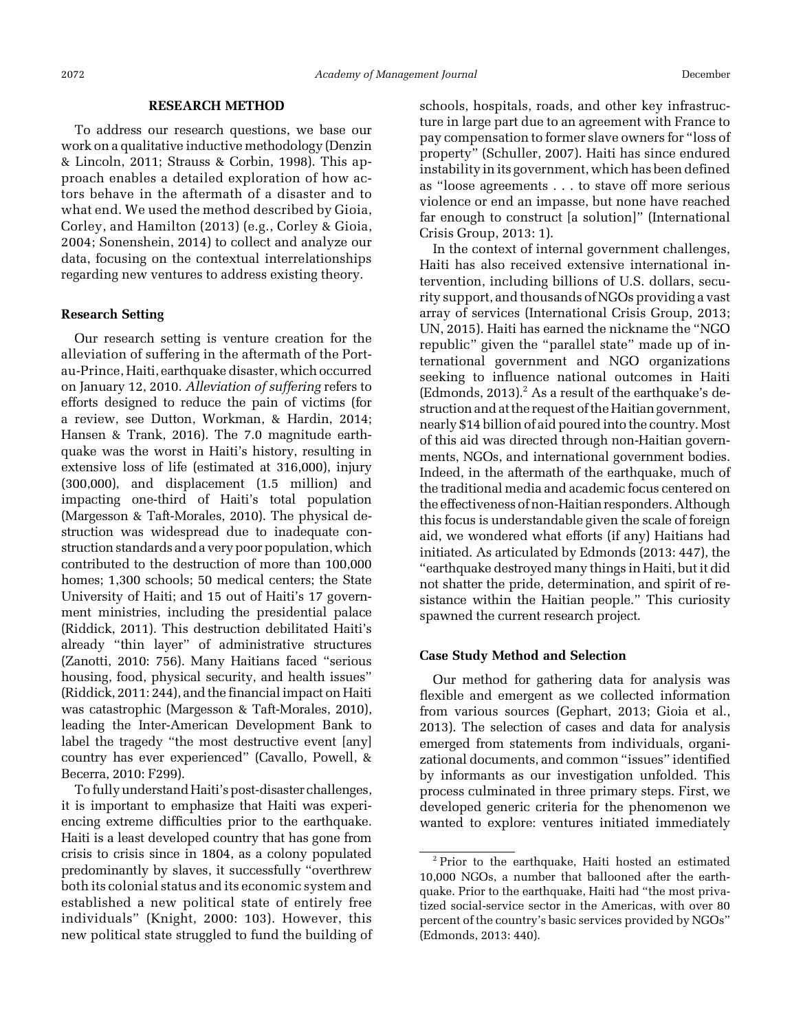## RESEARCH METHOD

To address our research questions, we base our work on a qualitative inductive methodology (Denzin & Lincoln, 2011; Strauss & Corbin, 1998). This approach enables a detailed exploration of how actors behave in the aftermath of a disaster and to what end. We used the method described by Gioia, Corley, and Hamilton (2013) (e.g., Corley & Gioia, 2004; Sonenshein, 2014) to collect and analyze our data, focusing on the contextual interrelationships regarding new ventures to address existing theory.

### Research Setting

Our research setting is venture creation for the alleviation of suffering in the aftermath of the Port-au-Prince, Haiti, earthquake disaster, which occurred on January 12, 2010. *Alleviation of suffering* refers to efforts designed to reduce the pain of victims (for a review, see Dutton, Workman, & Hardin, 2014; Hansen & Trank, 2016). The 7.0 magnitude earthquake was the worst in Haiti's history, resulting in extensive loss of life (estimated at 316,000), injury (300,000), and displacement (1.5 million) and impacting one-third of Haiti's total population (Margesson & Taft-Morales, 2010). The physical destruction was widespread due to inadequate construction standards and a very poor population, which contributed to the destruction of more than 100,000 homes; 1,300 schools; 50 medical centers; the State University of Haiti; and 15 out of Haiti's 17 government ministries, including the presidential palace (Riddick, 2011). This destruction debilitated Haiti's already "thin layer" of administrative structures (Zanotti, 2010: 756). Many Haitians faced "serious housing, food, physical security, and health issues" (Riddick, 2011: 244), and the financial impact on Haiti was catastrophic (Margesson & Taft-Morales, 2010), leading the Inter-American Development Bank to label the tragedy "the most destructive event [any] country has ever experienced" (Cavallo, Powell, & Becerra, 2010: F299).

To fully understand Haiti's post-disaster challenges, it is important to emphasize that Haiti was experiencing extreme difficulties prior to the earthquake. Haiti is a least developed country that has gone from crisis to crisis since in 1804, as a colony populated predominantly by slaves, it successfully "overthrew both its colonial status and its economic system and established a new political state of entirely free individuals" (Knight, 2000: 103). However, this new political state struggled to fund the building of schools, hospitals, roads, and other key infrastructure in large part due to an agreement with France to pay compensation to former slave owners for "loss of property" (Schuller, 2007). Haiti has since endured instability in its government, which has been defined as "loose agreements . . . to stave off more serious violence or end an impasse, but none have reached far enough to construct [a solution]" (International Crisis Group, 2013: 1).

In the context of internal government challenges, Haiti has also received extensive international intervention, including billions of U.S. dollars, security support, and thousands of NGOs providing a vast array of services (International Crisis Group, 2013; UN, 2015). Haiti has earned the nickname the "NGO republic" given the "parallel state" made up of international government and NGO organizations seeking to influence national outcomes in Haiti (Edmonds, 2013).[2] As a result of the earthquake's destruction and at the request of the Haitian government, nearly $14 billion of aid poured into the country. Most of this aid was directed through non-Haitian governments, NGOs, and international government bodies. Indeed, in the aftermath of the earthquake, much of the traditional media and academic focus centered on the effectiveness of non-Haitian responders. Although this focus is understandable given the scale of foreign aid, we wondered what efforts (if any) Haitians had initiated. As articulated by Edmonds (2013: 447), the "earthquake destroyed many things in Haiti, but it did not shatter the pride, determination, and spirit of resistance within the Haitian people." This curiosity spawned the current research project.

### Case Study Method and Selection

Our method for gathering data for analysis was flexible and emergent as we collected information from various sources (Gephart, 2013; Gioia et al., 2013). The selection of cases and data for analysis emerged from statements from individuals, organizational documents, and common "issues" identified by informants as our investigation unfolded. This process culminated in three primary steps. First, we developed generic criteria for the phenomenon we wanted to explore: ventures initiated immediately

[2] Prior to the earthquake, Haiti hosted an estimated 10,000 NGOs, a number that ballooned after the earthquake. Prior to the earthquake, Haiti had "the most privatized social-service sector in the Americas, with over 80 percent of the country's basic services provided by NGOs" (Edmonds, 2013: 440).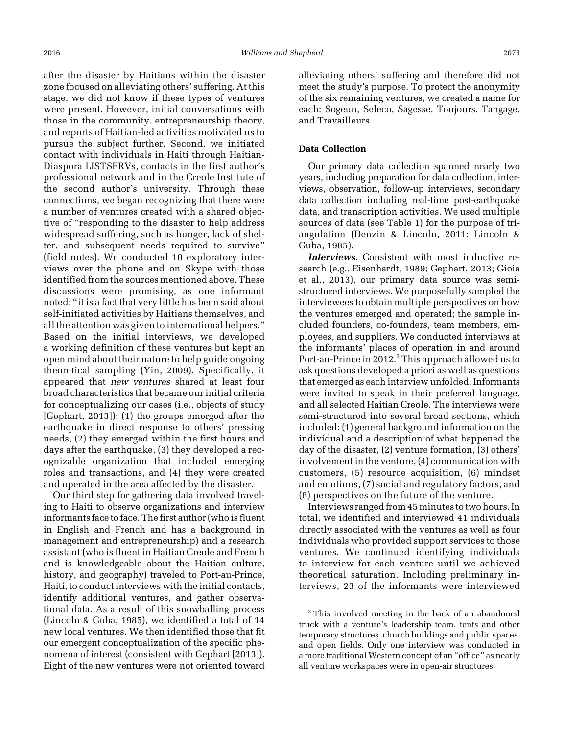after the disaster by Haitians within the disaster zone focused on alleviating others' suffering. At this stage, we did not know if these types of ventures were present. However, initial conversations with those in the community, entrepreneurship theory, and reports of Haitian-led activities motivated us to pursue the subject further. Second, we initiated contact with individuals in Haiti through Haitian-Diaspora LISTSERVs, contacts in the first author's professional network and in the Creole Institute of the second author's university. Through these connections, we began recognizing that there were a number of ventures created with a shared objective of "responding to the disaster to help address widespread suffering, such as hunger, lack of shelter, and subsequent needs required to survive" (field notes). We conducted 10 exploratory interviews over the phone and on Skype with those identified from the sources mentioned above. These discussions were promising, as one informant noted: "it is a fact that very little has been said about self-initiated activities by Haitians themselves, and all the attention was given to international helpers." Based on the initial interviews, we developed a working definition of these ventures but kept an open mind about their nature to help guide ongoing theoretical sampling (Yin, 2009). Specifically, it appeared that *new ventures* shared at least four broad characteristics that became our initial criteria for conceptualizing our cases (i.e., objects of study [Gephart, 2013]): (1) the groups emerged after the earthquake in direct response to others' pressing needs, (2) they emerged within the first hours and days after the earthquake, (3) they developed a recognizable organization that included emerging roles and transactions, and (4) they were created and operated in the area affected by the disaster.

Our third step for gathering data involved traveling to Haiti to observe organizations and interview informants face to face. The first author (who is fluent in English and French and has a background in management and entrepreneurship) and a research assistant (who is fluent in Haitian Creole and French and is knowledgeable about the Haitian culture, history, and geography) traveled to Port-au-Prince, Haiti, to conduct interviews with the initial contacts, identify additional ventures, and gather observational data. As a result of this snowballing process (Lincoln & Guba, 1985), we identified a total of 14 new local ventures. We then identified those that fit our emergent conceptualization of the specific phenomena of interest (consistent with Gephart [2013]). Eight of the new ventures were not oriented toward alleviating others' suffering and therefore did not meet the study's purpose. To protect the anonymity of the six remaining ventures, we created a name for each: Sogeun, Seleco, Sagesse, Toujours, Tangage, and Travailleurs.

### Data Collection

Our primary data collection spanned nearly two years, including preparation for data collection, interviews, observation, follow-up interviews, secondary data collection including real-time post-earthquake data, and transcription activities. We used multiple sources of data (see Table 1) for the purpose of triangulation (Denzin & Lincoln, 2011; Lincoln & Guba, 1985).

***Interviews.*** Consistent with most inductive research (e.g., Eisenhardt, 1989; Gephart, 2013; Gioia et al., 2013), our primary data source was semi-structured interviews. We purposefully sampled the interviewees to obtain multiple perspectives on how the ventures emerged and operated; the sample included founders, co-founders, team members, employees, and suppliers. We conducted interviews at the informants' places of operation in and around Port-au-Prince in 2012.[3] This approach allowed us to ask questions developed a priori as well as questions that emerged as each interview unfolded. Informants were invited to speak in their preferred language, and all selected Haitian Creole. The interviews were semi-structured into several broad sections, which included: (1) general background information on the individual and a description of what happened the day of the disaster, (2) venture formation, (3) others' involvement in the venture, (4) communication with customers, (5) resource acquisition, (6) mindset and emotions, (7) social and regulatory factors, and (8) perspectives on the future of the venture.

Interviews ranged from 45 minutes to two hours. In total, we identified and interviewed 41 individuals directly associated with the ventures as well as four individuals who provided support services to those ventures. We continued identifying individuals to interview for each venture until we achieved theoretical saturation. Including preliminary interviews, 23 of the informants were interviewed

[3] This involved meeting in the back of an abandoned truck with a venture's leadership team, tents and other temporary structures, church buildings and public spaces, and open fields. Only one interview was conducted in a more traditional Western concept of an "office" as nearly all venture workspaces were in open-air structures.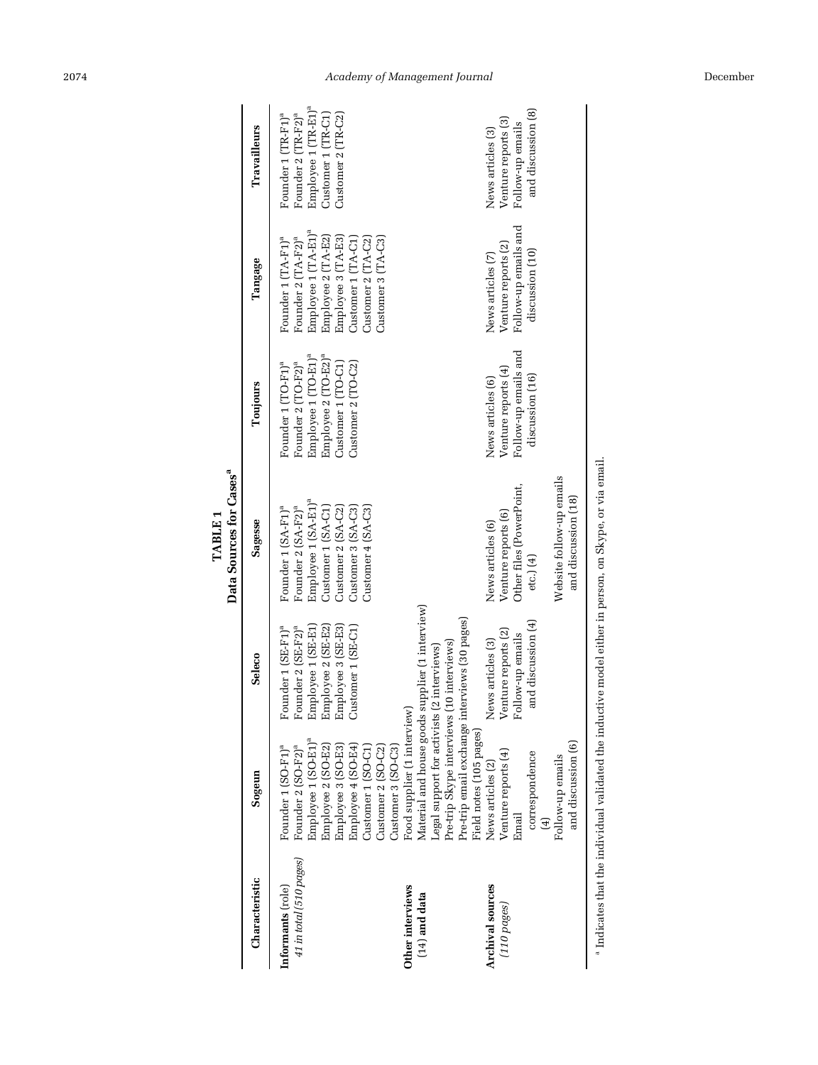**TABLE 1**
**Data Sources for Cases[a]**

| Characteristic | Sogeun | Seleco | Sagesse | Toujours | Tangage | Travailleurs |
|---|---|---|---|---|---|---|
| **Informants** (role) *41 in total (510 pages)* | Founder 1 (SO-F1)[a] Founder 2 (SO-F2)[a] Employee 1 (SO-E1)[a] Employee 2 (SO-E2) Employee 3 (SO-E3) Employee 4 (SO-E4) Customer 1 (SO-C1) Customer 2 (SO-C2) Customer 3 (SO-C3) | Founder 1 (SE-F1)[a] Founder 2 (SE-F2)[a] Employee 1 (SE-E1) Employee 2 (SE-E2) Employee 3 (SE-E3) Customer 1 (SE-C1) | Founder 1 (SA-F1)[a] Founder 2 (SA-F2)[a] Employee 1 (SA-E1)[a] Customer 1 (SA-C1) Customer 2 (SA-C2) Customer 3 (SA-C3) Customer 4 (SA-C3) | Founder 1 (TO-F1)[a] Founder 2 (TO-F2)[a] Employee 1 (TO-E1)[a] Employee 2 (TO-E2)[a] Customer 1 (TO-C1) Customer 2 (TO-C2) | Founder 1 (TA-F1)[a] Founder 2 (TA-F2)[a] Employee 1 (TA-E1)[a] Employee 2 (TA-E2) Employee 3 (TA-E3) Customer 1 (TA-C1) Customer 2 (TA-C2) Customer 3 (TA-C3) | Founder 1 (TR-F1)[a] Founder 2 (TR-F2)[a] Employee 1 (TR-E1)[a] Customer 1 (TR-C1) Customer 2 (TR-C2) |
| **Other interviews** (14) **and data** | Food supplier (1 interview) Material and house goods supplier (1 interview) Legal support for activists (2 interviews) Pre-trip Skype interviews (10 interviews) Pre-trip email exchange interviews (30 pages) Field notes (105 pages) | | | | | |
| **Archival sources** *(110 pages)* | News articles (2) Venture reports (4) Email correspondence (4) Follow-up emails and discussion (6) | News articles (3) Venture reports (2) Follow-up emails and discussion (4) | News articles (6) Venture reports (6) Other files (PowerPoint, etc.) (4) Website follow-up emails and discussion (18) | News articles (6) Venture reports (4) Follow-up emails and discussion (16) | News articles (7) Venture reports (2) Follow-up emails and discussion (10) | News articles (3) Venture reports (3) Follow-up emails and discussion (8) |

[a] Indicates that the individual validated the inductive model either in person, on Skype, or via email.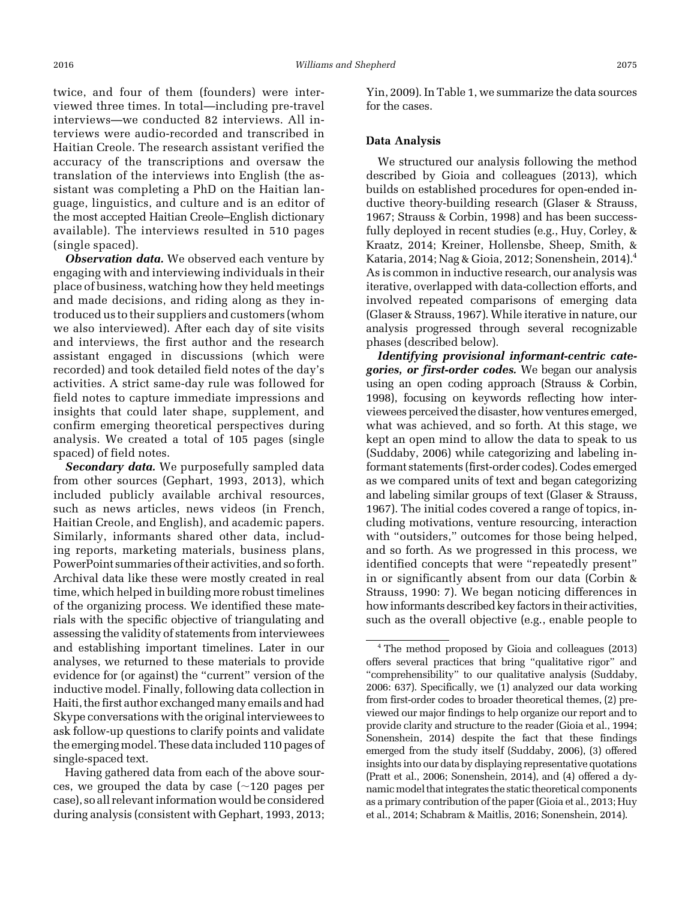twice, and four of them (founders) were interviewed three times. In total—including pre-travel interviews—we conducted 82 interviews. All interviews were audio-recorded and transcribed in Haitian Creole. The research assistant verified the accuracy of the transcriptions and oversaw the translation of the interviews into English (the assistant was completing a PhD on the Haitian language, linguistics, and culture and is an editor of the most accepted Haitian Creole–English dictionary available). The interviews resulted in 510 pages (single spaced).

***Observation data.*** We observed each venture by engaging with and interviewing individuals in their place of business, watching how they held meetings and made decisions, and riding along as they introduced us to their suppliers and customers (whom we also interviewed). After each day of site visits and interviews, the first author and the research assistant engaged in discussions (which were recorded) and took detailed field notes of the day's activities. A strict same-day rule was followed for field notes to capture immediate impressions and insights that could later shape, supplement, and confirm emerging theoretical perspectives during analysis. We created a total of 105 pages (single spaced) of field notes.

***Secondary data.*** We purposefully sampled data from other sources (Gephart, 1993, 2013), which included publicly available archival resources, such as news articles, news videos (in French, Haitian Creole, and English), and academic papers. Similarly, informants shared other data, including reports, marketing materials, business plans, PowerPoint summaries of their activities, and so forth. Archival data like these were mostly created in real time, which helped in building more robust timelines of the organizing process. We identified these materials with the specific objective of triangulating and assessing the validity of statements from interviewees and establishing important timelines. Later in our analyses, we returned to these materials to provide evidence for (or against) the "current" version of the inductive model. Finally, following data collection in Haiti, the first author exchanged many emails and had Skype conversations with the original interviewees to ask follow-up questions to clarify points and validate the emerging model. These data included 110 pages of single-spaced text.

Having gathered data from each of the above sources, we grouped the data by case (~120 pages per case), so all relevant information would be considered during analysis (consistent with Gephart, 1993, 2013; Yin, 2009). In Table 1, we summarize the data sources for the cases.

### Data Analysis

We structured our analysis following the method described by Gioia and colleagues (2013), which builds on established procedures for open-ended inductive theory-building research (Glaser & Strauss, 1967; Strauss & Corbin, 1998) and has been successfully deployed in recent studies (e.g., Huy, Corley, & Kraatz, 2014; Kreiner, Hollensbe, Sheep, Smith, & Kataria, 2014; Nag & Gioia, 2012; Sonenshein, 2014).[4] As is common in inductive research, our analysis was iterative, overlapped with data-collection efforts, and involved repeated comparisons of emerging data (Glaser & Strauss, 1967). While iterative in nature, our analysis progressed through several recognizable phases (described below).

***Identifying provisional informant-centric categories, or first-order codes.*** We began our analysis using an open coding approach (Strauss & Corbin, 1998), focusing on keywords reflecting how interviewees perceived the disaster, how ventures emerged, what was achieved, and so forth. At this stage, we kept an open mind to allow the data to speak to us (Suddaby, 2006) while categorizing and labeling informant statements (first-order codes). Codes emerged as we compared units of text and began categorizing and labeling similar groups of text (Glaser & Strauss, 1967). The initial codes covered a range of topics, including motivations, venture resourcing, interaction with "outsiders," outcomes for those being helped, and so forth. As we progressed in this process, we identified concepts that were "repeatedly present" in or significantly absent from our data (Corbin & Strauss, 1990: 7). We began noticing differences in how informants described key factors in their activities, such as the overall objective (e.g., enable people to

[4] The method proposed by Gioia and colleagues (2013) offers several practices that bring "qualitative rigor" and "comprehensibility" to our qualitative analysis (Suddaby, 2006: 637). Specifically, we (1) analyzed our data working from first-order codes to broader theoretical themes, (2) previewed our major findings to help organize our report and to provide clarity and structure to the reader (Gioia et al., 1994; Sonenshein, 2014) despite the fact that these findings emerged from the study itself (Suddaby, 2006), (3) offered insights into our data by displaying representative quotations (Pratt et al., 2006; Sonenshein, 2014), and (4) offered a dynamic model that integrates the static theoretical components as a primary contribution of the paper (Gioia et al., 2013; Huy et al., 2014; Schabram & Maitlis, 2016; Sonenshein, 2014).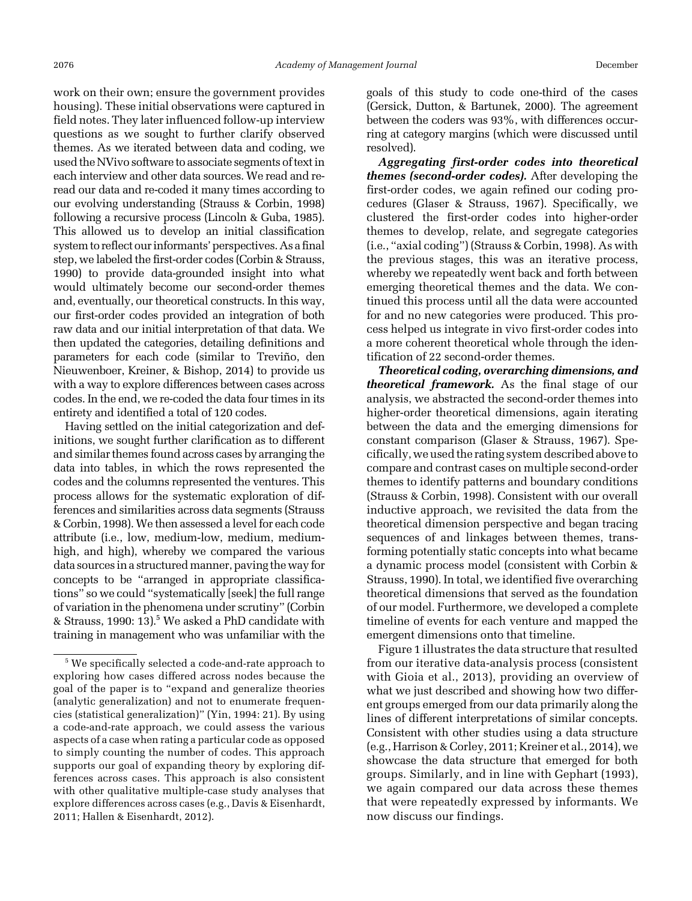work on their own; ensure the government provides housing). These initial observations were captured in field notes. They later influenced follow-up interview questions as we sought to further clarify observed themes. As we iterated between data and coding, we used the NVivo software to associate segments of text in each interview and other data sources. We read and re-read our data and re-coded it many times according to our evolving understanding (Strauss & Corbin, 1998) following a recursive process (Lincoln & Guba, 1985). This allowed us to develop an initial classification system to reflect our informants' perspectives. As a final step, we labeled the first-order codes (Corbin & Strauss, 1990) to provide data-grounded insight into what would ultimately become our second-order themes and, eventually, our theoretical constructs. In this way, our first-order codes provided an integration of both raw data and our initial interpretation of that data. We then updated the categories, detailing definitions and parameters for each code (similar to Treviño, den Nieuwenboer, Kreiner, & Bishop, 2014) to provide us with a way to explore differences between cases across codes. In the end, we re-coded the data four times in its entirety and identified a total of 120 codes.

Having settled on the initial categorization and definitions, we sought further clarification as to different and similar themes found across cases by arranging the data into tables, in which the rows represented the codes and the columns represented the ventures. This process allows for the systematic exploration of differences and similarities across data segments (Strauss & Corbin, 1998). We then assessed a level for each code attribute (i.e., low, medium-low, medium, medium-high, and high), whereby we compared the various data sources in a structured manner, paving the way for concepts to be "arranged in appropriate classifications" so we could "systematically [seek] the full range of variation in the phenomena under scrutiny" (Corbin & Strauss, 1990: 13).[5] We asked a PhD candidate with training in management who was unfamiliar with the goals of this study to code one-third of the cases (Gersick, Dutton, & Bartunek, 2000). The agreement between the coders was 93%, with differences occurring at category margins (which were discussed until resolved).

***Aggregating first-order codes into theoretical themes (second-order codes).*** After developing the first-order codes, we again refined our coding procedures (Glaser & Strauss, 1967). Specifically, we clustered the first-order codes into higher-order themes to develop, relate, and segregate categories (i.e., "axial coding") (Strauss & Corbin, 1998). As with the previous stages, this was an iterative process, whereby we repeatedly went back and forth between emerging theoretical themes and the data. We continued this process until all the data were accounted for and no new categories were produced. This process helped us integrate in vivo first-order codes into a more coherent theoretical whole through the identification of 22 second-order themes.

***Theoretical coding, overarching dimensions, and theoretical framework.*** As the final stage of our analysis, we abstracted the second-order themes into higher-order theoretical dimensions, again iterating between the data and the emerging dimensions for constant comparison (Glaser & Strauss, 1967). Specifically, we used the rating system described above to compare and contrast cases on multiple second-order themes to identify patterns and boundary conditions (Strauss & Corbin, 1998). Consistent with our overall inductive approach, we revisited the data from the theoretical dimension perspective and began tracing sequences of and linkages between themes, transforming potentially static concepts into what became a dynamic process model (consistent with Corbin & Strauss, 1990). In total, we identified five overarching theoretical dimensions that served as the foundation of our model. Furthermore, we developed a complete timeline of events for each venture and mapped the emergent dimensions onto that timeline.

Figure 1 illustrates the data structure that resulted from our iterative data-analysis process (consistent with Gioia et al., 2013), providing an overview of what we just described and showing how two different groups emerged from our data primarily along the lines of different interpretations of similar concepts. Consistent with other studies using a data structure (e.g., Harrison & Corley, 2011; Kreiner et al., 2014), we showcase the data structure that emerged for both groups. Similarly, and in line with Gephart (1993), we again compared our data across these themes that were repeatedly expressed by informants. We now discuss our findings.

---

[5] We specifically selected a code-and-rate approach to exploring how cases differed across nodes because the goal of the paper is to "expand and generalize theories (analytic generalization) and not to enumerate frequencies (statistical generalization)" (Yin, 1994: 21). By using a code-and-rate approach, we could assess the various aspects of a case when rating a particular code as opposed to simply counting the number of codes. This approach supports our goal of expanding theory by exploring differences across cases. This approach is also consistent with other qualitative multiple-case study analyses that explore differences across cases (e.g., Davis & Eisenhardt, 2011; Hallen & Eisenhardt, 2012).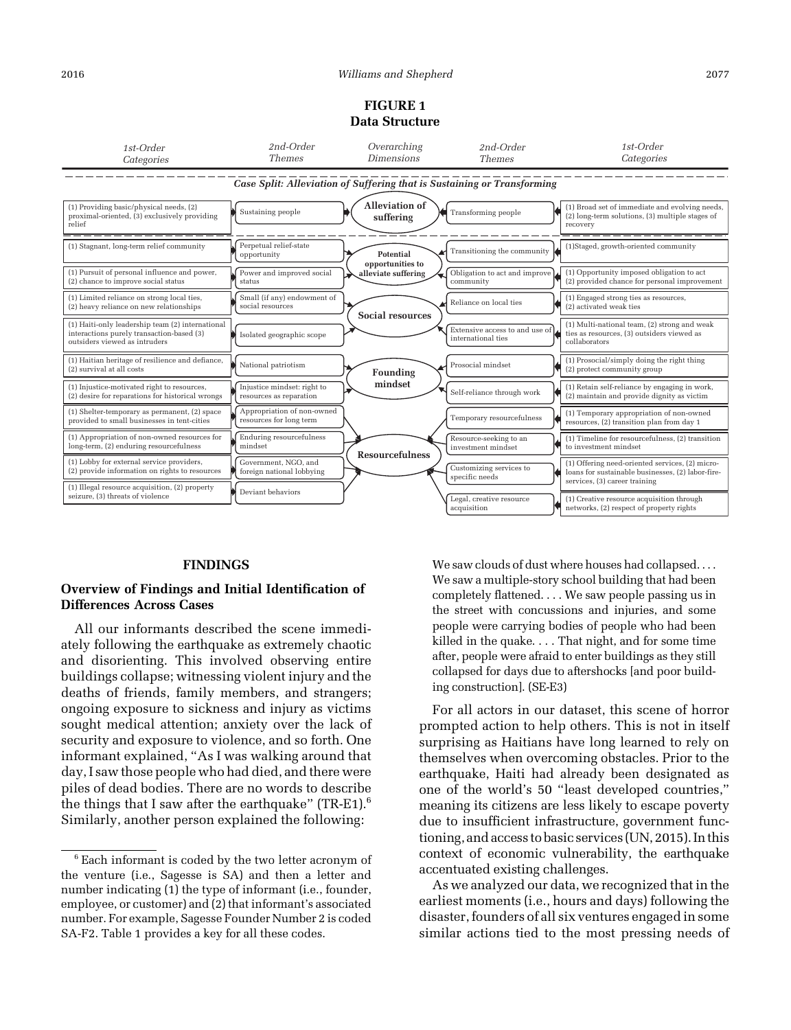**FIGURE 1**
**Data Structure**

| 1st-Order Categories | 2nd-Order Themes | Overarching Dimensions | 2nd-Order Themes | 1st-Order Categories |
|---|---|---|---|---|
| *Case Split: Alleviation of Suffering that is Sustaining or Transforming* | | | | |
| (1) Providing basic/physical needs, (2) proximal-oriented, (3) exclusively providing relief | Sustaining people | **Alleviation of suffering** | Transforming people | (1) Broad set of immediate and evolving needs, (2) long-term solutions, (3) multiple stages of recovery |
| (1) Stagnant, long-term relief community | Perpetual relief-state opportunity | **Potential opportunities to alleviate suffering** | Transitioning the community | (1)Staged, growth-oriented community |
| (1) Pursuit of personal influence and power, (2) chance to improve social status | Power and improved social status | **Potential opportunities to alleviate suffering** | Obligation to act and improve community | (1) Opportunity imposed obligation to act (2) provided chance for personal improvement |
| (1) Limited reliance on strong local ties, (2) heavy reliance on new relationships | Small (if any) endowment of social resources | **Social resources** | Reliance on local ties | (1) Engaged strong ties as resources, (2) activated weak ties |
| (1) Haiti-only leadership team (2) international interactions purely transaction-based (3) outsiders viewed as intruders | Isolated geographic scope | **Social resources** | Extensive access to and use of international ties | (1) Multi-national team, (2) strong and weak ties as resources, (3) outsiders viewed as collaborators |
| (1) Haitian heritage of resilience and defiance, (2) survival at all costs | National patriotism | **Founding mindset** | Prosocial mindset | (1) Prosocial/simply doing the right thing (2) protect community group |
| (1) Injustice-motivated right to resources, (2) desire for reparations for historical wrongs | Injustice mindset: right to resources as reparation | **Founding mindset** | Self-reliance through work | (1) Retain self-reliance by engaging in work, (2) maintain and provide dignity as victim |
| (1) Shelter-temporary as permanent, (2) space provided to small businesses in tent-cities | Appropriation of non-owned resources for long term | **Resourcefulness** | Temporary resourcefulness | (1) Temporary appropriation of non-owned resources, (2) transition plan from day 1 |
| (1) Appropriation of non-owned resources for long-term, (2) enduring resourcefulness | Enduring resourcefulness mindset | **Resourcefulness** | Resource-seeking to an investment mindset | (1) Timeline for resourcefulness, (2) transition to investment mindset |
| (1) Lobby for external service providers, (2) provide information on rights to resources | Government, NGO, and foreign national lobbying | **Resourcefulness** | Customizing services to specific needs | (1) Offering need-oriented services, (2) micro-loans for sustainable businesses, (2) labor-fire-services, (3) career training |
| (1) Illegal resource acquisition, (2) property seizure, (3) threats of violence | Deviant behaviors | **Resourcefulness** | Legal, creative resource acquisition | (1) Creative resource acquisition through networks, (2) respect of property rights |

## FINDINGS

### Overview of Findings and Initial Identification of Differences Across Cases

All our informants described the scene immediately following the earthquake as extremely chaotic and disorienting. This involved observing entire buildings collapse; witnessing violent injury and the deaths of friends, family members, and strangers; ongoing exposure to sickness and injury as victims sought medical attention; anxiety over the lack of security and exposure to violence, and so forth. One informant explained, "As I was walking around that day, I saw those people who had died, and there were piles of dead bodies. There are no words to describe the things that I saw after the earthquake" (TR-E1).[6] Similarly, another person explained the following:

> We saw clouds of dust where houses had collapsed. . . . We saw a multiple-story school building that had been completely flattened. . . . We saw people passing us in the street with concussions and injuries, and some people were carrying bodies of people who had been killed in the quake. . . . That night, and for some time after, people were afraid to enter buildings as they still collapsed for days due to aftershocks [and poor building construction]. (SE-E3)

For all actors in our dataset, this scene of horror prompted action to help others. This is not in itself surprising as Haitians have long learned to rely on themselves when overcoming obstacles. Prior to the earthquake, Haiti had already been designated as one of the world's 50 "least developed countries," meaning its citizens are less likely to escape poverty due to insufficient infrastructure, government functioning, and access to basic services (UN, 2015). In this context of economic vulnerability, the earthquake accentuated existing challenges.

As we analyzed our data, we recognized that in the earliest moments (i.e., hours and days) following the disaster, founders of all six ventures engaged in some similar actions tied to the most pressing needs of

[6] Each informant is coded by the two letter acronym of the venture (i.e., Sagesse is SA) and then a letter and number indicating (1) the type of informant (i.e., founder, employee, or customer) and (2) that informant's associated number. For example, Sagesse Founder Number 2 is coded SA-F2. Table 1 provides a key for all these codes.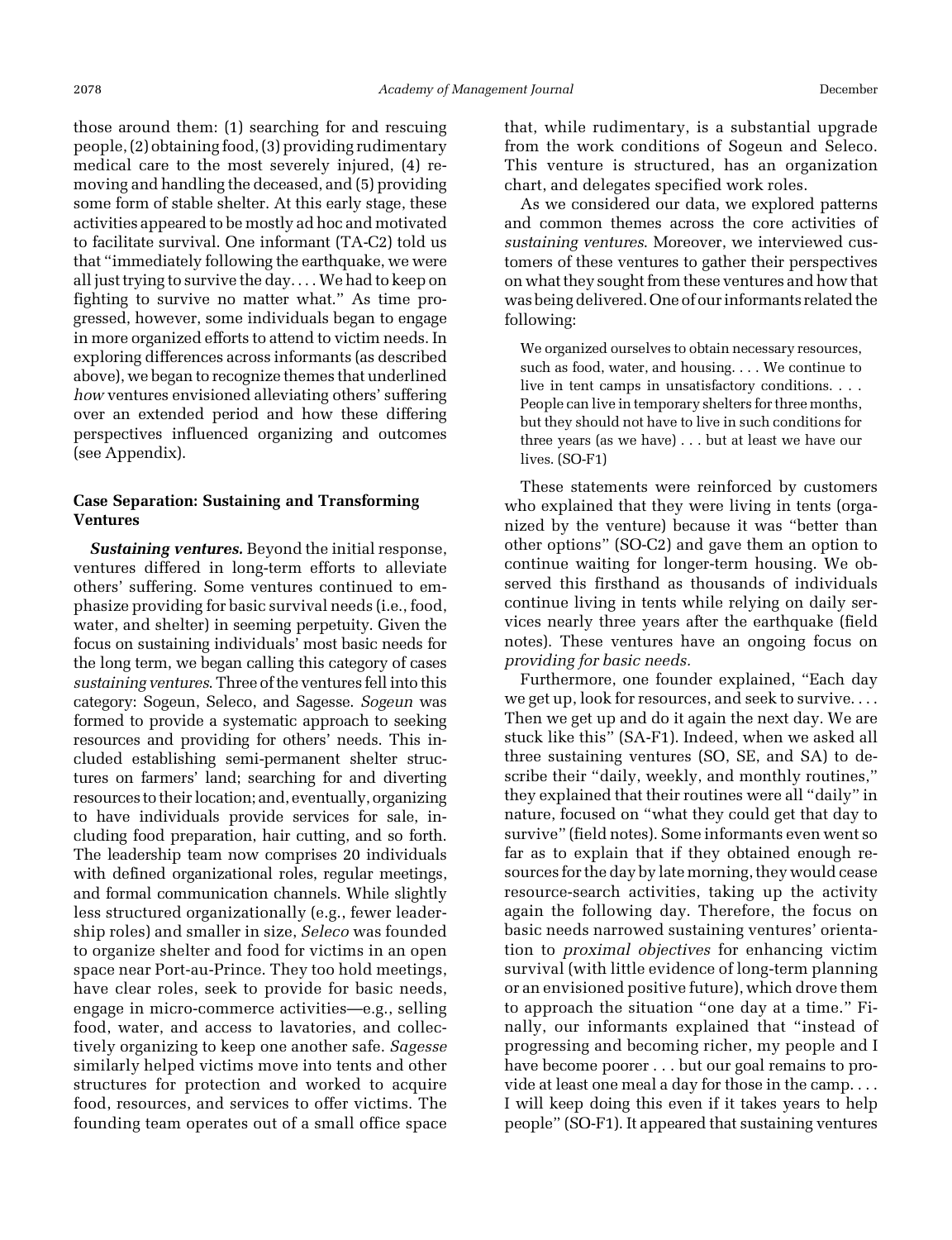those around them: (1) searching for and rescuing people, (2) obtaining food, (3) providing rudimentary medical care to the most severely injured, (4) removing and handling the deceased, and (5) providing some form of stable shelter. At this early stage, these activities appeared to be mostly ad hoc and motivated to facilitate survival. One informant (TA-C2) told us that "immediately following the earthquake, we were all just trying to survive the day. . . . We had to keep on fighting to survive no matter what." As time progressed, however, some individuals began to engage in more organized efforts to attend to victim needs. In exploring differences across informants (as described above), we began to recognize themes that underlined *how* ventures envisioned alleviating others' suffering over an extended period and how these differing perspectives influenced organizing and outcomes (see Appendix).

### Case Separation: Sustaining and Transforming Ventures

***Sustaining ventures.*** Beyond the initial response, ventures differed in long-term efforts to alleviate others' suffering. Some ventures continued to emphasize providing for basic survival needs (i.e., food, water, and shelter) in seeming perpetuity. Given the focus on sustaining individuals' most basic needs for the long term, we began calling this category of cases *sustaining ventures*. Three of the ventures fell into this category: Sogeun, Seleco, and Sagesse. *Sogeun* was formed to provide a systematic approach to seeking resources and providing for others' needs. This included establishing semi-permanent shelter structures on farmers' land; searching for and diverting resources to their location; and, eventually, organizing to have individuals provide services for sale, including food preparation, hair cutting, and so forth. The leadership team now comprises 20 individuals with defined organizational roles, regular meetings, and formal communication channels. While slightly less structured organizationally (e.g., fewer leadership roles) and smaller in size, *Seleco* was founded to organize shelter and food for victims in an open space near Port-au-Prince. They too hold meetings, have clear roles, seek to provide for basic needs, engage in micro-commerce activities—e.g., selling food, water, and access to lavatories, and collectively organizing to keep one another safe. *Sagesse* similarly helped victims move into tents and other structures for protection and worked to acquire food, resources, and services to offer victims. The founding team operates out of a small office space that, while rudimentary, is a substantial upgrade from the work conditions of Sogeun and Seleco. This venture is structured, has an organization chart, and delegates specified work roles.

As we considered our data, we explored patterns and common themes across the core activities of *sustaining ventures*. Moreover, we interviewed customers of these ventures to gather their perspectives on what they sought from these ventures and how that was being delivered. One of our informants related the following:

> We organized ourselves to obtain necessary resources, such as food, water, and housing. . . . We continue to live in tent camps in unsatisfactory conditions. . . . People can live in temporary shelters for three months, but they should not have to live in such conditions for three years (as we have) . . . but at least we have our lives. (SO-F1)

These statements were reinforced by customers who explained that they were living in tents (organized by the venture) because it was "better than other options" (SO-C2) and gave them an option to continue waiting for longer-term housing. We observed this firsthand as thousands of individuals continue living in tents while relying on daily services nearly three years after the earthquake (field notes). These ventures have an ongoing focus on *providing for basic needs*.

Furthermore, one founder explained, "Each day we get up, look for resources, and seek to survive. . . . Then we get up and do it again the next day. We are stuck like this" (SA-F1). Indeed, when we asked all three sustaining ventures (SO, SE, and SA) to describe their "daily, weekly, and monthly routines," they explained that their routines were all "daily" in nature, focused on "what they could get that day to survive" (field notes). Some informants even went so far as to explain that if they obtained enough resources for the day by late morning, they would cease resource-search activities, taking up the activity again the following day. Therefore, the focus on basic needs narrowed sustaining ventures' orientation to *proximal objectives* for enhancing victim survival (with little evidence of long-term planning or an envisioned positive future), which drove them to approach the situation "one day at a time." Finally, our informants explained that "instead of progressing and becoming richer, my people and I have become poorer . . . but our goal remains to provide at least one meal a day for those in the camp. . . . I will keep doing this even if it takes years to help people" (SO-F1). It appeared that sustaining ventures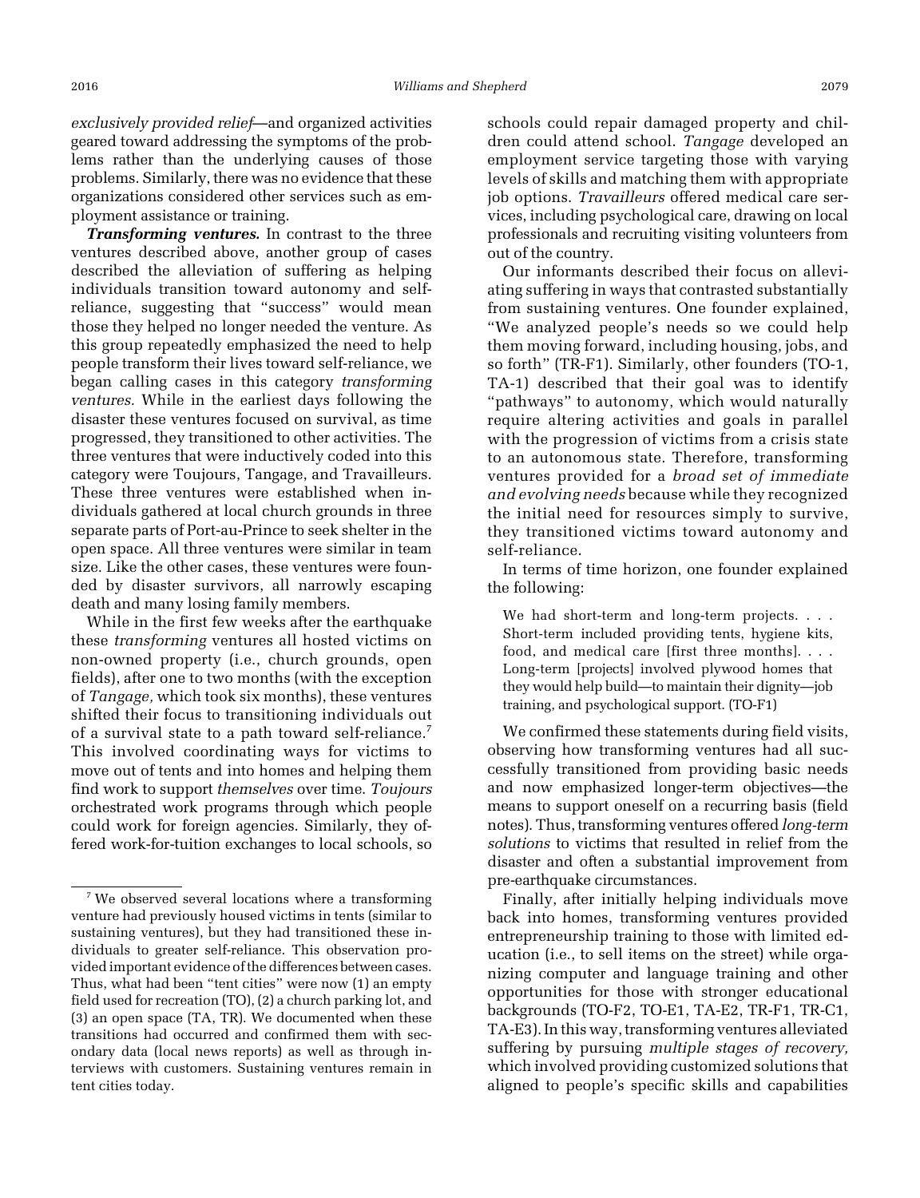*exclusively provided relief*—and organized activities geared toward addressing the symptoms of the problems rather than the underlying causes of those problems. Similarly, there was no evidence that these organizations considered other services such as employment assistance or training.

***Transforming ventures.*** In contrast to the three ventures described above, another group of cases described the alleviation of suffering as helping individuals transition toward autonomy and self-reliance, suggesting that "success" would mean those they helped no longer needed the venture. As this group repeatedly emphasized the need to help people transform their lives toward self-reliance, we began calling cases in this category *transforming ventures.* While in the earliest days following the disaster these ventures focused on survival, as time progressed, they transitioned to other activities. The three ventures that were inductively coded into this category were Toujours, Tangage, and Travailleurs. These three ventures were established when individuals gathered at local church grounds in three separate parts of Port-au-Prince to seek shelter in the open space. All three ventures were similar in team size. Like the other cases, these ventures were founded by disaster survivors, all narrowly escaping death and many losing family members.

While in the first few weeks after the earthquake these *transforming* ventures all hosted victims on non-owned property (i.e., church grounds, open fields), after one to two months (with the exception of *Tangage,* which took six months), these ventures shifted their focus to transitioning individuals out of a survival state to a path toward self-reliance.[7] This involved coordinating ways for victims to move out of tents and into homes and helping them find work to support *themselves* over time. *Toujours* orchestrated work programs through which people could work for foreign agencies. Similarly, they offered work-for-tuition exchanges to local schools, so schools could repair damaged property and children could attend school. *Tangage* developed an employment service targeting those with varying levels of skills and matching them with appropriate job options. *Travailleurs* offered medical care services, including psychological care, drawing on local professionals and recruiting visiting volunteers from out of the country.

Our informants described their focus on alleviating suffering in ways that contrasted substantially from sustaining ventures. One founder explained, "We analyzed people's needs so we could help them moving forward, including housing, jobs, and so forth" (TR-F1). Similarly, other founders (TO-1, TA-1) described that their goal was to identify "pathways" to autonomy, which would naturally require altering activities and goals in parallel with the progression of victims from a crisis state to an autonomous state. Therefore, transforming ventures provided for a *broad set of immediate and evolving needs* because while they recognized the initial need for resources simply to survive, they transitioned victims toward autonomy and self-reliance.

In terms of time horizon, one founder explained the following:

> We had short-term and long-term projects. . . . Short-term included providing tents, hygiene kits, food, and medical care [first three months]. . . . Long-term [projects] involved plywood homes that they would help build—to maintain their dignity—job training, and psychological support. (TO-F1)

We confirmed these statements during field visits, observing how transforming ventures had all successfully transitioned from providing basic needs and now emphasized longer-term objectives—the means to support oneself on a recurring basis (field notes). Thus, transforming ventures offered *long-term solutions* to victims that resulted in relief from the disaster and often a substantial improvement from pre-earthquake circumstances.

Finally, after initially helping individuals move back into homes, transforming ventures provided entrepreneurship training to those with limited education (i.e., to sell items on the street) while organizing computer and language training and other opportunities for those with stronger educational backgrounds (TO-F2, TO-E1, TA-E2, TR-F1, TR-C1, TA-E3). In this way, transforming ventures alleviated suffering by pursuing *multiple stages of recovery,* which involved providing customized solutions that aligned to people's specific skills and capabilities

---

[7] We observed several locations where a transforming venture had previously housed victims in tents (similar to sustaining ventures), but they had transitioned these individuals to greater self-reliance. This observation provided important evidence of the differences between cases. Thus, what had been "tent cities" were now (1) an empty field used for recreation (TO), (2) a church parking lot, and (3) an open space (TA, TR). We documented when these transitions had occurred and confirmed them with secondary data (local news reports) as well as through interviews with customers. Sustaining ventures remain in tent cities today.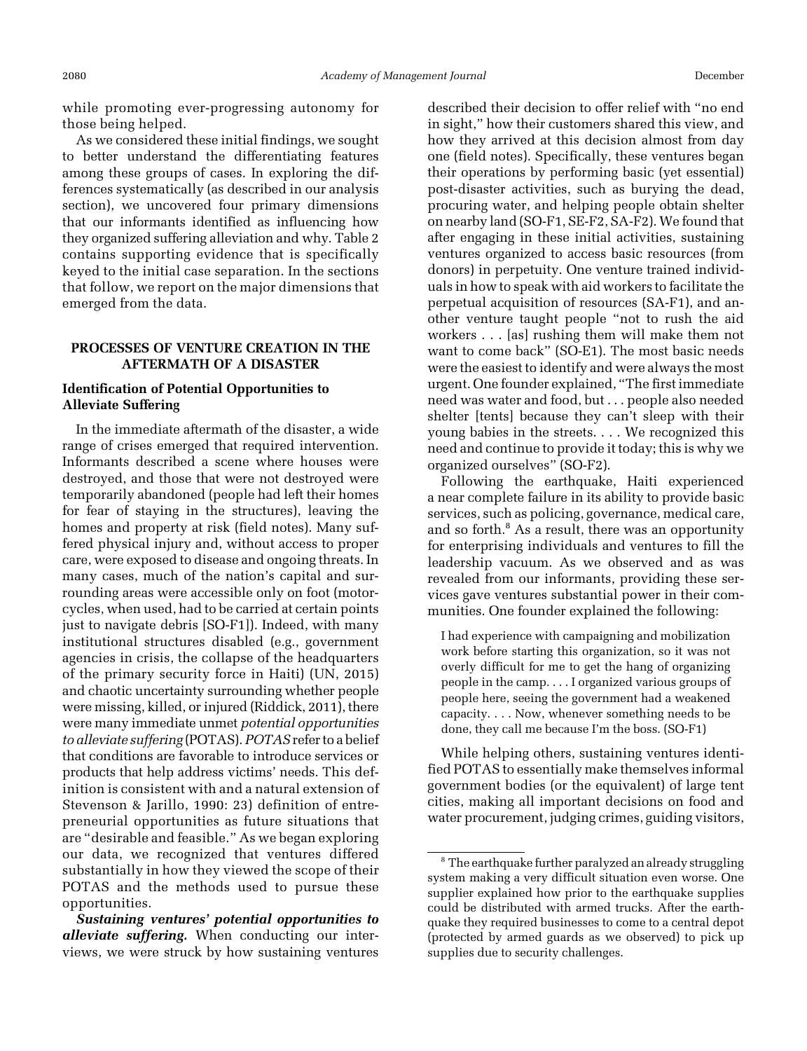while promoting ever-progressing autonomy for those being helped.

As we considered these initial findings, we sought to better understand the differentiating features among these groups of cases. In exploring the differences systematically (as described in our analysis section), we uncovered four primary dimensions that our informants identified as influencing how they organized suffering alleviation and why. Table 2 contains supporting evidence that is specifically keyed to the initial case separation. In the sections that follow, we report on the major dimensions that emerged from the data.

## PROCESSES OF VENTURE CREATION IN THE AFTERMATH OF A DISASTER

### Identification of Potential Opportunities to Alleviate Suffering

In the immediate aftermath of the disaster, a wide range of crises emerged that required intervention. Informants described a scene where houses were destroyed, and those that were not destroyed were temporarily abandoned (people had left their homes for fear of staying in the structures), leaving the homes and property at risk (field notes). Many suffered physical injury and, without access to proper care, were exposed to disease and ongoing threats. In many cases, much of the nation's capital and surrounding areas were accessible only on foot (motorcycles, when used, had to be carried at certain points just to navigate debris [SO-F1]). Indeed, with many institutional structures disabled (e.g., government agencies in crisis, the collapse of the headquarters of the primary security force in Haiti) (UN, 2015) and chaotic uncertainty surrounding whether people were missing, killed, or injured (Riddick, 2011), there were many immediate unmet *potential opportunities to alleviate suffering* (POTAS). *POTAS* refer to a belief that conditions are favorable to introduce services or products that help address victims' needs. This definition is consistent with and a natural extension of Stevenson & Jarillo, 1990: 23) definition of entrepreneurial opportunities as future situations that are "desirable and feasible." As we began exploring our data, we recognized that ventures differed substantially in how they viewed the scope of their POTAS and the methods used to pursue these opportunities.

***Sustaining ventures' potential opportunities to alleviate suffering.*** When conducting our interviews, we were struck by how sustaining ventures described their decision to offer relief with "no end in sight," how their customers shared this view, and how they arrived at this decision almost from day one (field notes). Specifically, these ventures began their operations by performing basic (yet essential) post-disaster activities, such as burying the dead, procuring water, and helping people obtain shelter on nearby land (SO-F1, SE-F2, SA-F2). We found that after engaging in these initial activities, sustaining ventures organized to access basic resources (from donors) in perpetuity. One venture trained individuals in how to speak with aid workers to facilitate the perpetual acquisition of resources (SA-F1), and another venture taught people "not to rush the aid workers . . . [as] rushing them will make them not want to come back" (SO-E1). The most basic needs were the easiest to identify and were always the most urgent. One founder explained, "The first immediate need was water and food, but . . . people also needed shelter [tents] because they can't sleep with their young babies in the streets. . . . We recognized this need and continue to provide it today; this is why we organized ourselves" (SO-F2).

Following the earthquake, Haiti experienced a near complete failure in its ability to provide basic services, such as policing, governance, medical care, and so forth.[8] As a result, there was an opportunity for enterprising individuals and ventures to fill the leadership vacuum. As we observed and as was revealed from our informants, providing these services gave ventures substantial power in their communities. One founder explained the following:

> I had experience with campaigning and mobilization work before starting this organization, so it was not overly difficult for me to get the hang of organizing people in the camp. . . . I organized various groups of people here, seeing the government had a weakened capacity. . . . Now, whenever something needs to be done, they call me because I'm the boss. (SO-F1)

While helping others, sustaining ventures identified POTAS to essentially make themselves informal government bodies (or the equivalent) of large tent cities, making all important decisions on food and water procurement, judging crimes, guiding visitors,

---

[8] The earthquake further paralyzed an already struggling system making a very difficult situation even worse. One supplier explained how prior to the earthquake supplies could be distributed with armed trucks. After the earthquake they required businesses to come to a central depot (protected by armed guards as we observed) to pick up supplies due to security challenges.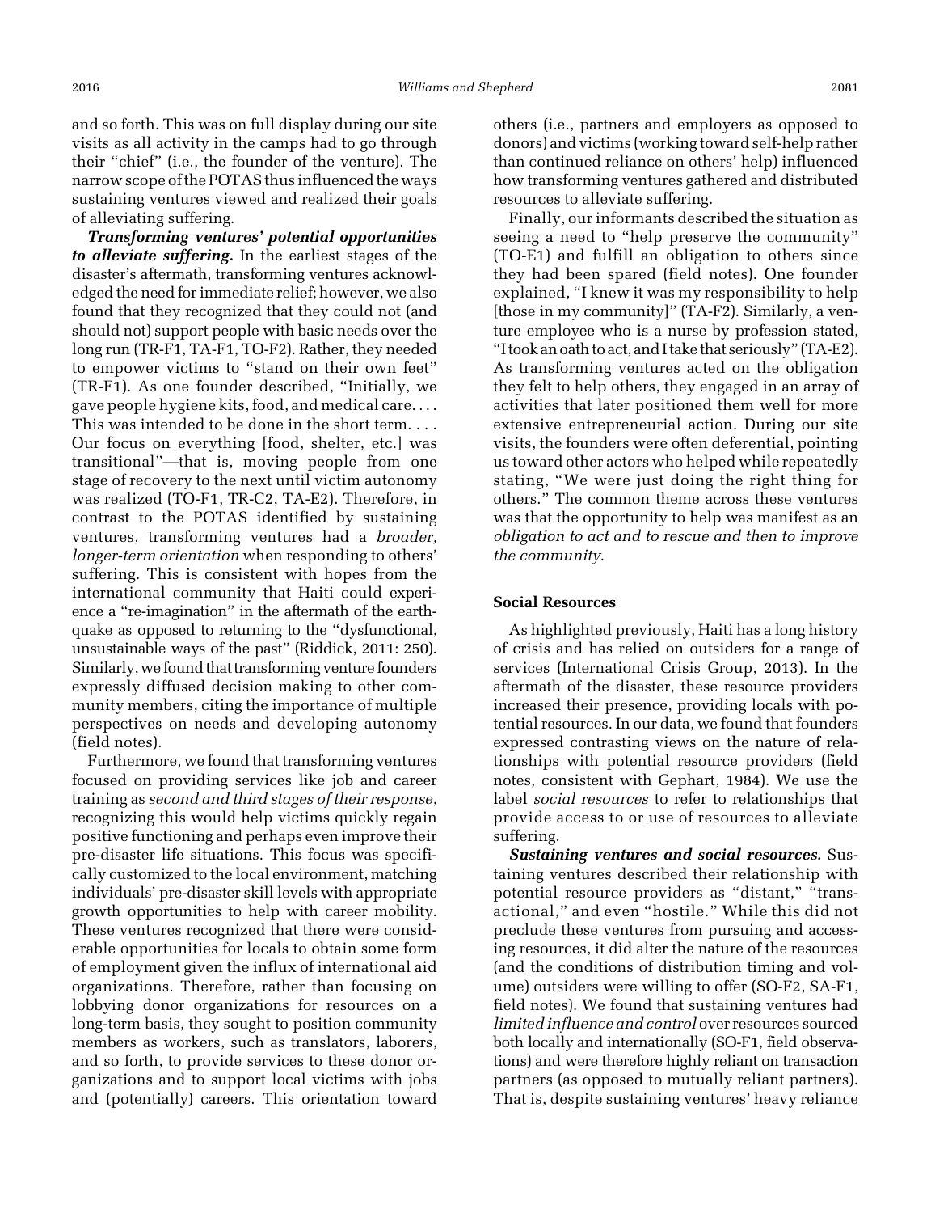and so forth. This was on full display during our site visits as all activity in the camps had to go through their "chief" (i.e., the founder of the venture). The narrow scope of the POTAS thus influenced the ways sustaining ventures viewed and realized their goals of alleviating suffering.

***Transforming ventures' potential opportunities to alleviate suffering.*** In the earliest stages of the disaster's aftermath, transforming ventures acknowledged the need for immediate relief; however, we also found that they recognized that they could not (and should not) support people with basic needs over the long run (TR-F1, TA-F1, TO-F2). Rather, they needed to empower victims to "stand on their own feet" (TR-F1). As one founder described, "Initially, we gave people hygiene kits, food, and medical care. . . . This was intended to be done in the short term. . . . Our focus on everything [food, shelter, etc.] was transitional"—that is, moving people from one stage of recovery to the next until victim autonomy was realized (TO-F1, TR-C2, TA-E2). Therefore, in contrast to the POTAS identified by sustaining ventures, transforming ventures had a *broader, longer-term orientation* when responding to others' suffering. This is consistent with hopes from the international community that Haiti could experience a "re-imagination" in the aftermath of the earthquake as opposed to returning to the "dysfunctional, unsustainable ways of the past" (Riddick, 2011: 250). Similarly, we found that transforming venture founders expressly diffused decision making to other community members, citing the importance of multiple perspectives on needs and developing autonomy (field notes).

Furthermore, we found that transforming ventures focused on providing services like job and career training as *second and third stages of their response*, recognizing this would help victims quickly regain positive functioning and perhaps even improve their pre-disaster life situations. This focus was specifically customized to the local environment, matching individuals' pre-disaster skill levels with appropriate growth opportunities to help with career mobility. These ventures recognized that there were considerable opportunities for locals to obtain some form of employment given the influx of international aid organizations. Therefore, rather than focusing on lobbying donor organizations for resources on a long-term basis, they sought to position community members as workers, such as translators, laborers, and so forth, to provide services to these donor organizations and to support local victims with jobs and (potentially) careers. This orientation toward others (i.e., partners and employers as opposed to donors) and victims (working toward self-help rather than continued reliance on others' help) influenced how transforming ventures gathered and distributed resources to alleviate suffering.

Finally, our informants described the situation as seeing a need to "help preserve the community" (TO-E1) and fulfill an obligation to others since they had been spared (field notes). One founder explained, "I knew it was my responsibility to help [those in my community]" (TA-F2). Similarly, a venture employee who is a nurse by profession stated, "I took an oath to act, and I take that seriously" (TA-E2). As transforming ventures acted on the obligation they felt to help others, they engaged in an array of activities that later positioned them well for more extensive entrepreneurial action. During our site visits, the founders were often deferential, pointing us toward other actors who helped while repeatedly stating, "We were just doing the right thing for others." The common theme across these ventures was that the opportunity to help was manifest as an *obligation to act and to rescue and then to improve the community*.

### Social Resources

As highlighted previously, Haiti has a long history of crisis and has relied on outsiders for a range of services (International Crisis Group, 2013). In the aftermath of the disaster, these resource providers increased their presence, providing locals with potential resources. In our data, we found that founders expressed contrasting views on the nature of relationships with potential resource providers (field notes, consistent with Gephart, 1984). We use the label *social resources* to refer to relationships that provide access to or use of resources to alleviate suffering.

***Sustaining ventures and social resources.*** Sustaining ventures described their relationship with potential resource providers as "distant," "transactional," and even "hostile." While this did not preclude these ventures from pursuing and accessing resources, it did alter the nature of the resources (and the conditions of distribution timing and volume) outsiders were willing to offer (SO-F2, SA-F1, field notes). We found that sustaining ventures had *limited influence and control* over resources sourced both locally and internationally (SO-F1, field observations) and were therefore highly reliant on transaction partners (as opposed to mutually reliant partners). That is, despite sustaining ventures' heavy reliance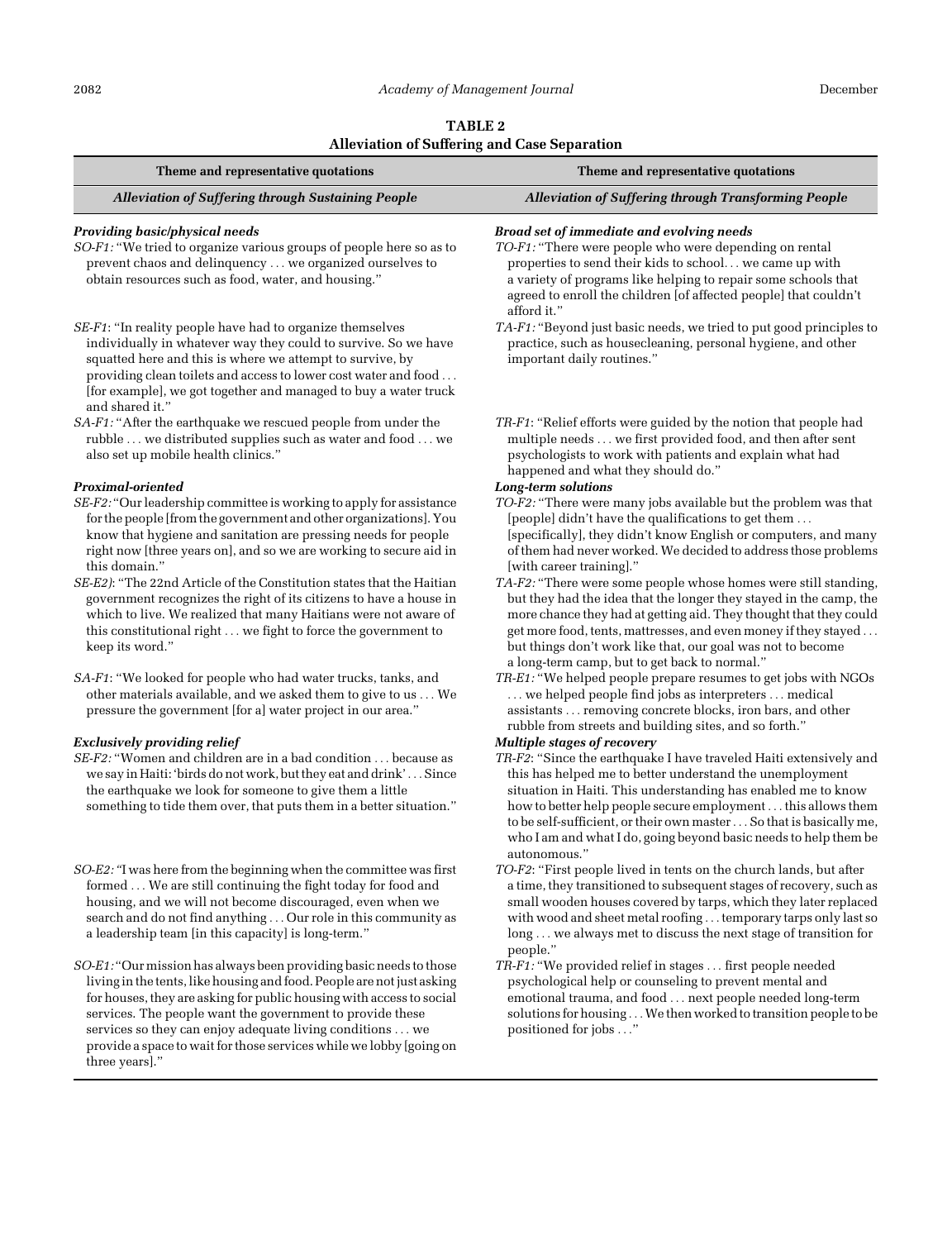**TABLE 2**
**Alleviation of Suffering and Case Separation**

| Theme and representative quotations | Theme and representative quotations |
|---|---|
| ***Alleviation of Suffering through Sustaining People*** | ***Alleviation of Suffering through Transforming People*** |
| ***Providing basic/physical needs*** | ***Broad set of immediate and evolving needs*** |
| *SO-F1:* "We tried to organize various groups of people here so as to prevent chaos and delinquency . . . we organized ourselves to obtain resources such as food, water, and housing." | *TO-F1:* "There were people who were depending on rental properties to send their kids to school. . . we came up with a variety of programs like helping to repair some schools that agreed to enroll the children [of affected people] that couldn't afford it." |
| *SE-F1*: "In reality people have had to organize themselves individually in whatever way they could to survive. So we have squatted here and this is where we attempt to survive, by providing clean toilets and access to lower cost water and food . . . [for example], we got together and managed to buy a water truck and shared it." | *TA-F1:* "Beyond just basic needs, we tried to put good principles to practice, such as housecleaning, personal hygiene, and other important daily routines." |
| *SA-F1:* "After the earthquake we rescued people from under the rubble . . . we distributed supplies such as water and food . . . we also set up mobile health clinics." | *TR-F1*: "Relief efforts were guided by the notion that people had multiple needs . . . we first provided food, and then after sent psychologists to work with patients and explain what had happened and what they should do." |
| ***Proximal-oriented*** | ***Long-term solutions*** |
| *SE-F2:* "Our leadership committee is working to apply for assistance for the people [from the government and other organizations]. You know that hygiene and sanitation are pressing needs for people right now [three years on], and so we are working to secure aid in this domain." | *TO-F2:* "There were many jobs available but the problem was that [people] didn't have the qualifications to get them . . . [specifically], they didn't know English or computers, and many of them had never worked. We decided to address those problems [with career training]." |
| *SE-E2)*: "The 22nd Article of the Constitution states that the Haitian government recognizes the right of its citizens to have a house in which to live. We realized that many Haitians were not aware of this constitutional right . . . we fight to force the government to keep its word." | *TA-F2:* "There were some people whose homes were still standing, but they had the idea that the longer they stayed in the camp, the more chance they had at getting aid. They thought that they could get more food, tents, mattresses, and even money if they stayed . . . but things don't work like that, our goal was not to become a long-term camp, but to get back to normal." |
| *SA-F1*: "We looked for people who had water trucks, tanks, and other materials available, and we asked them to give to us . . . We pressure the government [for a] water project in our area." | *TR-E1:* "We helped people prepare resumes to get jobs with NGOs . . . we helped people find jobs as interpreters . . . medical assistants . . . removing concrete blocks, iron bars, and other rubble from streets and building sites, and so forth." |
| ***Exclusively providing relief*** | ***Multiple stages of recovery*** |
| *SE-F2:* "Women and children are in a bad condition . . . because as we say in Haiti: 'birds do not work, but they eat and drink' . . . Since the earthquake we look for someone to give them a little something to tide them over, that puts them in a better situation." | *TR-F2*: "Since the earthquake I have traveled Haiti extensively and this has helped me to better understand the unemployment situation in Haiti. This understanding has enabled me to know how to better help people secure employment . . . this allows them to be self-sufficient, or their own master . . . So that is basically me, who I am and what I do, going beyond basic needs to help them be autonomous." |
| *SO-E2:* "I was here from the beginning when the committee was first formed . . . We are still continuing the fight today for food and housing, and we will not become discouraged, even when we search and do not find anything . . . Our role in this community as a leadership team [in this capacity] is long-term." | *TO-F2*: "First people lived in tents on the church lands, but after a time, they transitioned to subsequent stages of recovery, such as small wooden houses covered by tarps, which they later replaced with wood and sheet metal roofing . . . temporary tarps only last so long . . . we always met to discuss the next stage of transition for people." |
| *SO-E1:* "Our mission has always been providing basic needs to those living in the tents, like housing and food. People are not just asking for houses, they are asking for public housing with access to social services. The people want the government to provide these services so they can enjoy adequate living conditions . . . we provide a space to wait for those services while we lobby [going on three years]." | *TR-F1:* "We provided relief in stages . . . first people needed psychological help or counseling to prevent mental and emotional trauma, and food . . . next people needed long-term solutions for housing . . . We then worked to transition people to be positioned for jobs . . ." |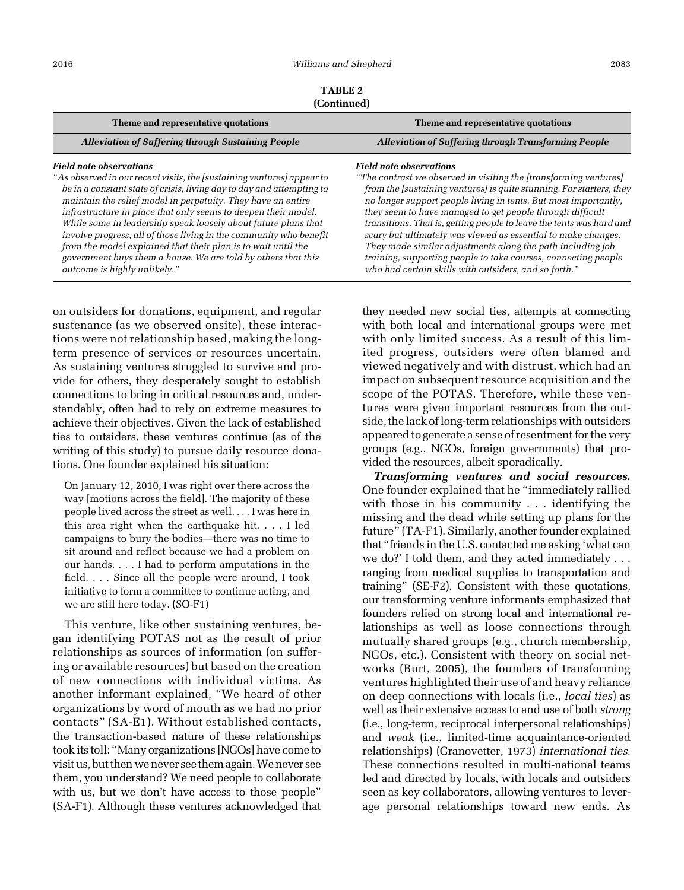**TABLE 2**
**(Continued)**

| Theme and representative quotations | Theme and representative quotations |
| --- | --- |
| ***Alleviation of Suffering through Sustaining People*** | ***Alleviation of Suffering through Transforming People*** |
| ***Field note observations*** *"As observed in our recent visits, the [sustaining ventures] appear to be in a constant state of crisis, living day to day and attempting to maintain the relief model in perpetuity. They have an entire infrastructure in place that only seems to deepen their model. While some in leadership speak loosely about future plans that involve progress, all of those living in the community who benefit from the model explained that their plan is to wait until the government buys them a house. We are told by others that this outcome is highly unlikely."* | ***Field note observations*** *"The contrast we observed in visiting the [transforming ventures] from the [sustaining ventures] is quite stunning. For starters, they no longer support people living in tents. But most importantly, they seem to have managed to get people through difficult transitions. That is, getting people to leave the tents was hard and scary but ultimately was viewed as essential to make changes. They made similar adjustments along the path including job training, supporting people to take courses, connecting people who had certain skills with outsiders, and so forth."* |

on outsiders for donations, equipment, and regular sustenance (as we observed onsite), these interactions were not relationship based, making the long-term presence of services or resources uncertain. As sustaining ventures struggled to survive and provide for others, they desperately sought to establish connections to bring in critical resources and, understandably, often had to rely on extreme measures to achieve their objectives. Given the lack of established ties to outsiders, these ventures continue (as of the writing of this study) to pursue daily resource donations. One founder explained his situation:

> On January 12, 2010, I was right over there across the way [motions across the field]. The majority of these people lived across the street as well. . . . I was here in this area right when the earthquake hit. . . . I led campaigns to bury the bodies—there was no time to sit around and reflect because we had a problem on our hands. . . . I had to perform amputations in the field. . . . Since all the people were around, I took initiative to form a committee to continue acting, and we are still here today. (SO-F1)

This venture, like other sustaining ventures, began identifying POTAS not as the result of prior relationships as sources of information (on suffering or available resources) but based on the creation of new connections with individual victims. As another informant explained, "We heard of other organizations by word of mouth as we had no prior contacts" (SA-E1). Without established contacts, the transaction-based nature of these relationships took its toll: "Many organizations [NGOs] have come to visit us, but then we never see them again. We never see them, you understand? We need people to collaborate with us, but we don't have access to those people" (SA-F1). Although these ventures acknowledged that they needed new social ties, attempts at connecting with both local and international groups were met with only limited success. As a result of this limited progress, outsiders were often blamed and viewed negatively and with distrust, which had an impact on subsequent resource acquisition and the scope of the POTAS. Therefore, while these ventures were given important resources from the outside, the lack of long-term relationships with outsiders appeared to generate a sense of resentment for the very groups (e.g., NGOs, foreign governments) that provided the resources, albeit sporadically.

***Transforming ventures and social resources.*** One founder explained that he "immediately rallied with those in his community . . . identifying the missing and the dead while setting up plans for the future" (TA-F1). Similarly, another founder explained that "friends in the U.S. contacted me asking 'what can we do?' I told them, and they acted immediately . . . ranging from medical supplies to transportation and training" (SE-F2). Consistent with these quotations, our transforming venture informants emphasized that founders relied on strong local and international relationships as well as loose connections through mutually shared groups (e.g., church membership, NGOs, etc.). Consistent with theory on social networks (Burt, 2005), the founders of transforming ventures highlighted their use of and heavy reliance on deep connections with locals (i.e., *local ties*) as well as their extensive access to and use of both *strong* (i.e., long-term, reciprocal interpersonal relationships) and *weak* (i.e., limited-time acquaintance-oriented relationships) (Granovetter, 1973) *international ties*. These connections resulted in multi-national teams led and directed by locals, with locals and outsiders seen as key collaborators, allowing ventures to leverage personal relationships toward new ends. As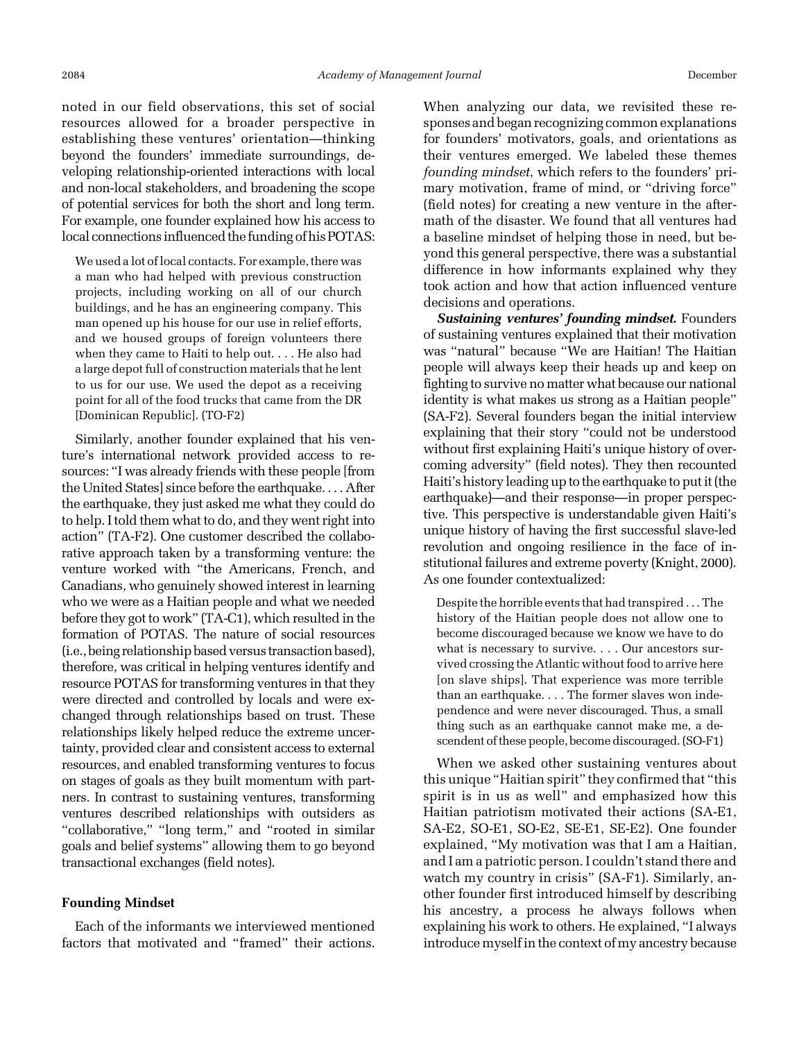noted in our field observations, this set of social resources allowed for a broader perspective in establishing these ventures' orientation—thinking beyond the founders' immediate surroundings, developing relationship-oriented interactions with local and non-local stakeholders, and broadening the scope of potential services for both the short and long term. For example, one founder explained how his access to local connections influenced the funding of his POTAS:

> We used a lot of local contacts. For example, there was a man who had helped with previous construction projects, including working on all of our church buildings, and he has an engineering company. This man opened up his house for our use in relief efforts, and we housed groups of foreign volunteers there when they came to Haiti to help out. . . . He also had a large depot full of construction materials that he lent to us for our use. We used the depot as a receiving point for all of the food trucks that came from the DR [Dominican Republic]. (TO-F2)

Similarly, another founder explained that his venture's international network provided access to resources: "I was already friends with these people [from the United States] since before the earthquake. . . . After the earthquake, they just asked me what they could do to help. I told them what to do, and they went right into action" (TA-F2). One customer described the collaborative approach taken by a transforming venture: the venture worked with "the Americans, French, and Canadians, who genuinely showed interest in learning who we were as a Haitian people and what we needed before they got to work" (TA-C1), which resulted in the formation of POTAS. The nature of social resources (i.e., being relationship based versus transaction based), therefore, was critical in helping ventures identify and resource POTAS for transforming ventures in that they were directed and controlled by locals and were exchanged through relationships based on trust. These relationships likely helped reduce the extreme uncertainty, provided clear and consistent access to external resources, and enabled transforming ventures to focus on stages of goals as they built momentum with partners. In contrast to sustaining ventures, transforming ventures described relationships with outsiders as "collaborative," "long term," and "rooted in similar goals and belief systems" allowing them to go beyond transactional exchanges (field notes).

### Founding Mindset

Each of the informants we interviewed mentioned factors that motivated and "framed" their actions. When analyzing our data, we revisited these responses and began recognizing common explanations for founders' motivators, goals, and orientations as their ventures emerged. We labeled these themes *founding mindset*, which refers to the founders' primary motivation, frame of mind, or "driving force" (field notes) for creating a new venture in the aftermath of the disaster. We found that all ventures had a baseline mindset of helping those in need, but beyond this general perspective, there was a substantial difference in how informants explained why they took action and how that action influenced venture decisions and operations.

***Sustaining ventures' founding mindset.*** Founders of sustaining ventures explained that their motivation was "natural" because "We are Haitian! The Haitian people will always keep their heads up and keep on fighting to survive no matter what because our national identity is what makes us strong as a Haitian people" (SA-F2). Several founders began the initial interview explaining that their story "could not be understood without first explaining Haiti's unique history of overcoming adversity" (field notes). They then recounted Haiti's history leading up to the earthquake to put it (the earthquake)—and their response—in proper perspective. This perspective is understandable given Haiti's unique history of having the first successful slave-led revolution and ongoing resilience in the face of institutional failures and extreme poverty (Knight, 2000). As one founder contextualized:

> Despite the horrible events that had transpired . . . The history of the Haitian people does not allow one to become discouraged because we know we have to do what is necessary to survive. . . . Our ancestors survived crossing the Atlantic without food to arrive here [on slave ships]. That experience was more terrible than an earthquake. . . . The former slaves won independence and were never discouraged. Thus, a small thing such as an earthquake cannot make me, a descendent of these people, become discouraged. (SO-F1)

When we asked other sustaining ventures about this unique "Haitian spirit" they confirmed that "this spirit is in us as well" and emphasized how this Haitian patriotism motivated their actions (SA-E1, SA-E2, SO-E1, SO-E2, SE-E1, SE-E2). One founder explained, "My motivation was that I am a Haitian, and I am a patriotic person. I couldn't stand there and watch my country in crisis" (SA-F1). Similarly, another founder first introduced himself by describing his ancestry, a process he always follows when explaining his work to others. He explained, "I always introduce myself in the context of my ancestry because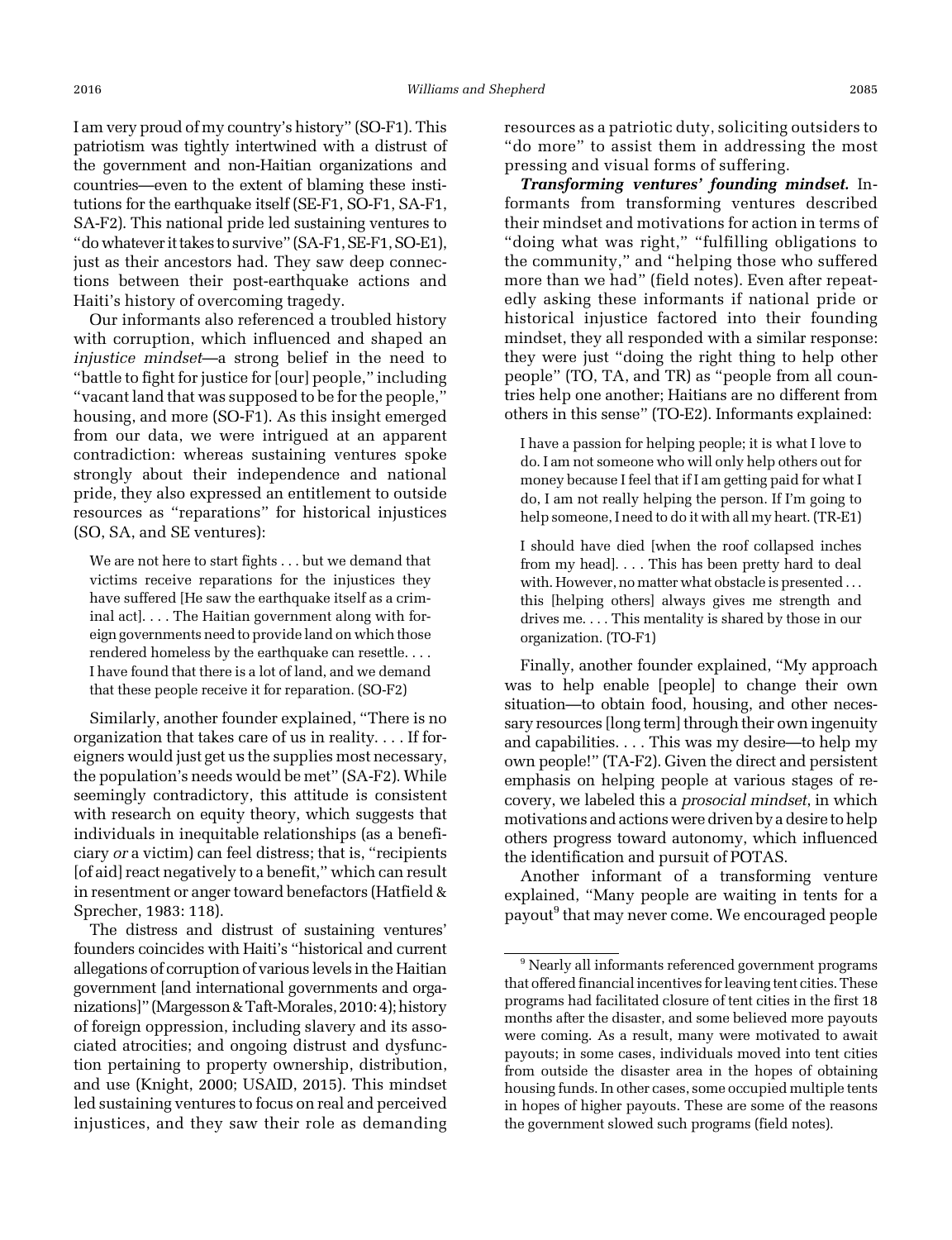I am very proud of my country's history" (SO-F1). This patriotism was tightly intertwined with a distrust of the government and non-Haitian organizations and countries—even to the extent of blaming these institutions for the earthquake itself (SE-F1, SO-F1, SA-F1, SA-F2). This national pride led sustaining ventures to "do whatever it takes to survive" (SA-F1, SE-F1, SO-E1), just as their ancestors had. They saw deep connections between their post-earthquake actions and Haiti's history of overcoming tragedy.

Our informants also referenced a troubled history with corruption, which influenced and shaped an *injustice mindset*—a strong belief in the need to "battle to fight for justice for [our] people," including "vacant land that was supposed to be for the people," housing, and more (SO-F1). As this insight emerged from our data, we were intrigued at an apparent contradiction: whereas sustaining ventures spoke strongly about their independence and national pride, they also expressed an entitlement to outside resources as "reparations" for historical injustices (SO, SA, and SE ventures):

> We are not here to start fights . . . but we demand that victims receive reparations for the injustices they have suffered [He saw the earthquake itself as a criminal act]. . . . The Haitian government along with foreign governments need to provide land on which those rendered homeless by the earthquake can resettle. . . . I have found that there is a lot of land, and we demand that these people receive it for reparation. (SO-F2)

Similarly, another founder explained, "There is no organization that takes care of us in reality. . . . If foreigners would just get us the supplies most necessary, the population's needs would be met" (SA-F2). While seemingly contradictory, this attitude is consistent with research on equity theory, which suggests that individuals in inequitable relationships (as a beneficiary *or* a victim) can feel distress; that is, "recipients [of aid] react negatively to a benefit," which can result in resentment or anger toward benefactors (Hatfield & Sprecher, 1983: 118).

The distress and distrust of sustaining ventures' founders coincides with Haiti's "historical and current allegations of corruption of various levels in the Haitian government [and international governments and organizations]" (Margesson & Taft-Morales, 2010: 4); history of foreign oppression, including slavery and its associated atrocities; and ongoing distrust and dysfunction pertaining to property ownership, distribution, and use (Knight, 2000; USAID, 2015). This mindset led sustaining ventures to focus on real and perceived injustices, and they saw their role as demanding resources as a patriotic duty, soliciting outsiders to "do more" to assist them in addressing the most pressing and visual forms of suffering.

***Transforming ventures' founding mindset.*** Informants from transforming ventures described their mindset and motivations for action in terms of "doing what was right," "fulfilling obligations to the community," and "helping those who suffered more than we had" (field notes). Even after repeatedly asking these informants if national pride or historical injustice factored into their founding mindset, they all responded with a similar response: they were just "doing the right thing to help other people" (TO, TA, and TR) as "people from all countries help one another; Haitians are no different from others in this sense" (TO-E2). Informants explained:

> I have a passion for helping people; it is what I love to do. I am not someone who will only help others out for money because I feel that if I am getting paid for what I do, I am not really helping the person. If I'm going to help someone, I need to do it with all my heart. (TR-E1)

> I should have died [when the roof collapsed inches from my head]. . . . This has been pretty hard to deal with. However, no matter what obstacle is presented . . . this [helping others] always gives me strength and drives me. . . . This mentality is shared by those in our organization. (TO-F1)

Finally, another founder explained, "My approach was to help enable [people] to change their own situation—to obtain food, housing, and other necessary resources [long term] through their own ingenuity and capabilities. . . . This was my desire—to help my own people!" (TA-F2). Given the direct and persistent emphasis on helping people at various stages of recovery, we labeled this a *prosocial mindset*, in which motivations and actions were driven by a desire to help others progress toward autonomy, which influenced the identification and pursuit of POTAS.

Another informant of a transforming venture explained, "Many people are waiting in tents for a payout[9] that may never come. We encouraged people

[9] Nearly all informants referenced government programs that offered financial incentives for leaving tent cities. These programs had facilitated closure of tent cities in the first 18 months after the disaster, and some believed more payouts were coming. As a result, many were motivated to await payouts; in some cases, individuals moved into tent cities from outside the disaster area in the hopes of obtaining housing funds. In other cases, some occupied multiple tents in hopes of higher payouts. These are some of the reasons the government slowed such programs (field notes).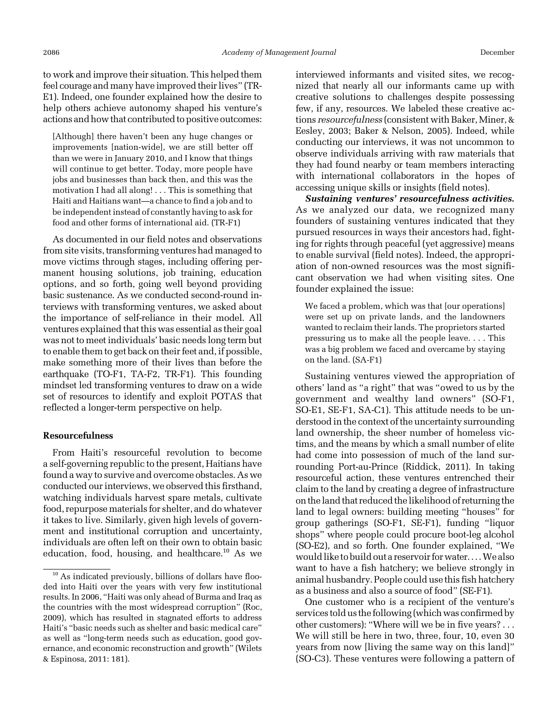to work and improve their situation. This helped them feel courage and many have improved their lives" (TR-E1). Indeed, one founder explained how the desire to help others achieve autonomy shaped his venture's actions and how that contributed to positive outcomes:

> [Although] there haven't been any huge changes or improvements [nation-wide], we are still better off than we were in January 2010, and I know that things will continue to get better. Today, more people have jobs and businesses than back then, and this was the motivation I had all along! . . . This is something that Haiti and Haitians want—a chance to find a job and to be independent instead of constantly having to ask for food and other forms of international aid. (TR-F1)

As documented in our field notes and observations from site visits, transforming ventures had managed to move victims through stages, including offering permanent housing solutions, job training, education options, and so forth, going well beyond providing basic sustenance. As we conducted second-round interviews with transforming ventures, we asked about the importance of self-reliance in their model. All ventures explained that this was essential as their goal was not to meet individuals' basic needs long term but to enable them to get back on their feet and, if possible, make something more of their lives than before the earthquake (TO-F1, TA-F2, TR-F1). This founding mindset led transforming ventures to draw on a wide set of resources to identify and exploit POTAS that reflected a longer-term perspective on help.

### Resourcefulness

From Haiti's resourceful revolution to become a self-governing republic to the present, Haitians have found a way to survive and overcome obstacles. As we conducted our interviews, we observed this firsthand, watching individuals harvest spare metals, cultivate food, repurpose materials for shelter, and do whatever it takes to live. Similarly, given high levels of government and institutional corruption and uncertainty, individuals are often left on their own to obtain basic education, food, housing, and healthcare.[10] As we interviewed informants and visited sites, we recognized that nearly all our informants came up with creative solutions to challenges despite possessing few, if any, resources. We labeled these creative actions *resourcefulness* (consistent with Baker, Miner, & Eesley, 2003; Baker & Nelson, 2005). Indeed, while conducting our interviews, it was not uncommon to observe individuals arriving with raw materials that they had found nearby or team members interacting with international collaborators in the hopes of accessing unique skills or insights (field notes).

***Sustaining ventures' resourcefulness activities.*** As we analyzed our data, we recognized many founders of sustaining ventures indicated that they pursued resources in ways their ancestors had, fighting for rights through peaceful (yet aggressive) means to enable survival (field notes). Indeed, the appropriation of non-owned resources was the most significant observation we had when visiting sites. One founder explained the issue:

> We faced a problem, which was that [our operations] were set up on private lands, and the landowners wanted to reclaim their lands. The proprietors started pressuring us to make all the people leave. . . . This was a big problem we faced and overcame by staying on the land. (SA-F1)

Sustaining ventures viewed the appropriation of others' land as "a right" that was "owed to us by the government and wealthy land owners" (SO-F1, SO-E1, SE-F1, SA-C1). This attitude needs to be understood in the context of the uncertainty surrounding land ownership, the sheer number of homeless victims, and the means by which a small number of elite had come into possession of much of the land surrounding Port-au-Prince (Riddick, 2011). In taking resourceful action, these ventures entrenched their claim to the land by creating a degree of infrastructure on the land that reduced the likelihood of returning the land to legal owners: building meeting "houses" for group gatherings (SO-F1, SE-F1), funding "liquor shops" where people could procure boot-leg alcohol (SO-E2), and so forth. One founder explained, "We would like to build out a reservoir for water. . . . We also want to have a fish hatchery; we believe strongly in animal husbandry. People could use this fish hatchery as a business and also a source of food" (SE-F1).

One customer who is a recipient of the venture's services told us the following (which was confirmed by other customers): "Where will we be in five years? . . . We will still be here in two, three, four, 10, even 30 years from now [living the same way on this land]" (SO-C3). These ventures were following a pattern of

[10] As indicated previously, billions of dollars have flooded into Haiti over the years with very few institutional results. In 2006, "Haiti was only ahead of Burma and Iraq as the countries with the most widespread corruption" (Roc, 2009), which has resulted in stagnated efforts to address Haiti's "basic needs such as shelter and basic medical care" as well as "long-term needs such as education, good governance, and economic reconstruction and growth" (Wilets & Espinosa, 2011: 181).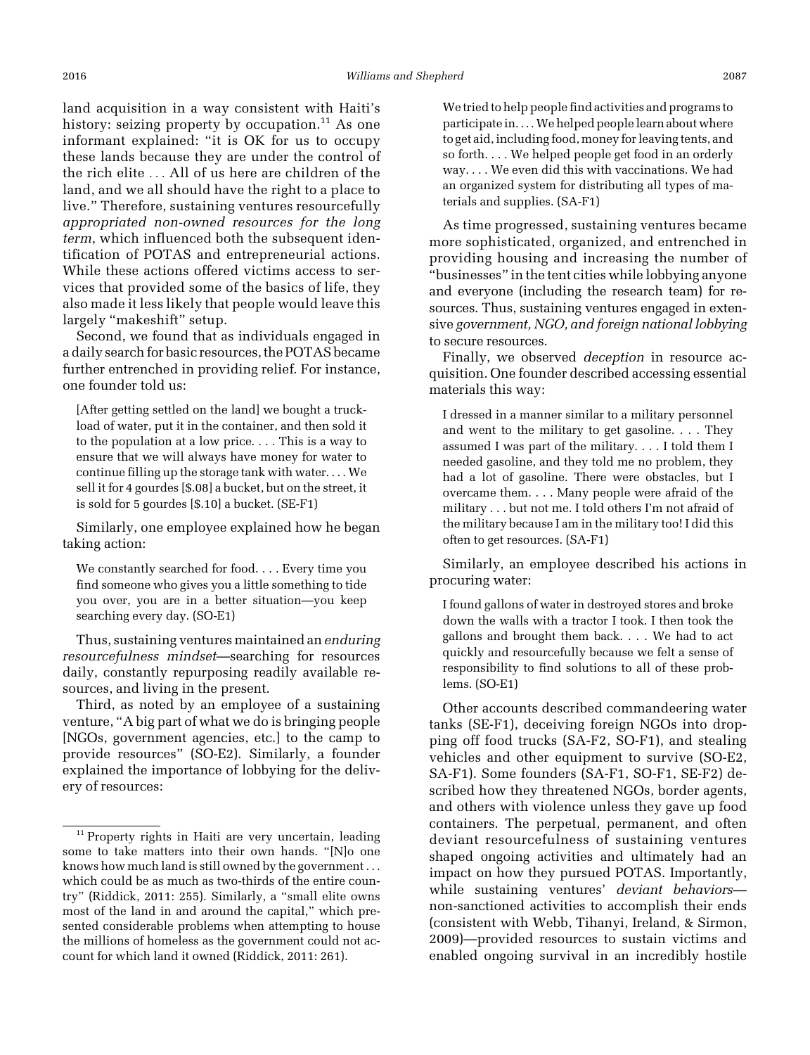land acquisition in a way consistent with Haiti's history: seizing property by occupation.[11] As one informant explained: "it is OK for us to occupy these lands because they are under the control of the rich elite . . . All of us here are children of the land, and we all should have the right to a place to live." Therefore, sustaining ventures resourcefully *appropriated non-owned resources for the long term*, which influenced both the subsequent identification of POTAS and entrepreneurial actions. While these actions offered victims access to services that provided some of the basics of life, they also made it less likely that people would leave this largely "makeshift" setup.

Second, we found that as individuals engaged in a daily search for basic resources, the POTAS became further entrenched in providing relief. For instance, one founder told us:

> [After getting settled on the land] we bought a truckload of water, put it in the container, and then sold it to the population at a low price. . . . This is a way to ensure that we will always have money for water to continue filling up the storage tank with water. . . . We sell it for 4 gourdes [$.08] a bucket, but on the street, it is sold for 5 gourdes [$.10] a bucket. (SE-F1)

Similarly, one employee explained how he began taking action:

> We constantly searched for food. . . . Every time you find someone who gives you a little something to tide you over, you are in a better situation—you keep searching every day. (SO-E1)

Thus, sustaining ventures maintained an *enduring resourcefulness mindset*—searching for resources daily, constantly repurposing readily available resources, and living in the present.

Third, as noted by an employee of a sustaining venture, "A big part of what we do is bringing people [NGOs, government agencies, etc.] to the camp to provide resources" (SO-E2). Similarly, a founder explained the importance of lobbying for the delivery of resources:

> We tried to help people find activities and programs to participate in. . . . We helped people learn about where to get aid, including food, money for leaving tents, and so forth. . . . We helped people get food in an orderly way. . . . We even did this with vaccinations. We had an organized system for distributing all types of materials and supplies. (SA-F1)

As time progressed, sustaining ventures became more sophisticated, organized, and entrenched in providing housing and increasing the number of "businesses" in the tent cities while lobbying anyone and everyone (including the research team) for resources. Thus, sustaining ventures engaged in extensive *government, NGO, and foreign national lobbying* to secure resources.

Finally, we observed *deception* in resource acquisition. One founder described accessing essential materials this way:

> I dressed in a manner similar to a military personnel and went to the military to get gasoline. . . . They assumed I was part of the military. . . . I told them I needed gasoline, and they told me no problem, they had a lot of gasoline. There were obstacles, but I overcame them. . . . Many people were afraid of the military . . . but not me. I told others I'm not afraid of the military because I am in the military too! I did this often to get resources. (SA-F1)

Similarly, an employee described his actions in procuring water:

> I found gallons of water in destroyed stores and broke down the walls with a tractor I took. I then took the gallons and brought them back. . . . We had to act quickly and resourcefully because we felt a sense of responsibility to find solutions to all of these problems. (SO-E1)

Other accounts described commandeering water tanks (SE-F1), deceiving foreign NGOs into dropping off food trucks (SA-F2, SO-F1), and stealing vehicles and other equipment to survive (SO-E2, SA-F1). Some founders (SA-F1, SO-F1, SE-F2) described how they threatened NGOs, border agents, and others with violence unless they gave up food containers. The perpetual, permanent, and often deviant resourcefulness of sustaining ventures shaped ongoing activities and ultimately had an impact on how they pursued POTAS. Importantly, while sustaining ventures' *deviant behaviors*—non-sanctioned activities to accomplish their ends (consistent with Webb, Tihanyi, Ireland, & Sirmon, 2009)—provided resources to sustain victims and enabled ongoing survival in an incredibly hostile

---

[11] Property rights in Haiti are very uncertain, leading some to take matters into their own hands. "[N]o one knows how much land is still owned by the government . . . which could be as much as two-thirds of the entire country" (Riddick, 2011: 255). Similarly, a "small elite owns most of the land in and around the capital," which presented considerable problems when attempting to house the millions of homeless as the government could not account for which land it owned (Riddick, 2011: 261).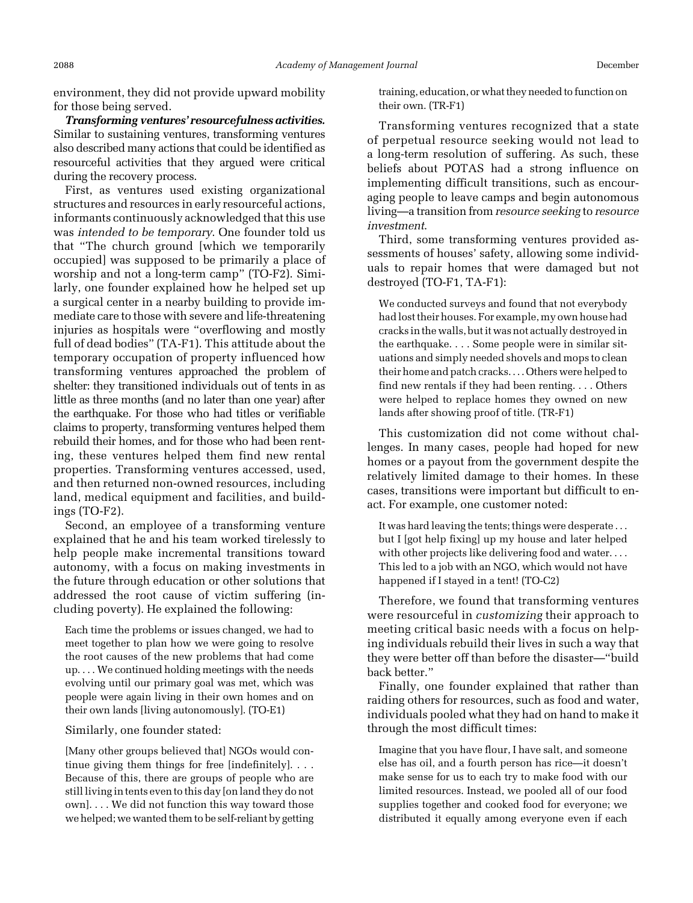environment, they did not provide upward mobility for those being served.

***Transforming ventures' resourcefulness activities.*** Similar to sustaining ventures, transforming ventures also described many actions that could be identified as resourceful activities that they argued were critical during the recovery process.

First, as ventures used existing organizational structures and resources in early resourceful actions, informants continuously acknowledged that this use was *intended to be temporary*. One founder told us that "The church ground [which we temporarily occupied] was supposed to be primarily a place of worship and not a long-term camp" (TO-F2). Similarly, one founder explained how he helped set up a surgical center in a nearby building to provide immediate care to those with severe and life-threatening injuries as hospitals were "overflowing and mostly full of dead bodies" (TA-F1). This attitude about the temporary occupation of property influenced how transforming ventures approached the problem of shelter: they transitioned individuals out of tents in as little as three months (and no later than one year) after the earthquake. For those who had titles or verifiable claims to property, transforming ventures helped them rebuild their homes, and for those who had been renting, these ventures helped them find new rental properties. Transforming ventures accessed, used, and then returned non-owned resources, including land, medical equipment and facilities, and buildings (TO-F2).

Second, an employee of a transforming venture explained that he and his team worked tirelessly to help people make incremental transitions toward autonomy, with a focus on making investments in the future through education or other solutions that addressed the root cause of victim suffering (including poverty). He explained the following:

> Each time the problems or issues changed, we had to meet together to plan how we were going to resolve the root causes of the new problems that had come up. . . . We continued holding meetings with the needs evolving until our primary goal was met, which was people were again living in their own homes and on their own lands [living autonomously]. (TO-E1)

Similarly, one founder stated:

> [Many other groups believed that] NGOs would continue giving them things for free [indefinitely]. . . . Because of this, there are groups of people who are still living in tents even to this day [on land they do not own]. . . . We did not function this way toward those we helped; we wanted them to be self-reliant by getting training, education, or what they needed to function on their own. (TR-F1)

Transforming ventures recognized that a state of perpetual resource seeking would not lead to a long-term resolution of suffering. As such, these beliefs about POTAS had a strong influence on implementing difficult transitions, such as encouraging people to leave camps and begin autonomous living—a transition from *resource seeking* to *resource investment*.

Third, some transforming ventures provided assessments of houses' safety, allowing some individuals to repair homes that were damaged but not destroyed (TO-F1, TA-F1):

> We conducted surveys and found that not everybody had lost their houses. For example, my own house had cracks in the walls, but it was not actually destroyed in the earthquake. . . . Some people were in similar situations and simply needed shovels and mops to clean their home and patch cracks. . . . Others were helped to find new rentals if they had been renting. . . . Others were helped to replace homes they owned on new lands after showing proof of title. (TR-F1)

This customization did not come without challenges. In many cases, people had hoped for new homes or a payout from the government despite the relatively limited damage to their homes. In these cases, transitions were important but difficult to enact. For example, one customer noted:

> It was hard leaving the tents; things were desperate . . . but I [got help fixing] up my house and later helped with other projects like delivering food and water. . . . This led to a job with an NGO, which would not have happened if I stayed in a tent! (TO-C2)

Therefore, we found that transforming ventures were resourceful in *customizing* their approach to meeting critical basic needs with a focus on helping individuals rebuild their lives in such a way that they were better off than before the disaster—"build back better."

Finally, one founder explained that rather than raiding others for resources, such as food and water, individuals pooled what they had on hand to make it through the most difficult times:

> Imagine that you have flour, I have salt, and someone else has oil, and a fourth person has rice—it doesn't make sense for us to each try to make food with our limited resources. Instead, we pooled all of our food supplies together and cooked food for everyone; we distributed it equally among everyone even if each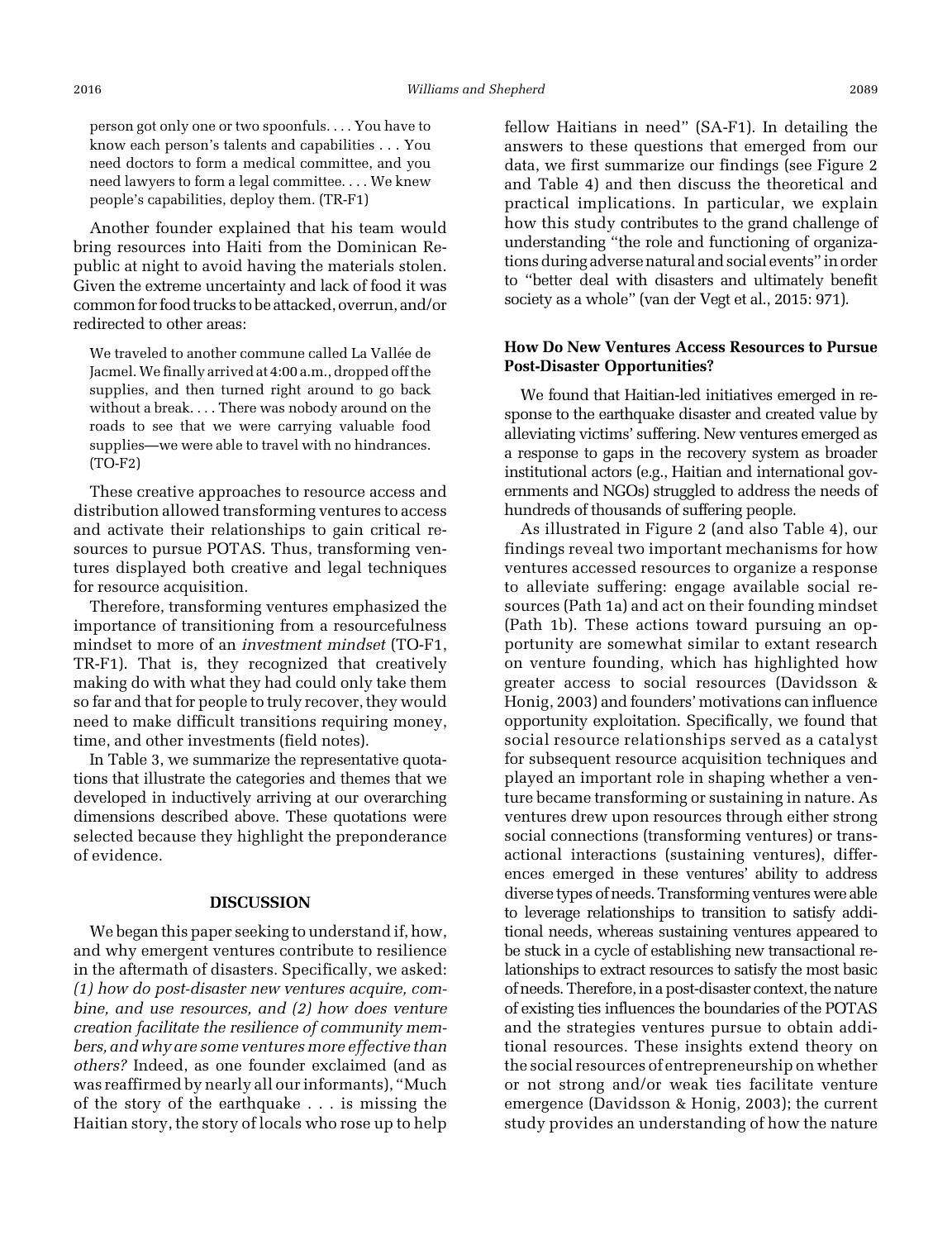> person got only one or two spoonfuls. . . . You have to know each person's talents and capabilities . . . You need doctors to form a medical committee, and you need lawyers to form a legal committee. . . . We knew people's capabilities, deploy them. (TR-F1)

Another founder explained that his team would bring resources into Haiti from the Dominican Republic at night to avoid having the materials stolen. Given the extreme uncertainty and lack of food it was common for food trucks to be attacked, overrun, and/or redirected to other areas:

> We traveled to another commune called La Vallée de Jacmel. We finally arrived at 4:00 a.m., dropped off the supplies, and then turned right around to go back without a break. . . . There was nobody around on the roads to see that we were carrying valuable food supplies—we were able to travel with no hindrances. (TO-F2)

These creative approaches to resource access and distribution allowed transforming ventures to access and activate their relationships to gain critical resources to pursue POTAS. Thus, transforming ventures displayed both creative and legal techniques for resource acquisition.

Therefore, transforming ventures emphasized the importance of transitioning from a resourcefulness mindset to more of an *investment mindset* (TO-F1, TR-F1). That is, they recognized that creatively making do with what they had could only take them so far and that for people to truly recover, they would need to make difficult transitions requiring money, time, and other investments (field notes).

In Table 3, we summarize the representative quotations that illustrate the categories and themes that we developed in inductively arriving at our overarching dimensions described above. These quotations were selected because they highlight the preponderance of evidence.

## DISCUSSION

We began this paper seeking to understand if, how, and why emergent ventures contribute to resilience in the aftermath of disasters. Specifically, we asked: *(1) how do post-disaster new ventures acquire, combine, and use resources, and (2) how does venture creation facilitate the resilience of community members, and why are some ventures more effective than others?* Indeed, as one founder exclaimed (and as was reaffirmed by nearly all our informants), "Much of the story of the earthquake . . . is missing the Haitian story, the story of locals who rose up to help fellow Haitians in need" (SA-F1). In detailing the answers to these questions that emerged from our data, we first summarize our findings (see Figure 2 and Table 4) and then discuss the theoretical and practical implications. In particular, we explain how this study contributes to the grand challenge of understanding "the role and functioning of organizations during adverse natural and social events" in order to "better deal with disasters and ultimately benefit society as a whole" (van der Vegt et al., 2015: 971).

### How Do New Ventures Access Resources to Pursue Post-Disaster Opportunities?

We found that Haitian-led initiatives emerged in response to the earthquake disaster and created value by alleviating victims' suffering. New ventures emerged as a response to gaps in the recovery system as broader institutional actors (e.g., Haitian and international governments and NGOs) struggled to address the needs of hundreds of thousands of suffering people.

As illustrated in Figure 2 (and also Table 4), our findings reveal two important mechanisms for how ventures accessed resources to organize a response to alleviate suffering: engage available social resources (Path 1a) and act on their founding mindset (Path 1b). These actions toward pursuing an opportunity are somewhat similar to extant research on venture founding, which has highlighted how greater access to social resources (Davidsson & Honig, 2003) and founders' motivations can influence opportunity exploitation. Specifically, we found that social resource relationships served as a catalyst for subsequent resource acquisition techniques and played an important role in shaping whether a venture became transforming or sustaining in nature. As ventures drew upon resources through either strong social connections (transforming ventures) or transactional interactions (sustaining ventures), differences emerged in these ventures' ability to address diverse types of needs. Transforming ventures were able to leverage relationships to transition to satisfy additional needs, whereas sustaining ventures appeared to be stuck in a cycle of establishing new transactional relationships to extract resources to satisfy the most basic of needs. Therefore, in a post-disaster context, the nature of existing ties influences the boundaries of the POTAS and the strategies ventures pursue to obtain additional resources. These insights extend theory on the social resources of entrepreneurship on whether or not strong and/or weak ties facilitate venture emergence (Davidsson & Honig, 2003); the current study provides an understanding of how the nature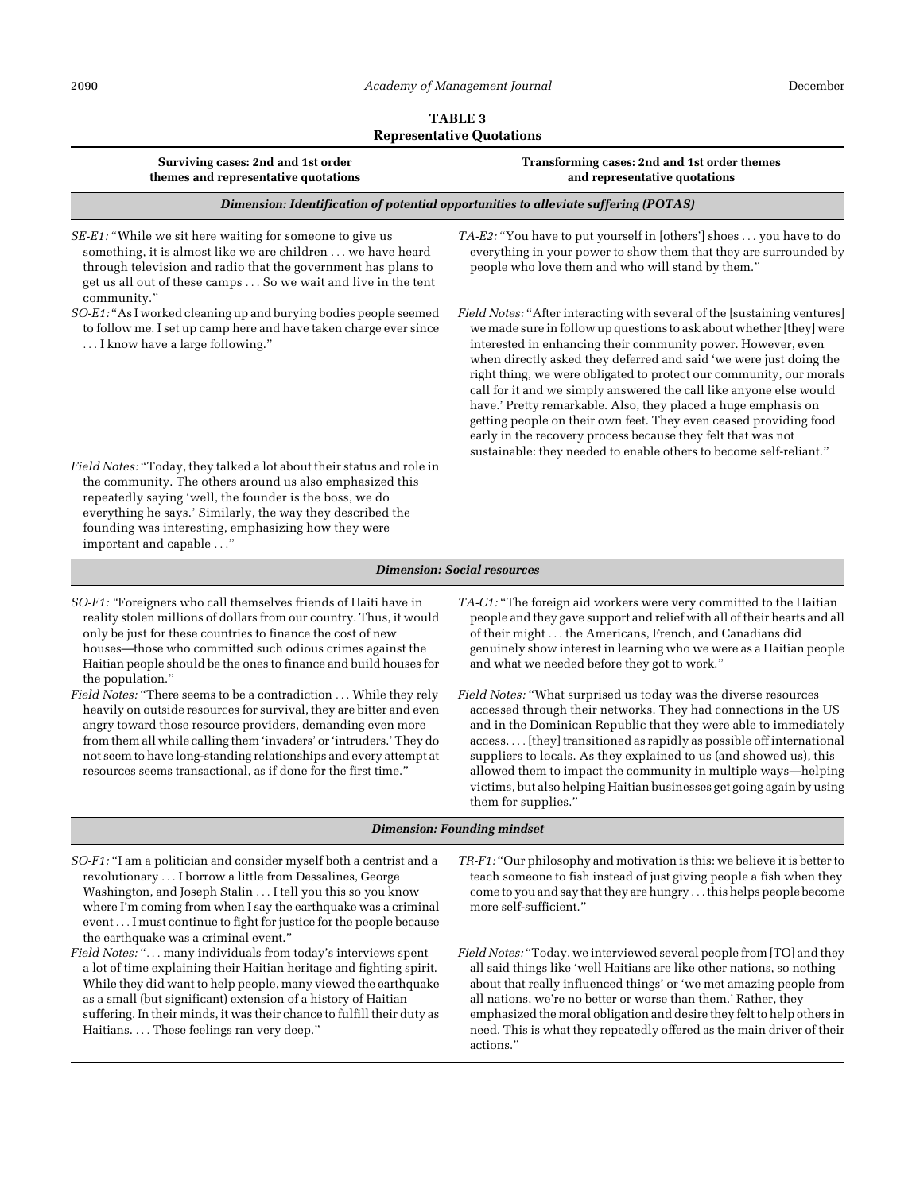**TABLE 3**
**Representative Quotations**

| Surviving cases: 2nd and 1st order themes and representative quotations | Transforming cases: 2nd and 1st order themes and representative quotations |
|---|---|
| ***Dimension: Identification of potential opportunities to alleviate suffering (POTAS)*** | |
| *SE-E1:* "While we sit here waiting for someone to give us something, it is almost like we are children . . . we have heard through television and radio that the government has plans to get us all out of these camps . . . So we wait and live in the tent community." | *TA-E2:* "You have to put yourself in [others'] shoes . . . you have to do everything in your power to show them that they are surrounded by people who love them and who will stand by them." |
| *SO-E1:* "As I worked cleaning up and burying bodies people seemed to follow me. I set up camp here and have taken charge ever since . . . I know have a large following." | *Field Notes:* "After interacting with several of the [sustaining ventures] we made sure in follow up questions to ask about whether [they] were interested in enhancing their community power. However, even when directly asked they deferred and said 'we were just doing the right thing, we were obligated to protect our community, our morals call for it and we simply answered the call like anyone else would have.' Pretty remarkable. Also, they placed a huge emphasis on getting people on their own feet. They even ceased providing food early in the recovery process because they felt that was not sustainable: they needed to enable others to become self-reliant." |
| *Field Notes:* "Today, they talked a lot about their status and role in the community. The others around us also emphasized this repeatedly saying 'well, the founder is the boss, we do everything he says.' Similarly, the way they described the founding was interesting, emphasizing how they were important and capable . . ." | |
| ***Dimension: Social resources*** | |
| *SO-F1:* "Foreigners who call themselves friends of Haiti have in reality stolen millions of dollars from our country. Thus, it would only be just for these countries to finance the cost of new houses—those who committed such odious crimes against the Haitian people should be the ones to finance and build houses for the population." | *TA-C1:* "The foreign aid workers were very committed to the Haitian people and they gave support and relief with all of their hearts and all of their might . . . the Americans, French, and Canadians did genuinely show interest in learning who we were as a Haitian people and what we needed before they got to work." |
| *Field Notes:* "There seems to be a contradiction . . . While they rely heavily on outside resources for survival, they are bitter and even angry toward those resource providers, demanding even more from them all while calling them 'invaders' or 'intruders.' They do not seem to have long-standing relationships and every attempt at resources seems transactional, as if done for the first time." | *Field Notes:* "What surprised us today was the diverse resources accessed through their networks. They had connections in the US and in the Dominican Republic that they were able to immediately access. . . . [they] transitioned as rapidly as possible off international suppliers to locals. As they explained to us (and showed us), this allowed them to impact the community in multiple ways—helping victims, but also helping Haitian businesses get going again by using them for supplies." |
| ***Dimension: Founding mindset*** | |
| *SO-F1:* "I am a politician and consider myself both a centrist and a revolutionary . . . I borrow a little from Dessalines, George Washington, and Joseph Stalin . . . I tell you this so you know where I'm coming from when I say the earthquake was a criminal event . . . I must continue to fight for justice for the people because the earthquake was a criminal event." | *TR-F1:* "Our philosophy and motivation is this: we believe it is better to teach someone to fish instead of just giving people a fish when they come to you and say that they are hungry . . . this helps people become more self-sufficient." |
| *Field Notes:* ". . . many individuals from today's interviews spent a lot of time explaining their Haitian heritage and fighting spirit. While they did want to help people, many viewed the earthquake as a small (but significant) extension of a history of Haitian suffering. In their minds, it was their chance to fulfill their duty as Haitians. . . . These feelings ran very deep." | *Field Notes:* "Today, we interviewed several people from [TO] and they all said things like 'well Haitians are like other nations, so nothing about that really influenced things' or 'we met amazing people from all nations, we're no better or worse than them.' Rather, they emphasized the moral obligation and desire they felt to help others in need. This is what they repeatedly offered as the main driver of their actions." |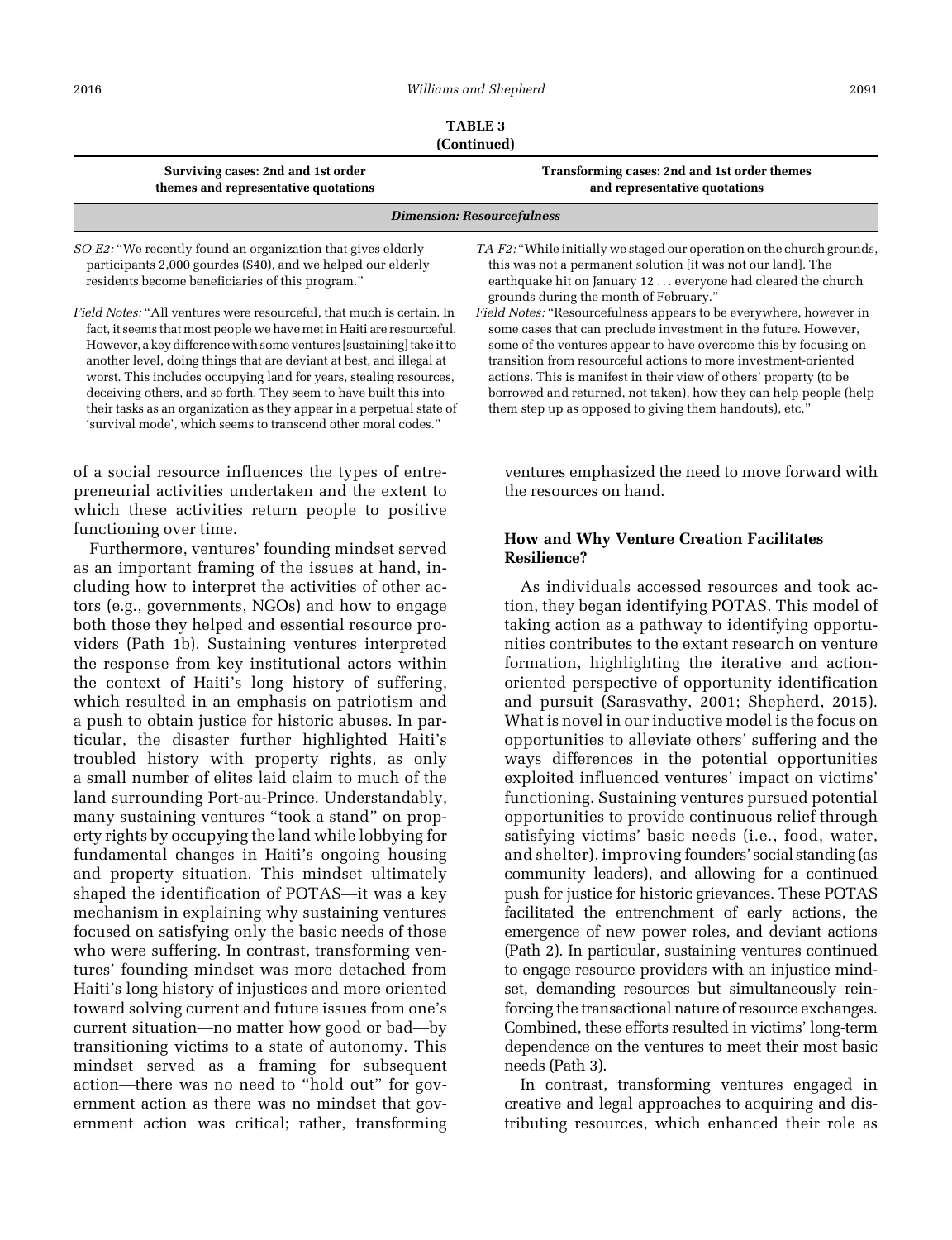**TABLE 3**
**(Continued)**

| Surviving cases: 2nd and 1st order themes and representative quotations | Transforming cases: 2nd and 1st order themes and representative quotations |
|---|---|
| ***Dimension: Resourcefulness*** | |
| *SO-E2:* "We recently found an organization that gives elderly participants 2,000 gourdes ($40), and we helped our elderly residents become beneficiaries of this program." | *TA-F2:* "While initially we staged our operation on the church grounds, this was not a permanent solution [it was not our land]. The earthquake hit on January 12 . . . everyone had cleared the church grounds during the month of February." |
| *Field Notes:* "All ventures were resourceful, that much is certain. In fact, it seems that most people we have met in Haiti are resourceful. However, a key difference with some ventures [sustaining] take it to another level, doing things that are deviant at best, and illegal at worst. This includes occupying land for years, stealing resources, deceiving others, and so forth. They seem to have built this into their tasks as an organization as they appear in a perpetual state of 'survival mode', which seems to transcend other moral codes." | *Field Notes:* "Resourcefulness appears to be everywhere, however in some cases that can preclude investment in the future. However, some of the ventures appear to have overcome this by focusing on transition from resourceful actions to more investment-oriented actions. This is manifest in their view of others' property (to be borrowed and returned, not taken), how they can help people (help them step up as opposed to giving them handouts), etc." |

of a social resource influences the types of entrepreneurial activities undertaken and the extent to which these activities return people to positive functioning over time.

Furthermore, ventures' founding mindset served as an important framing of the issues at hand, including how to interpret the activities of other actors (e.g., governments, NGOs) and how to engage both those they helped and essential resource providers (Path 1b). Sustaining ventures interpreted the response from key institutional actors within the context of Haiti's long history of suffering, which resulted in an emphasis on patriotism and a push to obtain justice for historic abuses. In particular, the disaster further highlighted Haiti's troubled history with property rights, as only a small number of elites laid claim to much of the land surrounding Port-au-Prince. Understandably, many sustaining ventures "took a stand" on property rights by occupying the land while lobbying for fundamental changes in Haiti's ongoing housing and property situation. This mindset ultimately shaped the identification of POTAS—it was a key mechanism in explaining why sustaining ventures focused on satisfying only the basic needs of those who were suffering. In contrast, transforming ventures' founding mindset was more detached from Haiti's long history of injustices and more oriented toward solving current and future issues from one's current situation—no matter how good or bad—by transitioning victims to a state of autonomy. This mindset served as a framing for subsequent action—there was no need to "hold out" for government action as there was no mindset that government action was critical; rather, transforming ventures emphasized the need to move forward with the resources on hand.

### How and Why Venture Creation Facilitates Resilience?

As individuals accessed resources and took action, they began identifying POTAS. This model of taking action as a pathway to identifying opportunities contributes to the extant research on venture formation, highlighting the iterative and action-oriented perspective of opportunity identification and pursuit (Sarasvathy, 2001; Shepherd, 2015). What is novel in our inductive model is the focus on opportunities to alleviate others' suffering and the ways differences in the potential opportunities exploited influenced ventures' impact on victims' functioning. Sustaining ventures pursued potential opportunities to provide continuous relief through satisfying victims' basic needs (i.e., food, water, and shelter), improving founders' social standing (as community leaders), and allowing for a continued push for justice for historic grievances. These POTAS facilitated the entrenchment of early actions, the emergence of new power roles, and deviant actions (Path 2). In particular, sustaining ventures continued to engage resource providers with an injustice mindset, demanding resources but simultaneously reinforcing the transactional nature of resource exchanges. Combined, these efforts resulted in victims' long-term dependence on the ventures to meet their most basic needs (Path 3).

In contrast, transforming ventures engaged in creative and legal approaches to acquiring and distributing resources, which enhanced their role as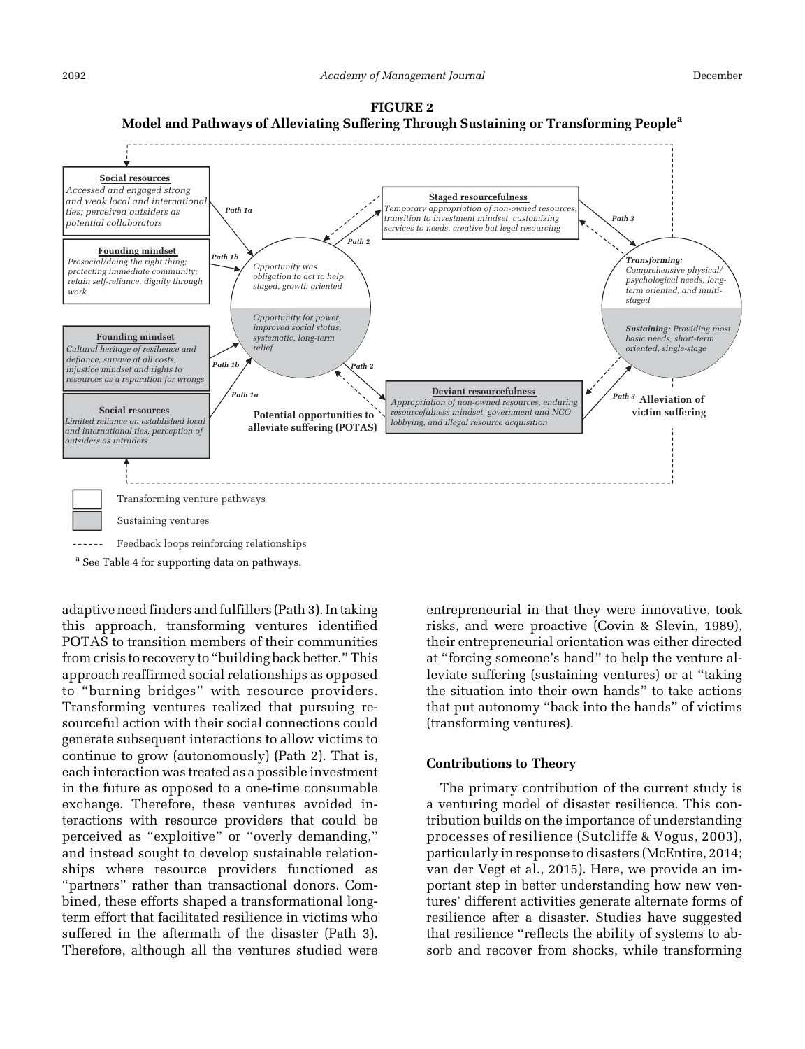**FIGURE 2**
**Model and Pathways of Alleviating Suffering Through Sustaining or Transforming People[a]**

**Social resources**
*Accessed and engaged strong and weak local and international ties; perceived outsiders as potential collaborators*

**Founding mindset**
*Prosocial/doing the right thing; protecting immediate community; retain self-reliance, dignity through work*

**Founding mindset**
*Cultural heritage of resilience and defiance, survive at all costs, injustice mindset and rights to resources as a reparation for wrongs*

**Social resources**
*Limited reliance on established local and international ties, perception of outsiders as intruders*

Path 1a, Path 1b, Path 1b, Path 1a

*Opportunity was obligation to act to help, staged, growth oriented*

*Opportunity for power, improved social status, systematic, long-term relief*

**Potential opportunities to alleviate suffering (POTAS)**

Path 2

**Staged resourcefulness**
*Temporary appropriation of non-owned resources, transition to investment mindset, customizing services to needs, creative but legal resourcing*

**Deviant resourcefulness**
*Appropriation of non-owned resources, enduring resourcefulness mindset, government and NGO lobbying, and illegal resource acquisition*

Path 3

***Transforming:*** *Comprehensive physical/psychological needs, long-term oriented, and multi-staged*

***Sustaining:*** *Providing most basic needs, short-term oriented, single-stage*

**Alleviation of victim suffering**

Transforming venture pathways

Sustaining ventures

------ Feedback loops reinforcing relationships

[a] See Table 4 for supporting data on pathways.

adaptive need finders and fulfillers (Path 3). In taking this approach, transforming ventures identified POTAS to transition members of their communities from crisis to recovery to "building back better." This approach reaffirmed social relationships as opposed to "burning bridges" with resource providers. Transforming ventures realized that pursuing resourceful action with their social connections could generate subsequent interactions to allow victims to continue to grow (autonomously) (Path 2). That is, each interaction was treated as a possible investment in the future as opposed to a one-time consumable exchange. Therefore, these ventures avoided interactions with resource providers that could be perceived as "exploitive" or "overly demanding," and instead sought to develop sustainable relationships where resource providers functioned as "partners" rather than transactional donors. Combined, these efforts shaped a transformational long-term effort that facilitated resilience in victims who suffered in the aftermath of the disaster (Path 3). Therefore, although all the ventures studied were entrepreneurial in that they were innovative, took risks, and were proactive (Covin & Slevin, 1989), their entrepreneurial orientation was either directed at "forcing someone's hand" to help the venture alleviate suffering (sustaining ventures) or at "taking the situation into their own hands" to take actions that put autonomy "back into the hands" of victims (transforming ventures).

### Contributions to Theory

The primary contribution of the current study is a venturing model of disaster resilience. This contribution builds on the importance of understanding processes of resilience (Sutcliffe & Vogus, 2003), particularly in response to disasters (McEntire, 2014; van der Vegt et al., 2015). Here, we provide an important step in better understanding how new ventures' different activities generate alternate forms of resilience after a disaster. Studies have suggested that resilience "reflects the ability of systems to absorb and recover from shocks, while transforming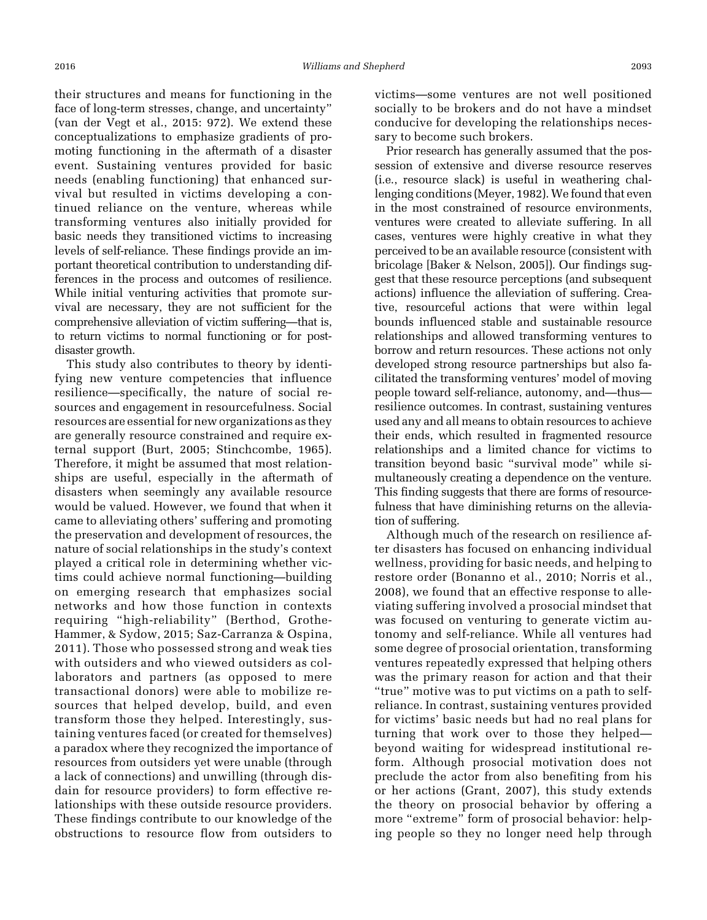their structures and means for functioning in the face of long-term stresses, change, and uncertainty" (van der Vegt et al., 2015: 972). We extend these conceptualizations to emphasize gradients of promoting functioning in the aftermath of a disaster event. Sustaining ventures provided for basic needs (enabling functioning) that enhanced survival but resulted in victims developing a continued reliance on the venture, whereas while transforming ventures also initially provided for basic needs they transitioned victims to increasing levels of self-reliance. These findings provide an important theoretical contribution to understanding differences in the process and outcomes of resilience. While initial venturing activities that promote survival are necessary, they are not sufficient for the comprehensive alleviation of victim suffering—that is, to return victims to normal functioning or for post-disaster growth.

This study also contributes to theory by identifying new venture competencies that influence resilience—specifically, the nature of social resources and engagement in resourcefulness. Social resources are essential for new organizations as they are generally resource constrained and require external support (Burt, 2005; Stinchcombe, 1965). Therefore, it might be assumed that most relationships are useful, especially in the aftermath of disasters when seemingly any available resource would be valued. However, we found that when it came to alleviating others' suffering and promoting the preservation and development of resources, the nature of social relationships in the study's context played a critical role in determining whether victims could achieve normal functioning—building on emerging research that emphasizes social networks and how those function in contexts requiring "high-reliability" (Berthod, Grothe-Hammer, & Sydow, 2015; Saz-Carranza & Ospina, 2011). Those who possessed strong and weak ties with outsiders and who viewed outsiders as collaborators and partners (as opposed to mere transactional donors) were able to mobilize resources that helped develop, build, and even transform those they helped. Interestingly, sustaining ventures faced (or created for themselves) a paradox where they recognized the importance of resources from outsiders yet were unable (through a lack of connections) and unwilling (through disdain for resource providers) to form effective relationships with these outside resource providers. These findings contribute to our knowledge of the obstructions to resource flow from outsiders to victims—some ventures are not well positioned socially to be brokers and do not have a mindset conducive for developing the relationships necessary to become such brokers.

Prior research has generally assumed that the possession of extensive and diverse resource reserves (i.e., resource slack) is useful in weathering challenging conditions (Meyer, 1982). We found that even in the most constrained of resource environments, ventures were created to alleviate suffering. In all cases, ventures were highly creative in what they perceived to be an available resource (consistent with bricolage [Baker & Nelson, 2005]). Our findings suggest that these resource perceptions (and subsequent actions) influence the alleviation of suffering. Creative, resourceful actions that were within legal bounds influenced stable and sustainable resource relationships and allowed transforming ventures to borrow and return resources. These actions not only developed strong resource partnerships but also facilitated the transforming ventures' model of moving people toward self-reliance, autonomy, and—thus—resilience outcomes. In contrast, sustaining ventures used any and all means to obtain resources to achieve their ends, which resulted in fragmented resource relationships and a limited chance for victims to transition beyond basic "survival mode" while simultaneously creating a dependence on the venture. This finding suggests that there are forms of resourcefulness that have diminishing returns on the alleviation of suffering.

Although much of the research on resilience after disasters has focused on enhancing individual wellness, providing for basic needs, and helping to restore order (Bonanno et al., 2010; Norris et al., 2008), we found that an effective response to alleviating suffering involved a prosocial mindset that was focused on venturing to generate victim autonomy and self-reliance. While all ventures had some degree of prosocial orientation, transforming ventures repeatedly expressed that helping others was the primary reason for action and that their "true" motive was to put victims on a path to self-reliance. In contrast, sustaining ventures provided for victims' basic needs but had no real plans for turning that work over to those they helped—beyond waiting for widespread institutional reform. Although prosocial motivation does not preclude the actor from also benefiting from his or her actions (Grant, 2007), this study extends the theory on prosocial behavior by offering a more "extreme" form of prosocial behavior: helping people so they no longer need help through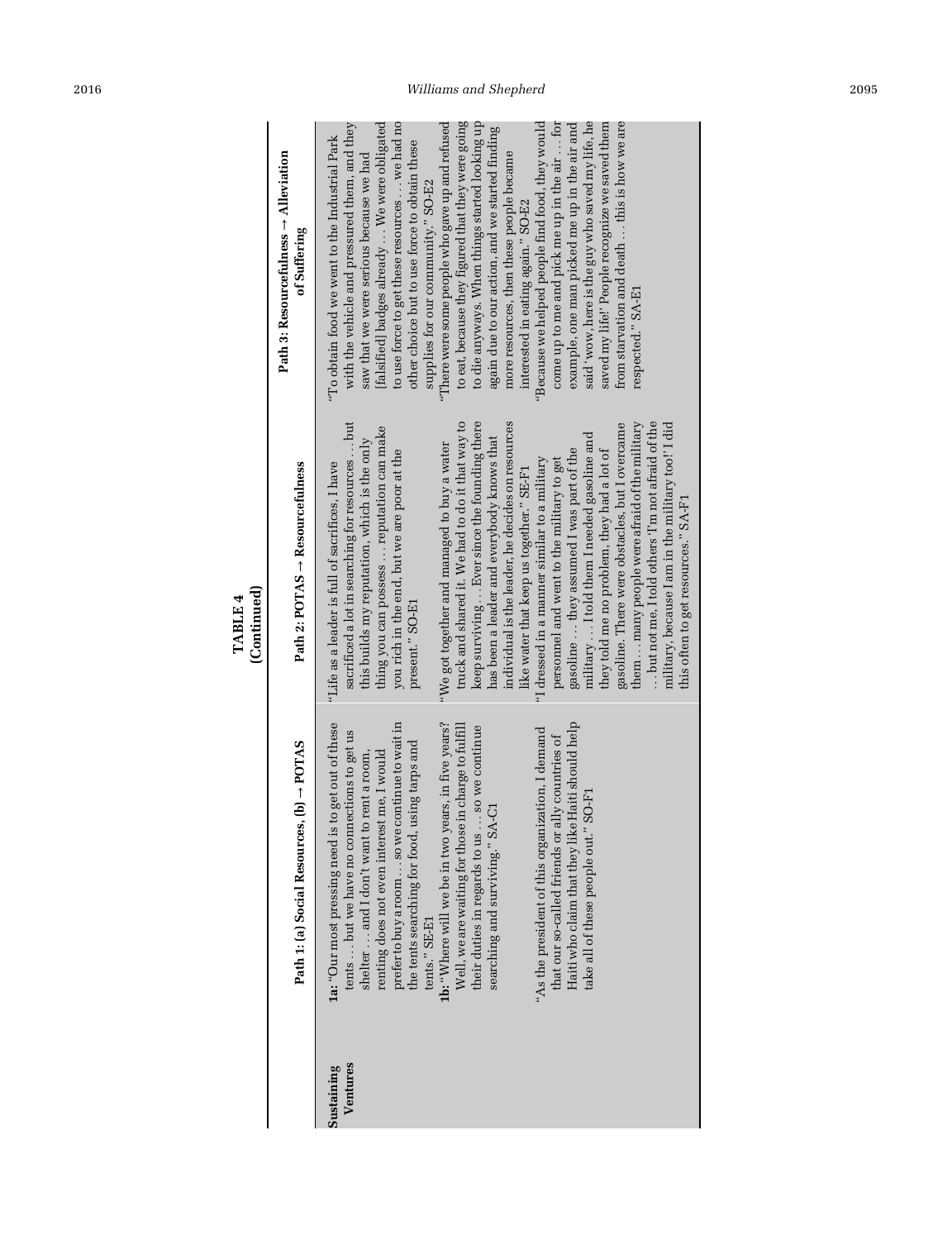**TABLE 4**
**(Continued)**

| | Path 1: (a) Social Resources, (b) → POTAS | Path 2: POTAS → Resourcefulness | Path 3: Resourcefulness → Alleviation of Suffering |
|---|---|---|---|
| **Sustaining Ventures** | **1a:** "Our most pressing need is to get out of these tents … but we have no connections to get us shelter … and I don't want to rent a room, renting does not even interest me, I would prefer to buy a room … so we continue to wait in the tents searching for food, using tarps and tents." SE-E1<br>**1b:** "Where will we be in two years, in five years? Well, we are waiting for those in charge to fulfill their duties in regards to us … so we continue searching and surviving." SA-C1<br><br>"As the president of this organization, I demand that our so-called friends or ally countries of Haiti who claim that they like Haiti should help take all of these people out." SO-F1 | "Life as a leader is full of sacrifices, I have sacrificed a lot in searching for resources … but this builds my reputation, which is the only thing you can possess … reputation can make you rich in the end, but we are poor at the present." SO-E1<br>"We got together and managed to buy a water truck and shared it. We had to do it that way to keep surviving … Ever since the founding there has been a leader and everybody knows that individual is the leader, he decides on resources like water that keep us together." SE-F1<br>"I dressed in a manner similar to a military personnel and went to the military to get gasoline … they assumed I was part of the military … I told them I needed gasoline and they told me no problem, they had a lot of gasoline. There were obstacles, but I overcame them … many people were afraid of the military … but not me, I told others 'I'm not afraid of the military, because I am in the military too!' I did this often to get resources." SA-F1 | "To obtain food we went to the Industrial Park with the vehicle and pressured them, and they saw that we were serious because we had [falsified] badges already … We were obligated to use force to get these resources … we had no other choice but to use force to obtain these supplies for our community." SO-E2<br>"There were some people who gave up and refused to eat, because they figured that they were going to die anyways. When things started looking up again due to our action, and we started finding more resources, then these people became interested in eating again." SO-E2<br>"Because we helped people find food, they would come up to me and pick me up in the air … for example, one man picked me up in the air and said 'wow, here is the guy who saved my life, he saved my life!' People recognize we saved them from starvation and death … this is how we are respected." SA-E1 |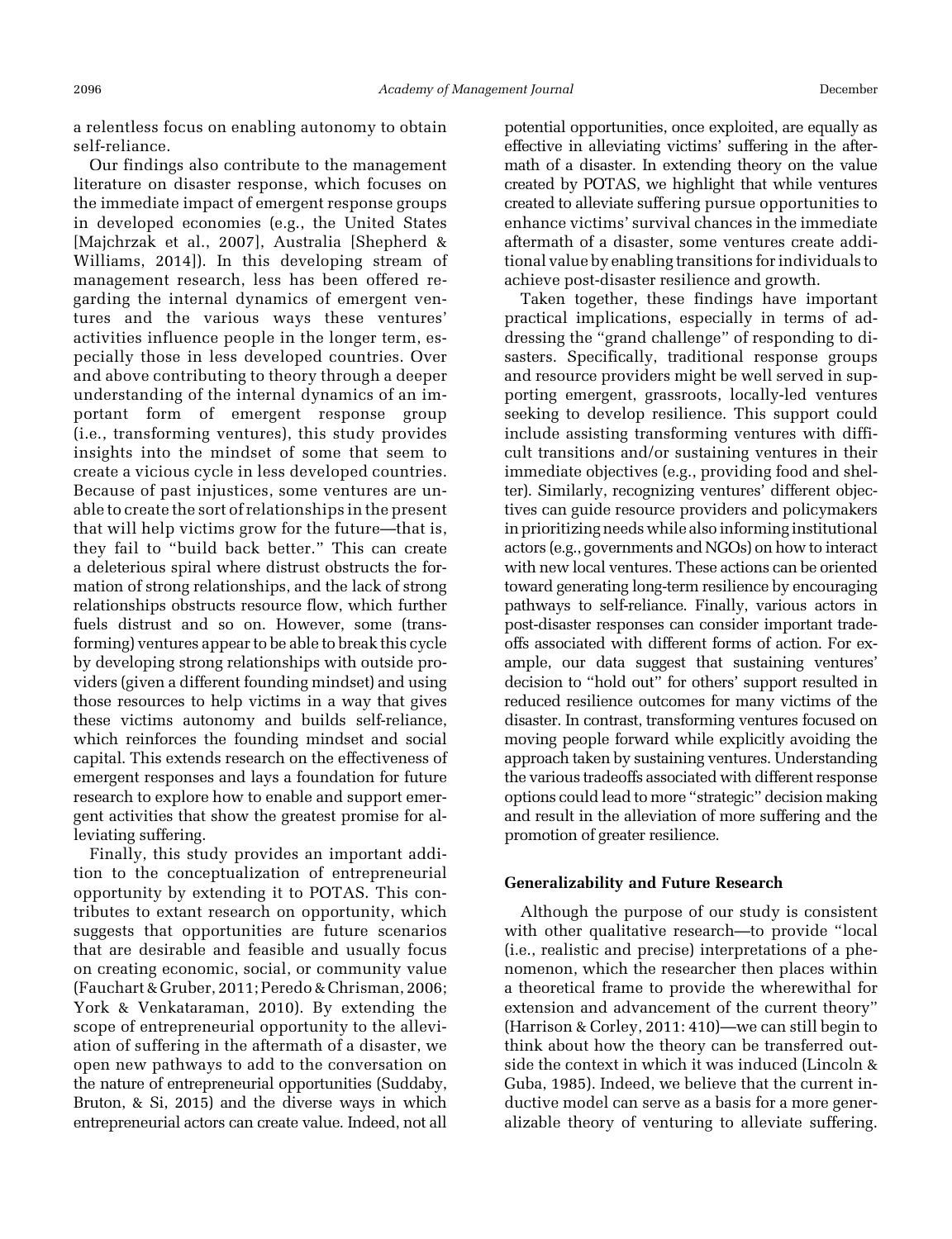a relentless focus on enabling autonomy to obtain self-reliance.

Our findings also contribute to the management literature on disaster response, which focuses on the immediate impact of emergent response groups in developed economies (e.g., the United States [Majchrzak et al., 2007], Australia [Shepherd & Williams, 2014]). In this developing stream of management research, less has been offered regarding the internal dynamics of emergent ventures and the various ways these ventures' activities influence people in the longer term, especially those in less developed countries. Over and above contributing to theory through a deeper understanding of the internal dynamics of an important form of emergent response group (i.e., transforming ventures), this study provides insights into the mindset of some that seem to create a vicious cycle in less developed countries. Because of past injustices, some ventures are unable to create the sort of relationships in the present that will help victims grow for the future—that is, they fail to "build back better." This can create a deleterious spiral where distrust obstructs the formation of strong relationships, and the lack of strong relationships obstructs resource flow, which further fuels distrust and so on. However, some (transforming) ventures appear to be able to break this cycle by developing strong relationships with outside providers (given a different founding mindset) and using those resources to help victims in a way that gives these victims autonomy and builds self-reliance, which reinforces the founding mindset and social capital. This extends research on the effectiveness of emergent responses and lays a foundation for future research to explore how to enable and support emergent activities that show the greatest promise for alleviating suffering.

Finally, this study provides an important addition to the conceptualization of entrepreneurial opportunity by extending it to POTAS. This contributes to extant research on opportunity, which suggests that opportunities are future scenarios that are desirable and feasible and usually focus on creating economic, social, or community value (Fauchart & Gruber, 2011; Peredo & Chrisman, 2006; York & Venkataraman, 2010). By extending the scope of entrepreneurial opportunity to the alleviation of suffering in the aftermath of a disaster, we open new pathways to add to the conversation on the nature of entrepreneurial opportunities (Suddaby, Bruton, & Si, 2015) and the diverse ways in which entrepreneurial actors can create value. Indeed, not all potential opportunities, once exploited, are equally as effective in alleviating victims' suffering in the aftermath of a disaster. In extending theory on the value created by POTAS, we highlight that while ventures created to alleviate suffering pursue opportunities to enhance victims' survival chances in the immediate aftermath of a disaster, some ventures create additional value by enabling transitions for individuals to achieve post-disaster resilience and growth.

Taken together, these findings have important practical implications, especially in terms of addressing the "grand challenge" of responding to disasters. Specifically, traditional response groups and resource providers might be well served in supporting emergent, grassroots, locally-led ventures seeking to develop resilience. This support could include assisting transforming ventures with difficult transitions and/or sustaining ventures in their immediate objectives (e.g., providing food and shelter). Similarly, recognizing ventures' different objectives can guide resource providers and policymakers in prioritizing needs while also informing institutional actors (e.g., governments and NGOs) on how to interact with new local ventures. These actions can be oriented toward generating long-term resilience by encouraging pathways to self-reliance. Finally, various actors in post-disaster responses can consider important tradeoffs associated with different forms of action. For example, our data suggest that sustaining ventures' decision to "hold out" for others' support resulted in reduced resilience outcomes for many victims of the disaster. In contrast, transforming ventures focused on moving people forward while explicitly avoiding the approach taken by sustaining ventures. Understanding the various tradeoffs associated with different response options could lead to more "strategic" decision making and result in the alleviation of more suffering and the promotion of greater resilience.

### Generalizability and Future Research

Although the purpose of our study is consistent with other qualitative research—to provide "local (i.e., realistic and precise) interpretations of a phenomenon, which the researcher then places within a theoretical frame to provide the wherewithal for extension and advancement of the current theory" (Harrison & Corley, 2011: 410)—we can still begin to think about how the theory can be transferred outside the context in which it was induced (Lincoln & Guba, 1985). Indeed, we believe that the current inductive model can serve as a basis for a more generalizable theory of venturing to alleviate suffering.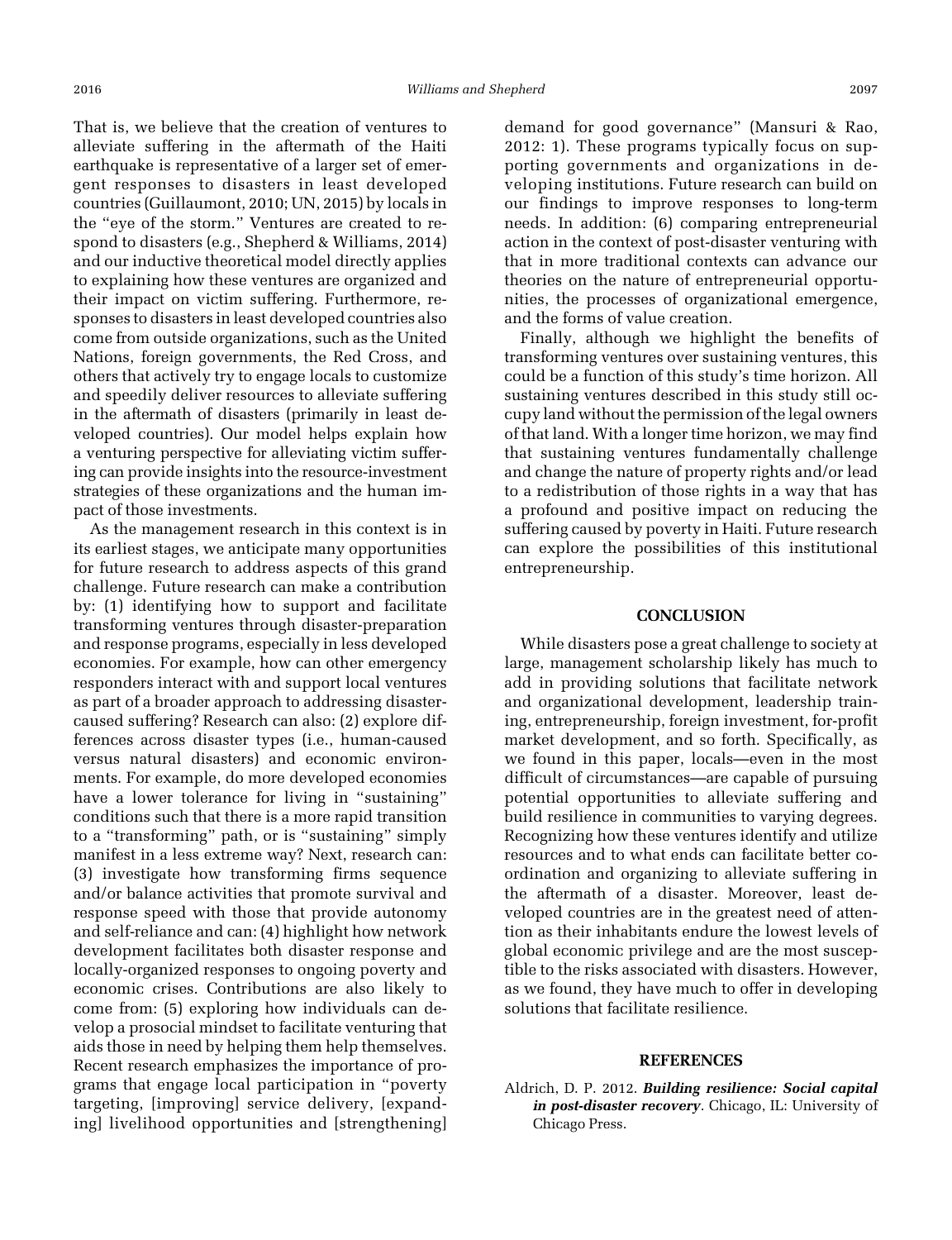That is, we believe that the creation of ventures to alleviate suffering in the aftermath of the Haiti earthquake is representative of a larger set of emergent responses to disasters in least developed countries (Guillaumont, 2010; UN, 2015) by locals in the "eye of the storm." Ventures are created to respond to disasters (e.g., Shepherd & Williams, 2014) and our inductive theoretical model directly applies to explaining how these ventures are organized and their impact on victim suffering. Furthermore, responses to disasters in least developed countries also come from outside organizations, such as the United Nations, foreign governments, the Red Cross, and others that actively try to engage locals to customize and speedily deliver resources to alleviate suffering in the aftermath of disasters (primarily in least developed countries). Our model helps explain how a venturing perspective for alleviating victim suffering can provide insights into the resource-investment strategies of these organizations and the human impact of those investments.

As the management research in this context is in its earliest stages, we anticipate many opportunities for future research to address aspects of this grand challenge. Future research can make a contribution by: (1) identifying how to support and facilitate transforming ventures through disaster-preparation and response programs, especially in less developed economies. For example, how can other emergency responders interact with and support local ventures as part of a broader approach to addressing disaster-caused suffering? Research can also: (2) explore differences across disaster types (i.e., human-caused versus natural disasters) and economic environments. For example, do more developed economies have a lower tolerance for living in "sustaining" conditions such that there is a more rapid transition to a "transforming" path, or is "sustaining" simply manifest in a less extreme way? Next, research can: (3) investigate how transforming firms sequence and/or balance activities that promote survival and response speed with those that provide autonomy and self-reliance and can: (4) highlight how network development facilitates both disaster response and locally-organized responses to ongoing poverty and economic crises. Contributions are also likely to come from: (5) exploring how individuals can develop a prosocial mindset to facilitate venturing that aids those in need by helping them help themselves. Recent research emphasizes the importance of programs that engage local participation in "poverty targeting, [improving] service delivery, [expanding] livelihood opportunities and [strengthening] demand for good governance" (Mansuri & Rao, 2012: 1). These programs typically focus on supporting governments and organizations in developing institutions. Future research can build on our findings to improve responses to long-term needs. In addition: (6) comparing entrepreneurial action in the context of post-disaster venturing with that in more traditional contexts can advance our theories on the nature of entrepreneurial opportunities, the processes of organizational emergence, and the forms of value creation.

Finally, although we highlight the benefits of transforming ventures over sustaining ventures, this could be a function of this study's time horizon. All sustaining ventures described in this study still occupy land without the permission of the legal owners of that land. With a longer time horizon, we may find that sustaining ventures fundamentally challenge and change the nature of property rights and/or lead to a redistribution of those rights in a way that has a profound and positive impact on reducing the suffering caused by poverty in Haiti. Future research can explore the possibilities of this institutional entrepreneurship.

## CONCLUSION

While disasters pose a great challenge to society at large, management scholarship likely has much to add in providing solutions that facilitate network and organizational development, leadership training, entrepreneurship, foreign investment, for-profit market development, and so forth. Specifically, as we found in this paper, locals—even in the most difficult of circumstances—are capable of pursuing potential opportunities to alleviate suffering and build resilience in communities to varying degrees. Recognizing how these ventures identify and utilize resources and to what ends can facilitate better coordination and organizing to alleviate suffering in the aftermath of a disaster. Moreover, least developed countries are in the greatest need of attention as their inhabitants endure the lowest levels of global economic privilege and are the most susceptible to the risks associated with disasters. However, as we found, they have much to offer in developing solutions that facilitate resilience.

## REFERENCES

Aldrich, D. P. 2012. ***Building resilience: Social capital in post-disaster recovery***. Chicago, IL: University of Chicago Press.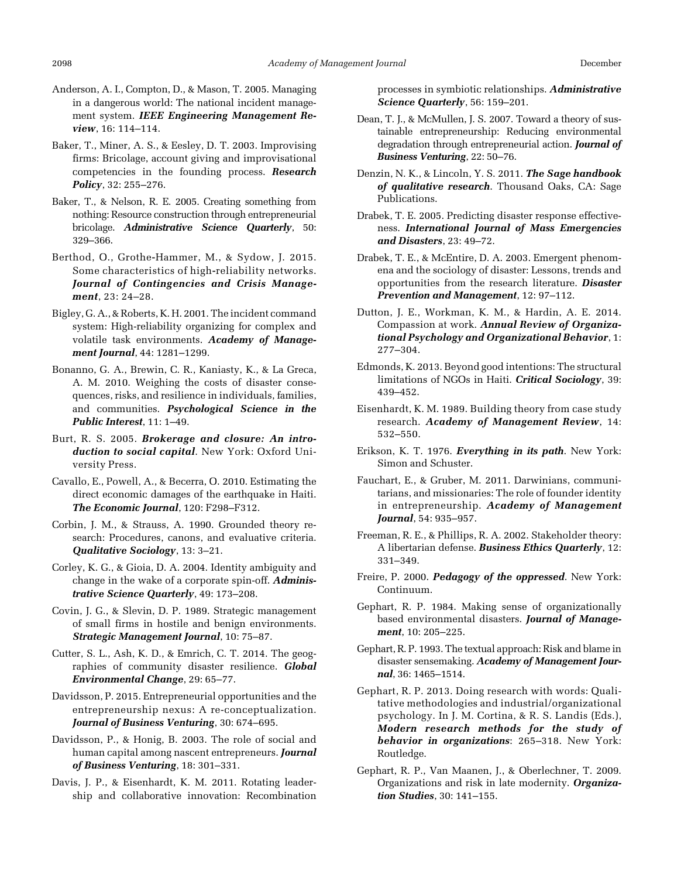Anderson, A. I., Compton, D., & Mason, T. 2005. Managing in a dangerous world: The national incident management system. ***IEEE Engineering Management Review***, 16: 114–114.

Baker, T., Miner, A. S., & Eesley, D. T. 2003. Improvising firms: Bricolage, account giving and improvisational competencies in the founding process. ***Research Policy***, 32: 255–276.

Baker, T., & Nelson, R. E. 2005. Creating something from nothing: Resource construction through entrepreneurial bricolage. ***Administrative Science Quarterly***, 50: 329–366.

Berthod, O., Grothe-Hammer, M., & Sydow, J. 2015. Some characteristics of high-reliability networks. ***Journal of Contingencies and Crisis Management***, 23: 24–28.

Bigley, G. A., & Roberts, K. H. 2001. The incident command system: High-reliability organizing for complex and volatile task environments. ***Academy of Management Journal***, 44: 1281–1299.

Bonanno, G. A., Brewin, C. R., Kaniasty, K., & La Greca, A. M. 2010. Weighing the costs of disaster consequences, risks, and resilience in individuals, families, and communities. ***Psychological Science in the Public Interest***, 11: 1–49.

Burt, R. S. 2005. ***Brokerage and closure: An introduction to social capital***. New York: Oxford University Press.

Cavallo, E., Powell, A., & Becerra, O. 2010. Estimating the direct economic damages of the earthquake in Haiti. ***The Economic Journal***, 120: F298–F312.

Corbin, J. M., & Strauss, A. 1990. Grounded theory research: Procedures, canons, and evaluative criteria. ***Qualitative Sociology***, 13: 3–21.

Corley, K. G., & Gioia, D. A. 2004. Identity ambiguity and change in the wake of a corporate spin-off. ***Administrative Science Quarterly***, 49: 173–208.

Covin, J. G., & Slevin, D. P. 1989. Strategic management of small firms in hostile and benign environments. ***Strategic Management Journal***, 10: 75–87.

Cutter, S. L., Ash, K. D., & Emrich, C. T. 2014. The geographies of community disaster resilience. ***Global Environmental Change***, 29: 65–77.

Davidsson, P. 2015. Entrepreneurial opportunities and the entrepreneurship nexus: A re-conceptualization. ***Journal of Business Venturing***, 30: 674–695.

Davidsson, P., & Honig, B. 2003. The role of social and human capital among nascent entrepreneurs. ***Journal of Business Venturing***, 18: 301–331.

Davis, J. P., & Eisenhardt, K. M. 2011. Rotating leadership and collaborative innovation: Recombination processes in symbiotic relationships. ***Administrative Science Quarterly***, 56: 159–201.

Dean, T. J., & McMullen, J. S. 2007. Toward a theory of sustainable entrepreneurship: Reducing environmental degradation through entrepreneurial action. ***Journal of Business Venturing***, 22: 50–76.

Denzin, N. K., & Lincoln, Y. S. 2011. ***The Sage handbook of qualitative research***. Thousand Oaks, CA: Sage Publications.

Drabek, T. E. 2005. Predicting disaster response effectiveness. ***International Journal of Mass Emergencies and Disasters***, 23: 49–72.

Drabek, T. E., & McEntire, D. A. 2003. Emergent phenomena and the sociology of disaster: Lessons, trends and opportunities from the research literature. ***Disaster Prevention and Management***, 12: 97–112.

Dutton, J. E., Workman, K. M., & Hardin, A. E. 2014. Compassion at work. ***Annual Review of Organizational Psychology and Organizational Behavior***, 1: 277–304.

Edmonds, K. 2013. Beyond good intentions: The structural limitations of NGOs in Haiti. ***Critical Sociology***, 39: 439–452.

Eisenhardt, K. M. 1989. Building theory from case study research. ***Academy of Management Review***, 14: 532–550.

Erikson, K. T. 1976. ***Everything in its path***. New York: Simon and Schuster.

Fauchart, E., & Gruber, M. 2011. Darwinians, communitarians, and missionaries: The role of founder identity in entrepreneurship. ***Academy of Management Journal***, 54: 935–957.

Freeman, R. E., & Phillips, R. A. 2002. Stakeholder theory: A libertarian defense. ***Business Ethics Quarterly***, 12: 331–349.

Freire, P. 2000. ***Pedagogy of the oppressed***. New York: Continuum.

Gephart, R. P. 1984. Making sense of organizationally based environmental disasters. ***Journal of Management***, 10: 205–225.

Gephart, R. P. 1993. The textual approach: Risk and blame in disaster sensemaking. ***Academy of Management Journal***, 36: 1465–1514.

Gephart, R. P. 2013. Doing research with words: Qualitative methodologies and industrial/organizational psychology. In J. M. Cortina, & R. S. Landis (Eds.), ***Modern research methods for the study of behavior in organizations***: 265–318. New York: Routledge.

Gephart, R. P., Van Maanen, J., & Oberlechner, T. 2009. Organizations and risk in late modernity. ***Organization Studies***, 30: 141–155.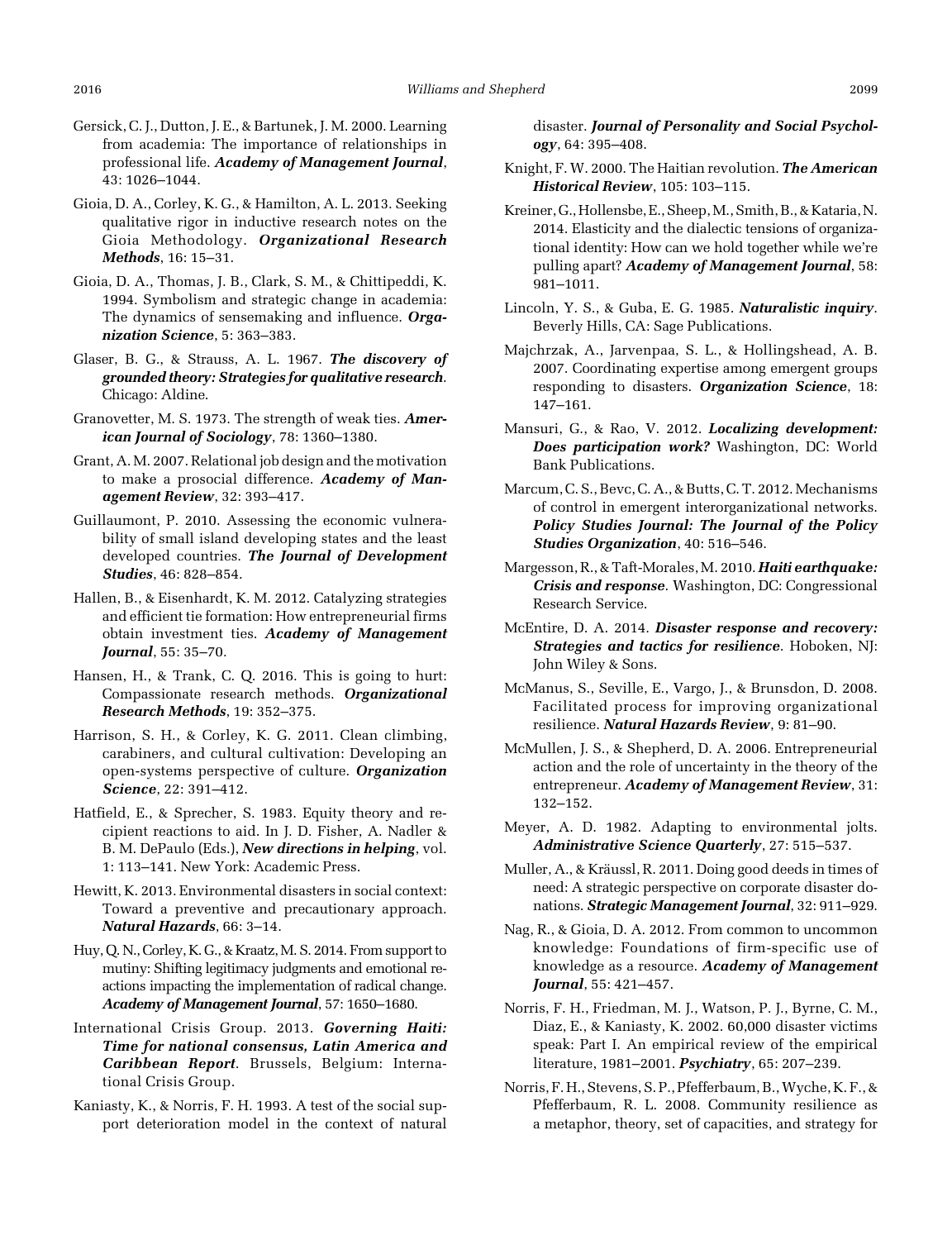Gersick, C. J., Dutton, J. E., & Bartunek, J. M. 2000. Learning from academia: The importance of relationships in professional life. ***Academy of Management Journal***, 43: 1026–1044.

Gioia, D. A., Corley, K. G., & Hamilton, A. L. 2013. Seeking qualitative rigor in inductive research notes on the Gioia Methodology. ***Organizational Research Methods***, 16: 15–31.

Gioia, D. A., Thomas, J. B., Clark, S. M., & Chittipeddi, K. 1994. Symbolism and strategic change in academia: The dynamics of sensemaking and influence. ***Organization Science***, 5: 363–383.

Glaser, B. G., & Strauss, A. L. 1967. ***The discovery of grounded theory: Strategies for qualitative research***. Chicago: Aldine.

Granovetter, M. S. 1973. The strength of weak ties. ***American Journal of Sociology***, 78: 1360–1380.

Grant, A. M. 2007. Relational job design and the motivation to make a prosocial difference. ***Academy of Management Review***, 32: 393–417.

Guillaumont, P. 2010. Assessing the economic vulnerability of small island developing states and the least developed countries. ***The Journal of Development Studies***, 46: 828–854.

Hallen, B., & Eisenhardt, K. M. 2012. Catalyzing strategies and efficient tie formation: How entrepreneurial firms obtain investment ties. ***Academy of Management Journal***, 55: 35–70.

Hansen, H., & Trank, C. Q. 2016. This is going to hurt: Compassionate research methods. ***Organizational Research Methods***, 19: 352–375.

Harrison, S. H., & Corley, K. G. 2011. Clean climbing, carabiners, and cultural cultivation: Developing an open-systems perspective of culture. ***Organization Science***, 22: 391–412.

Hatfield, E., & Sprecher, S. 1983. Equity theory and recipient reactions to aid. In J. D. Fisher, A. Nadler & B. M. DePaulo (Eds.), ***New directions in helping***, vol. 1: 113–141. New York: Academic Press.

Hewitt, K. 2013. Environmental disasters in social context: Toward a preventive and precautionary approach. ***Natural Hazards***, 66: 3–14.

Huy, Q. N., Corley, K. G., & Kraatz, M. S. 2014. From support to mutiny: Shifting legitimacy judgments and emotional reactions impacting the implementation of radical change. ***Academy of Management Journal***, 57: 1650–1680.

International Crisis Group. 2013. ***Governing Haiti: Time for national consensus, Latin America and Caribbean Report***. Brussels, Belgium: International Crisis Group.

Kaniasty, K., & Norris, F. H. 1993. A test of the social support deterioration model in the context of natural disaster. ***Journal of Personality and Social Psychology***, 64: 395–408.

Knight, F. W. 2000. The Haitian revolution. ***The American Historical Review***, 105: 103–115.

Kreiner, G., Hollensbe, E., Sheep, M., Smith, B., & Kataria, N. 2014. Elasticity and the dialectic tensions of organizational identity: How can we hold together while we're pulling apart? ***Academy of Management Journal***, 58: 981–1011.

Lincoln, Y. S., & Guba, E. G. 1985. ***Naturalistic inquiry***. Beverly Hills, CA: Sage Publications.

Majchrzak, A., Jarvenpaa, S. L., & Hollingshead, A. B. 2007. Coordinating expertise among emergent groups responding to disasters. ***Organization Science***, 18: 147–161.

Mansuri, G., & Rao, V. 2012. ***Localizing development: Does participation work?*** Washington, DC: World Bank Publications.

Marcum, C. S., Bevc, C. A., & Butts, C. T. 2012. Mechanisms of control in emergent interorganizational networks. ***Policy Studies Journal: The Journal of the Policy Studies Organization***, 40: 516–546.

Margesson, R., & Taft-Morales, M. 2010. ***Haiti earthquake: Crisis and response***. Washington, DC: Congressional Research Service.

McEntire, D. A. 2014. ***Disaster response and recovery: Strategies and tactics for resilience***. Hoboken, NJ: John Wiley & Sons.

McManus, S., Seville, E., Vargo, J., & Brunsdon, D. 2008. Facilitated process for improving organizational resilience. ***Natural Hazards Review***, 9: 81–90.

McMullen, J. S., & Shepherd, D. A. 2006. Entrepreneurial action and the role of uncertainty in the theory of the entrepreneur. ***Academy of Management Review***, 31: 132–152.

Meyer, A. D. 1982. Adapting to environmental jolts. ***Administrative Science Quarterly***, 27: 515–537.

Muller, A., & Kräussl, R. 2011. Doing good deeds in times of need: A strategic perspective on corporate disaster donations. ***Strategic Management Journal***, 32: 911–929.

Nag, R., & Gioia, D. A. 2012. From common to uncommon knowledge: Foundations of firm-specific use of knowledge as a resource. ***Academy of Management Journal***, 55: 421–457.

Norris, F. H., Friedman, M. J., Watson, P. J., Byrne, C. M., Diaz, E., & Kaniasty, K. 2002. 60,000 disaster victims speak: Part I. An empirical review of the empirical literature, 1981–2001. ***Psychiatry***, 65: 207–239.

Norris, F. H., Stevens, S. P., Pfefferbaum, B., Wyche, K. F., & Pfefferbaum, R. L. 2008. Community resilience as a metaphor, theory, set of capacities, and strategy for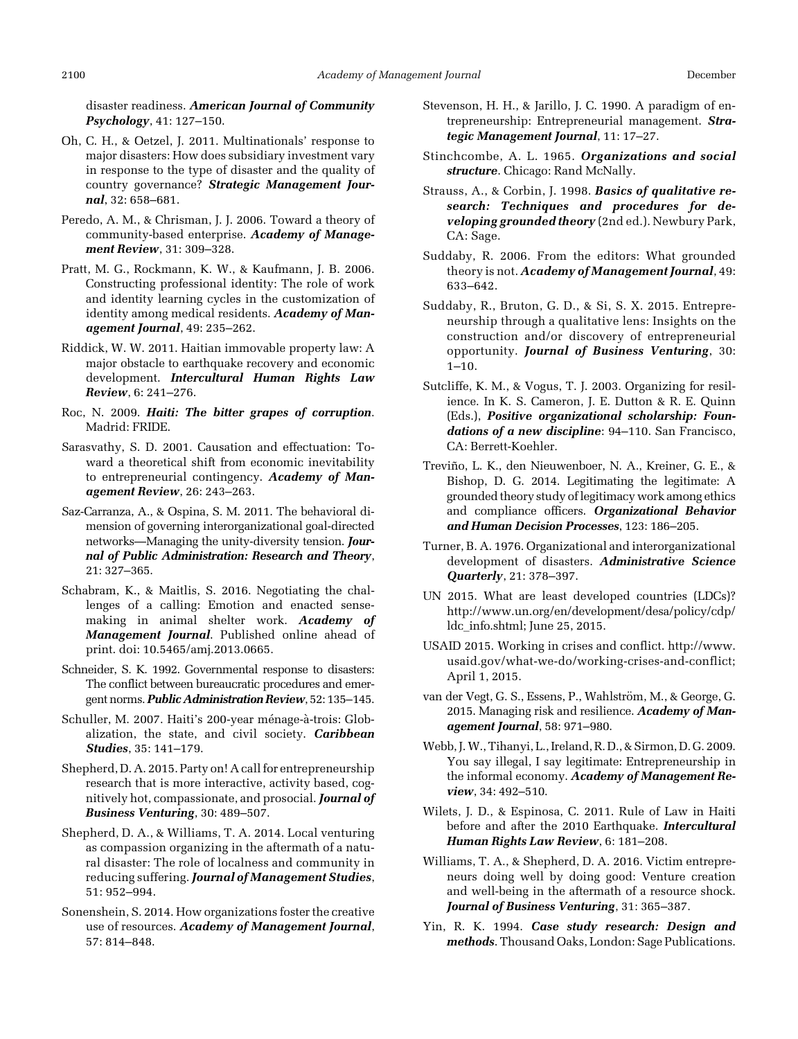disaster readiness. ***American Journal of Community Psychology***, 41: 127–150.

Oh, C. H., & Oetzel, J. 2011. Multinationals' response to major disasters: How does subsidiary investment vary in response to the type of disaster and the quality of country governance? ***Strategic Management Journal***, 32: 658–681.

Peredo, A. M., & Chrisman, J. J. 2006. Toward a theory of community-based enterprise. ***Academy of Management Review***, 31: 309–328.

Pratt, M. G., Rockmann, K. W., & Kaufmann, J. B. 2006. Constructing professional identity: The role of work and identity learning cycles in the customization of identity among medical residents. ***Academy of Management Journal***, 49: 235–262.

Riddick, W. W. 2011. Haitian immovable property law: A major obstacle to earthquake recovery and economic development. ***Intercultural Human Rights Law Review***, 6: 241–276.

Roc, N. 2009. ***Haiti: The bitter grapes of corruption***. Madrid: FRIDE.

Sarasvathy, S. D. 2001. Causation and effectuation: Toward a theoretical shift from economic inevitability to entrepreneurial contingency. ***Academy of Management Review***, 26: 243–263.

Saz-Carranza, A., & Ospina, S. M. 2011. The behavioral dimension of governing interorganizational goal-directed networks—Managing the unity-diversity tension. ***Journal of Public Administration: Research and Theory***, 21: 327–365.

Schabram, K., & Maitlis, S. 2016. Negotiating the challenges of a calling: Emotion and enacted sensemaking in animal shelter work. ***Academy of Management Journal***. Published online ahead of print. doi: 10.5465/amj.2013.0665.

Schneider, S. K. 1992. Governmental response to disasters: The conflict between bureaucratic procedures and emergent norms. ***Public Administration Review***, 52: 135–145.

Schuller, M. 2007. Haiti's 200-year ménage-à-trois: Globalization, the state, and civil society. ***Caribbean Studies***, 35: 141–179.

Shepherd, D. A. 2015. Party on! A call for entrepreneurship research that is more interactive, activity based, cognitively hot, compassionate, and prosocial. ***Journal of Business Venturing***, 30: 489–507.

Shepherd, D. A., & Williams, T. A. 2014. Local venturing as compassion organizing in the aftermath of a natural disaster: The role of localness and community in reducing suffering. ***Journal of Management Studies***, 51: 952–994.

Sonenshein, S. 2014. How organizations foster the creative use of resources. ***Academy of Management Journal***, 57: 814–848.

Stevenson, H. H., & Jarillo, J. C. 1990. A paradigm of entrepreneurship: Entrepreneurial management. ***Strategic Management Journal***, 11: 17–27.

Stinchcombe, A. L. 1965. ***Organizations and social structure***. Chicago: Rand McNally.

Strauss, A., & Corbin, J. 1998. ***Basics of qualitative research: Techniques and procedures for developing grounded theory*** (2nd ed.). Newbury Park, CA: Sage.

Suddaby, R. 2006. From the editors: What grounded theory is not. ***Academy of Management Journal***, 49: 633–642.

Suddaby, R., Bruton, G. D., & Si, S. X. 2015. Entrepreneurship through a qualitative lens: Insights on the construction and/or discovery of entrepreneurial opportunity. ***Journal of Business Venturing***, 30: 1–10.

Sutcliffe, K. M., & Vogus, T. J. 2003. Organizing for resilience. In K. S. Cameron, J. E. Dutton & R. E. Quinn (Eds.), ***Positive organizational scholarship: Foundations of a new discipline***: 94–110. San Francisco, CA: Berrett-Koehler.

Treviño, L. K., den Nieuwenboer, N. A., Kreiner, G. E., & Bishop, D. G. 2014. Legitimating the legitimate: A grounded theory study of legitimacy work among ethics and compliance officers. ***Organizational Behavior and Human Decision Processes***, 123: 186–205.

Turner, B. A. 1976. Organizational and interorganizational development of disasters. ***Administrative Science Quarterly***, 21: 378–397.

UN 2015. What are least developed countries (LDCs)? http://www.un.org/en/development/desa/policy/cdp/ldc_info.shtml; June 25, 2015.

USAID 2015. Working in crises and conflict. http://www.usaid.gov/what-we-do/working-crises-and-conflict; April 1, 2015.

van der Vegt, G. S., Essens, P., Wahlström, M., & George, G. 2015. Managing risk and resilience. ***Academy of Management Journal***, 58: 971–980.

Webb, J. W., Tihanyi, L., Ireland, R. D., & Sirmon, D. G. 2009. You say illegal, I say legitimate: Entrepreneurship in the informal economy. ***Academy of Management Review***, 34: 492–510.

Wilets, J. D., & Espinosa, C. 2011. Rule of Law in Haiti before and after the 2010 Earthquake. ***Intercultural Human Rights Law Review***, 6: 181–208.

Williams, T. A., & Shepherd, D. A. 2016. Victim entrepreneurs doing well by doing good: Venture creation and well-being in the aftermath of a resource shock. ***Journal of Business Venturing***, 31: 365–387.

Yin, R. K. 1994. ***Case study research: Design and methods***. Thousand Oaks, London: Sage Publications.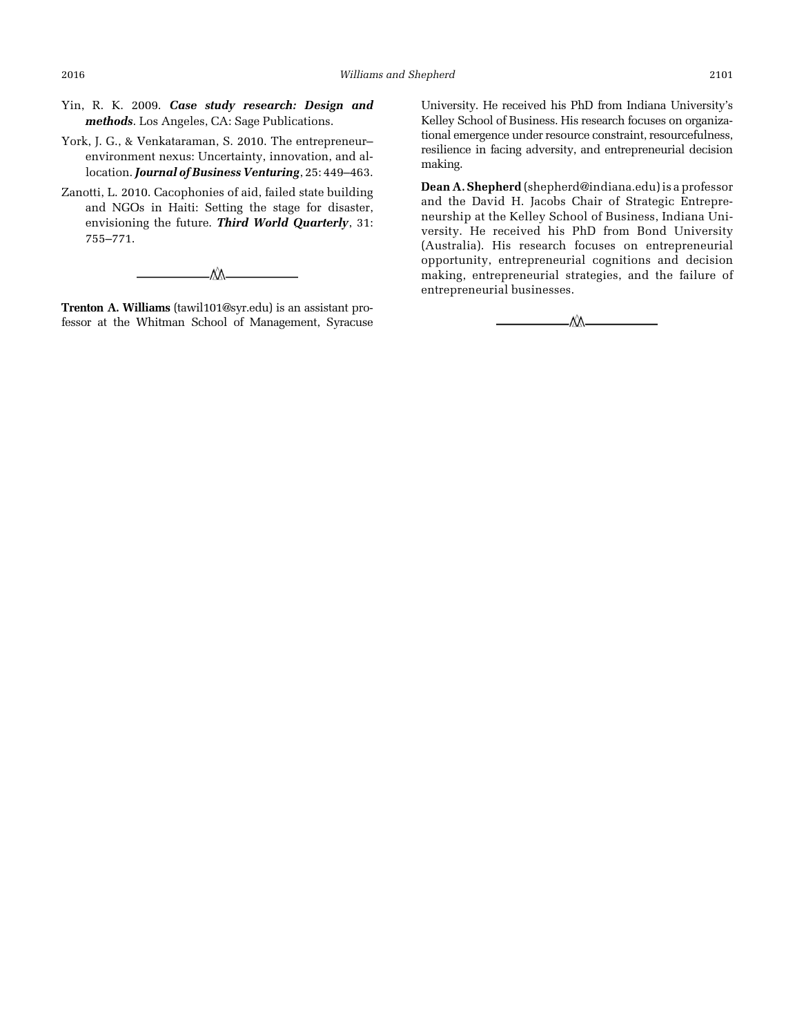Yin, R. K. 2009. ***Case study research: Design and methods***. Los Angeles, CA: Sage Publications.

York, J. G., & Venkataraman, S. 2010. The entrepreneur–environment nexus: Uncertainty, innovation, and allocation. ***Journal of Business Venturing***, 25: 449–463.

Zanotti, L. 2010. Cacophonies of aid, failed state building and NGOs in Haiti: Setting the stage for disaster, envisioning the future. ***Third World Quarterly***, 31: 755–771.

---

**Trenton A. Williams** (tawil101@syr.edu) is an assistant professor at the Whitman School of Management, Syracuse University. He received his PhD from Indiana University's Kelley School of Business. His research focuses on organizational emergence under resource constraint, resourcefulness, resilience in facing adversity, and entrepreneurial decision making.

**Dean A. Shepherd** (shepherd@indiana.edu) is a professor and the David H. Jacobs Chair of Strategic Entrepreneurship at the Kelley School of Business, Indiana University. He received his PhD from Bond University (Australia). His research focuses on entrepreneurial opportunity, entrepreneurial cognitions and decision making, entrepreneurial strategies, and the failure of entrepreneurial businesses.

---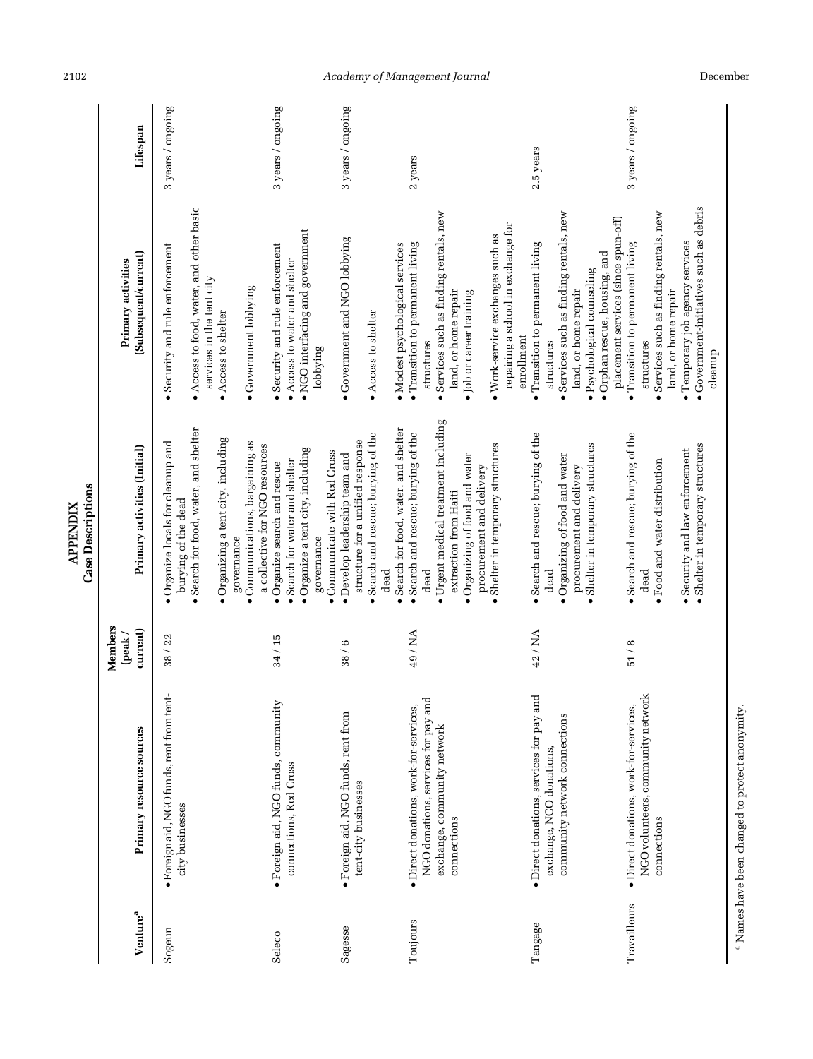## APPENDIX
### Case Descriptions

| Venture[a] | Primary resource sources | Members (peak / current) | Primary activities (Initial) | Primary activities (Subsequent/current) | Lifespan |
|---|---|---|---|---|---|
| Sogeun | • Foreign aid, NGO funds, rent from tent-city businesses | 38 / 22 | • Organize locals for cleanup and burying of the dead<br>• Search for food, water, and shelter<br>• Organizing a tent city, including governance<br>• Communications, bargaining as a collective for NGO resources | • Security and rule enforcement<br>• Access to food, water, and other basic services in the tent city<br>• Access to shelter<br>• Government lobbying | 3 years / ongoing |
| Seleco | • Foreign aid, NGO funds, community connections, Red Cross | 34 / 15 | • Organize search and rescue<br>• Search for water and shelter<br>• Organize a tent city, including governance<br>• Communicate with Red Cross | • Security and rule enforcement<br>• Access to water and shelter<br>• NGO interfacing and government lobbying | 3 years / ongoing |
| Sagesse | • Foreign aid, NGO funds, rent from tent-city businesses | 38 / 6 | • Develop leadership team and structure for a unified response<br>• Search and rescue; burying of the dead<br>• Search for food, water, and shelter | • Government and NGO lobbying<br>• Access to shelter | 3 years / ongoing |
| Toujours | • Direct donations, work-for-services, NGO donations, services for pay and exchange, community network connections | 49 / NA | • Search and rescue; burying of the dead<br>• Urgent medical treatment including extraction from Haiti<br>• Organizing of food and water procurement and delivery<br>• Shelter in temporary structures | • Modest psychological services<br>• Transition to permanent living structures<br>• Services such as finding rentals, new land, or home repair<br>• Job or career training<br>• Work-service exchanges such as repairing a school in exchange for enrollment | 2 years |
| Tangage | • Direct donations, services for pay and exchange, NGO donations, community network connections | 42 / NA | • Search and rescue; burying of the dead<br>• Organizing of food and water procurement and delivery<br>• Shelter in temporary structures | • Transition to permanent living structures<br>• Services such as finding rentals, new land, or home repair<br>• Psychological counseling<br>• Orphan rescue, housing, and placement services (since spun-off) | 2.5 years |
| Travailleurs | • Direct donations, work-for-services, NGO volunteers, community network connections | 51 / 8 | • Search and rescue; burying of the dead<br>• Food and water distribution<br>• Security and law enforcement<br>• Shelter in temporary structures | • Transition to permanent living structures<br>• Services such as finding rentals, new land, or home repair<br>• Temporary job agency services<br>• Government-initiatives such as debris cleanup | 3 years / ongoing |

[a] Names have been changed to protect anonymity.